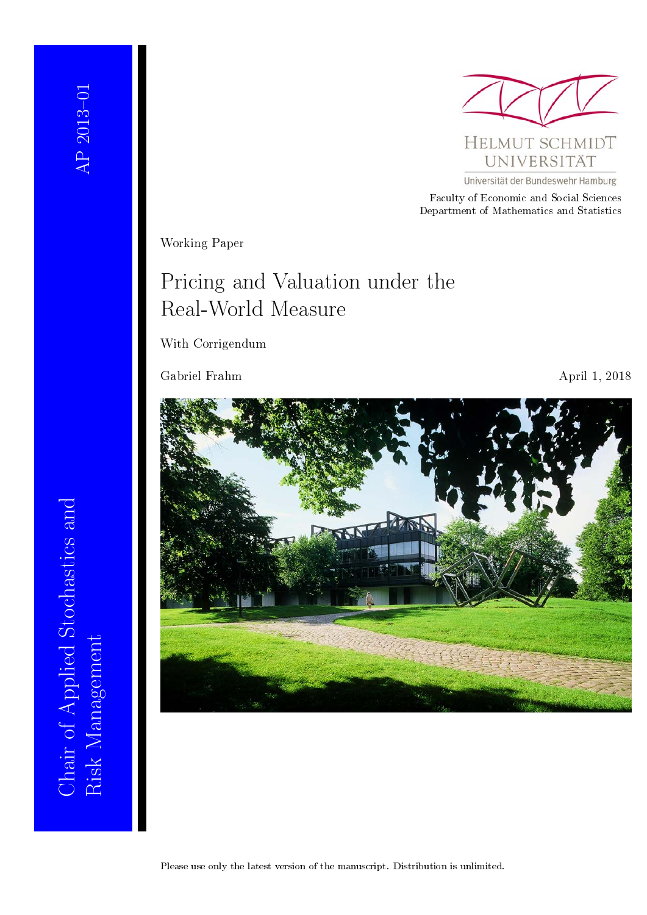AP 2013–01

Chair of Applied Stochastics and Risk Management

HELMUT SCHMIDT UNIVERSITÄT

Universität der Bundeswehr Hamburg

Faculty of Economic and Social Sciences
Department of Mathematics and Statistics

Working Paper

# Pricing and Valuation under the Real-World Measure

With Corrigendum

Gabriel Frahm

April 1, 2018

Please use only the latest version of the manuscript. Distribution is unlimited.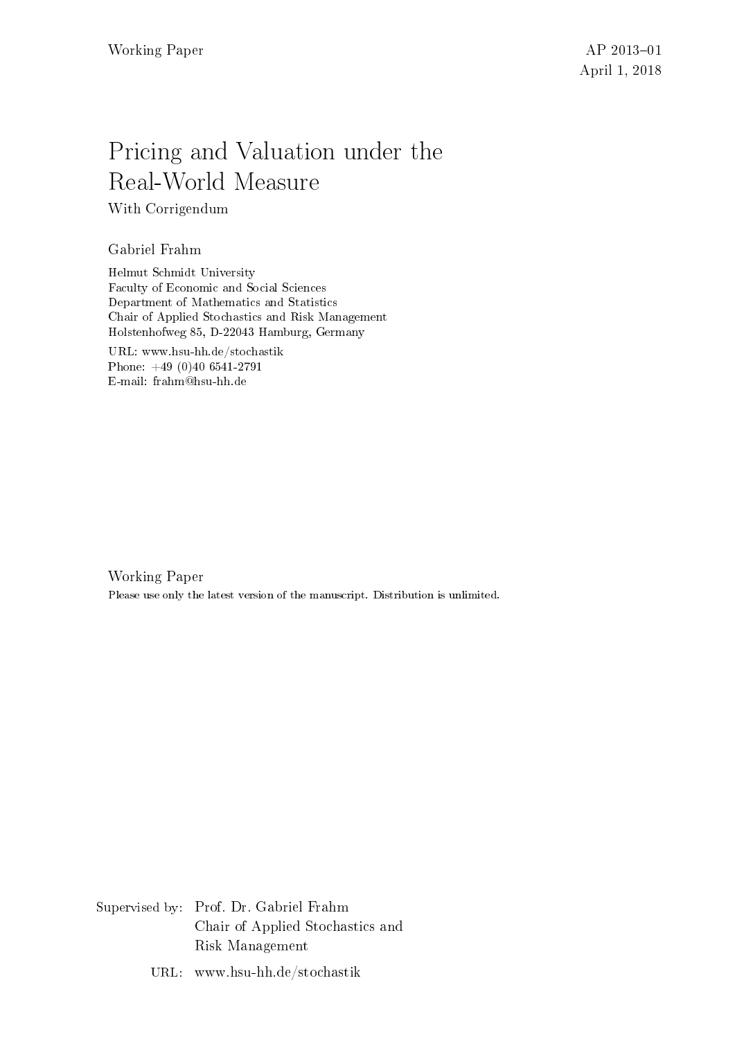Working Paper AP 2013–01

April 1, 2018

# Pricing and Valuation under the Real-World Measure

With Corrigendum

Gabriel Frahm

Helmut Schmidt University
Faculty of Economic and Social Sciences
Department of Mathematics and Statistics
Chair of Applied Stochastics and Risk Management
Holstenhofweg 85, D-22043 Hamburg, Germany

URL: www.hsu-hh.de/stochastik
Phone: +49 (0)40 6541-2791
E-mail: frahm@hsu-hh.de

Working Paper

Please use only the latest version of the manuscript. Distribution is unlimited.

Supervised by: Prof. Dr. Gabriel Frahm
Chair of Applied Stochastics and Risk Management

URL: www.hsu-hh.de/stochastik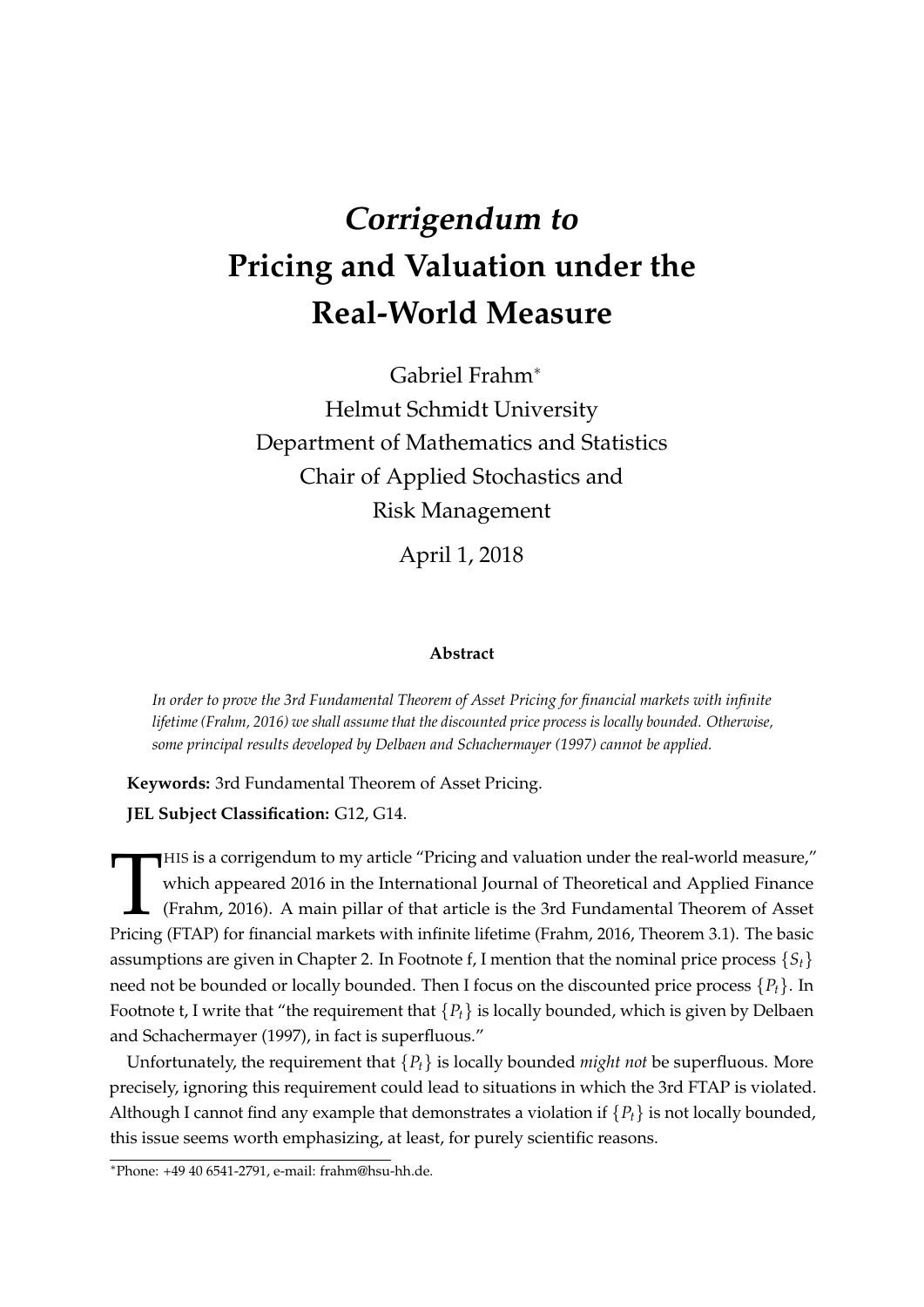# *Corrigendum to* Pricing and Valuation under the Real-World Measure

Gabriel Frahm[*]
Helmut Schmidt University
Department of Mathematics and Statistics
Chair of Applied Stochastics and
Risk Management

April 1, 2018

**Abstract**

*In order to prove the 3rd Fundamental Theorem of Asset Pricing for financial markets with infinite lifetime (Frahm, 2016) we shall assume that the discounted price process is locally bounded. Otherwise, some principal results developed by Delbaen and Schachermayer (1997) cannot be applied.*

**Keywords:** 3rd Fundamental Theorem of Asset Pricing.

**JEL Subject Classification:** G12, G14.

THIS is a corrigendum to my article "Pricing and valuation under the real-world measure," which appeared 2016 in the International Journal of Theoretical and Applied Finance (Frahm, 2016). A main pillar of that article is the 3rd Fundamental Theorem of Asset Pricing (FTAP) for financial markets with infinite lifetime (Frahm, 2016, Theorem 3.1). The basic assumptions are given in Chapter 2. In Footnote f, I mention that the nominal price process $\{S_t\}$ need not be bounded or locally bounded. Then I focus on the discounted price process $\{P_t\}$. In Footnote t, I write that "the requirement that $\{P_t\}$ is locally bounded, which is given by Delbaen and Schachermayer (1997), in fact is superfluous."

Unfortunately, the requirement that $\{P_t\}$ is locally bounded *might not* be superfluous. More precisely, ignoring this requirement could lead to situations in which the 3rd FTAP is violated. Although I cannot find any example that demonstrates a violation if $\{P_t\}$ is not locally bounded, this issue seems worth emphasizing, at least, for purely scientific reasons.

[*]Phone: +49 40 6541-2791, e-mail: frahm@hsu-hh.de.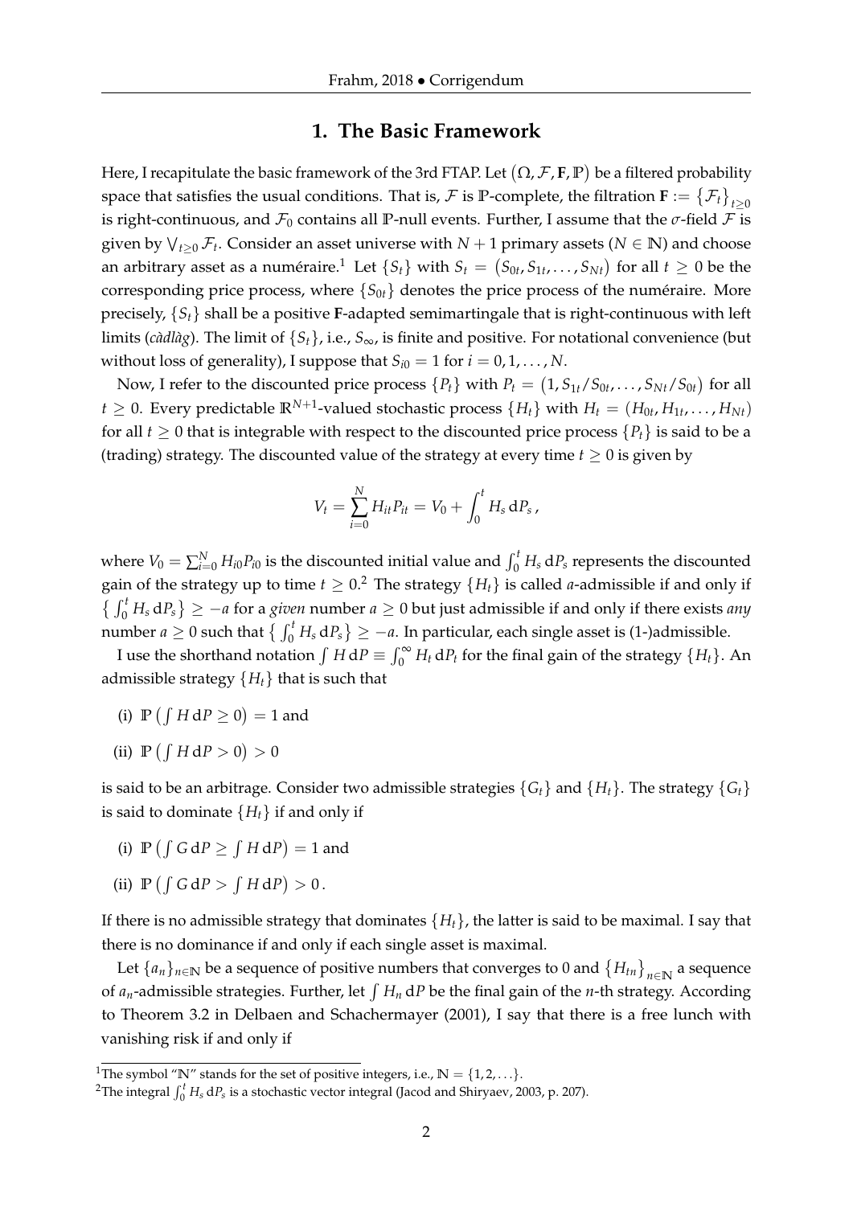## 1. The Basic Framework

Here, I recapitulate the basic framework of the 3rd FTAP. Let $(\Omega, \mathcal{F}, \mathbf{F}, \mathbb{P})$ be a filtered probability space that satisfies the usual conditions. That is, $\mathcal{F}$ is $\mathbb{P}$-complete, the filtration $\mathbf{F} := \{\mathcal{F}_t\}_{t\geq 0}$ is right-continuous, and $\mathcal{F}_0$ contains all $\mathbb{P}$-null events. Further, I assume that the $\sigma$-field $\mathcal{F}$ is given by $\bigvee_{t\geq 0} \mathcal{F}_t$. Consider an asset universe with $N+1$ primary assets ($N \in \mathbb{N}$) and choose an arbitrary asset as a numéraire.[1] Let $\{S_t\}$ with $S_t = (S_{0t}, S_{1t}, \ldots, S_{Nt})$ for all $t \geq 0$ be the corresponding price process, where $\{S_{0t}\}$ denotes the price process of the numéraire. More precisely, $\{S_t\}$ shall be a positive $\mathbf{F}$-adapted semimartingale that is right-continuous with left limits (*càdlàg*). The limit of $\{S_t\}$, i.e., $S_\infty$, is finite and positive. For notational convenience (but without loss of generality), I suppose that $S_{i0} = 1$ for $i = 0, 1, \ldots, N$.

Now, I refer to the discounted price process $\{P_t\}$ with $P_t = (1, S_{1t}/S_{0t}, \ldots, S_{Nt}/S_{0t})$ for all $t \geq 0$. Every predictable $\mathbb{R}^{N+1}$-valued stochastic process $\{H_t\}$ with $H_t = (H_{0t}, H_{1t}, \ldots, H_{Nt})$ for all $t \geq 0$ that is integrable with respect to the discounted price process $\{P_t\}$ is said to be a (trading) strategy. The discounted value of the strategy at every time $t \geq 0$ is given by

$$V_t = \sum_{i=0}^{N} H_{it} P_{it} = V_0 + \int_0^t H_s \, \mathrm{d}P_s \,,$$

where $V_0 = \sum_{i=0}^{N} H_{i0} P_{i0}$ is the discounted initial value and $\int_0^t H_s \, \mathrm{d}P_s$ represents the discounted gain of the strategy up to time $t \geq 0$.[2] The strategy $\{H_t\}$ is called $a$-admissible if and only if $\{\int_0^t H_s \, \mathrm{d}P_s\} \geq -a$ for a *given* number $a \geq 0$ but just admissible if and only if there exists *any* number $a \geq 0$ such that $\{\int_0^t H_s \, \mathrm{d}P_s\} \geq -a$. In particular, each single asset is (1-)admissible.

I use the shorthand notation $\int H \, \mathrm{d}P \equiv \int_0^\infty H_t \, \mathrm{d}P_t$ for the final gain of the strategy $\{H_t\}$. An admissible strategy $\{H_t\}$ that is such that

(i) $\mathbb{P}\left(\int H \, \mathrm{d}P \geq 0\right) = 1$ and

(ii) $\mathbb{P}\left(\int H \, \mathrm{d}P > 0\right) > 0$

is said to be an arbitrage. Consider two admissible strategies $\{G_t\}$ and $\{H_t\}$. The strategy $\{G_t\}$ is said to dominate $\{H_t\}$ if and only if

(i) $\mathbb{P}\left(\int G \, \mathrm{d}P \geq \int H \, \mathrm{d}P\right) = 1$ and

(ii) $\mathbb{P}\left(\int G \, \mathrm{d}P > \int H \, \mathrm{d}P\right) > 0$.

If there is no admissible strategy that dominates $\{H_t\}$, the latter is said to be maximal. I say that there is no dominance if and only if each single asset is maximal.

Let $\{a_n\}_{n\in\mathbb{N}}$ be a sequence of positive numbers that converges to 0 and $\{H_{tn}\}_{n\in\mathbb{N}}$ a sequence of $a_n$-admissible strategies. Further, let $\int H_n \, \mathrm{d}P$ be the final gain of the $n$-th strategy. According to Theorem 3.2 in Delbaen and Schachermayer (2001), I say that there is a free lunch with vanishing risk if and only if

[1] The symbol "$\mathbb{N}$" stands for the set of positive integers, i.e., $\mathbb{N} = \{1, 2, \ldots\}$.

[2] The integral $\int_0^t H_s \, \mathrm{d}P_s$ is a stochastic vector integral (Jacod and Shiryaev, 2003, p. 207).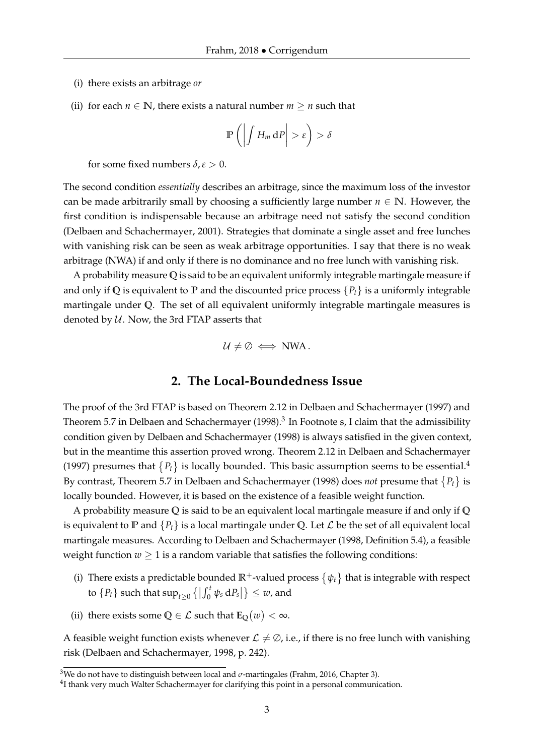(i) there exists an arbitrage *or*

(ii) for each $n \in \mathbb{N}$, there exists a natural number $m \geq n$ such that

$$\mathbb{P}\left(\left|\int H_m \, \mathrm{d}P\right| > \varepsilon\right) > \delta$$

for some fixed numbers $\delta, \varepsilon > 0$.

The second condition *essentially* describes an arbitrage, since the maximum loss of the investor can be made arbitrarily small by choosing a sufficiently large number $n \in \mathbb{N}$. However, the first condition is indispensable because an arbitrage need not satisfy the second condition (Delbaen and Schachermayer, 2001). Strategies that dominate a single asset and free lunches with vanishing risk can be seen as weak arbitrage opportunities. I say that there is no weak arbitrage (NWA) if and only if there is no dominance and no free lunch with vanishing risk.

A probability measure $\mathbb{Q}$ is said to be an equivalent uniformly integrable martingale measure if and only if $\mathbb{Q}$ is equivalent to $\mathbb{P}$ and the discounted price process $\{P_t\}$ is a uniformly integrable martingale under $\mathbb{Q}$. The set of all equivalent uniformly integrable martingale measures is denoted by $\mathcal{U}$. Now, the 3rd FTAP asserts that

$$\mathcal{U} \neq \emptyset \iff \text{NWA}.$$

## 2. The Local-Boundedness Issue

The proof of the 3rd FTAP is based on Theorem 2.12 in Delbaen and Schachermayer (1997) and Theorem 5.7 in Delbaen and Schachermayer (1998).[3] In Footnote s, I claim that the admissibility condition given by Delbaen and Schachermayer (1998) is always satisfied in the given context, but in the meantime this assertion proved wrong. Theorem 2.12 in Delbaen and Schachermayer (1997) presumes that $\{P_t\}$ is locally bounded. This basic assumption seems to be essential.[4] By contrast, Theorem 5.7 in Delbaen and Schachermayer (1998) does *not* presume that $\{P_t\}$ is locally bounded. However, it is based on the existence of a feasible weight function.

A probability measure $\mathbb{Q}$ is said to be an equivalent local martingale measure if and only if $\mathbb{Q}$ is equivalent to $\mathbb{P}$ and $\{P_t\}$ is a local martingale under $\mathbb{Q}$. Let $\mathcal{L}$ be the set of all equivalent local martingale measures. According to Delbaen and Schachermayer (1998, Definition 5.4), a feasible weight function $w \geq 1$ is a random variable that satisfies the following conditions:

(i) There exists a predictable bounded $\mathbb{R}^+$-valued process $\{\psi_t\}$ that is integrable with respect to $\{P_t\}$ such that $\sup_{t\geq 0}\left\{\left|\int_0^t \psi_s \, \mathrm{d}P_s\right|\right\} \leq w$, and

(ii) there exists some $\mathbb{Q} \in \mathcal{L}$ such that $\mathbf{E}_{\mathbb{Q}}(w) < \infty$.

A feasible weight function exists whenever $\mathcal{L} \neq \emptyset$, i.e., if there is no free lunch with vanishing risk (Delbaen and Schachermayer, 1998, p. 242).

[3] We do not have to distinguish between local and $\sigma$-martingales (Frahm, 2016, Chapter 3).

[4] I thank very much Walter Schachermayer for clarifying this point in a personal communication.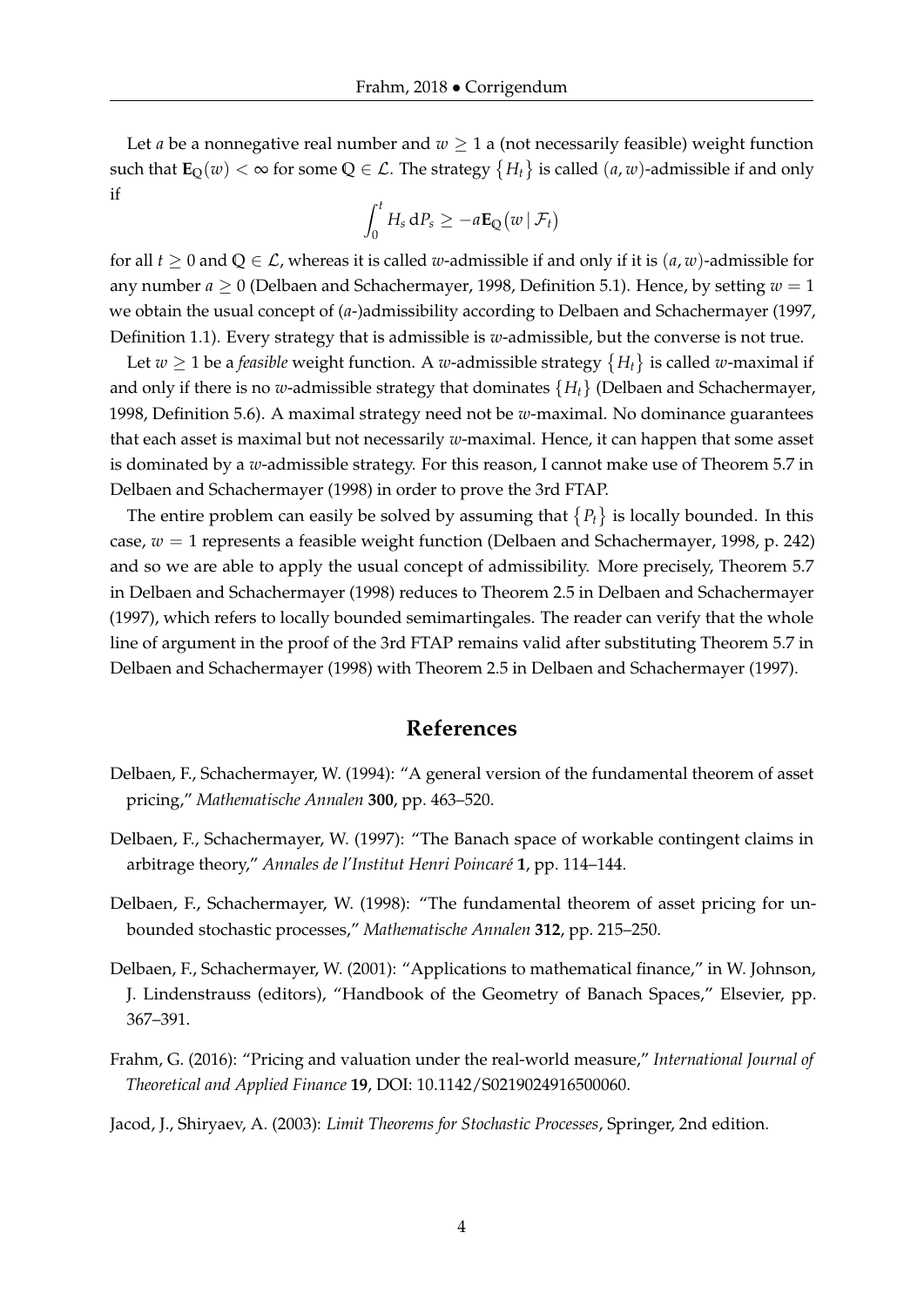Let $a$ be a nonnegative real number and $w \geq 1$ a (not necessarily feasible) weight function such that $\mathbf{E}_{\mathbb{Q}}(w) < \infty$ for some $\mathbb{Q} \in \mathcal{L}$. The strategy $\{H_t\}$ is called $(a, w)$-admissible if and only if

$$\int_0^t H_s \, \mathrm{d}P_s \geq -a\mathbf{E}_{\mathbb{Q}}\big(w \,|\, \mathcal{F}_t\big)$$

for all $t \geq 0$ and $\mathbb{Q} \in \mathcal{L}$, whereas it is called $w$-admissible if and only if it is $(a, w)$-admissible for any number $a \geq 0$ (Delbaen and Schachermayer, 1998, Definition 5.1). Hence, by setting $w = 1$ we obtain the usual concept of ($a$-)admissibility according to Delbaen and Schachermayer (1997, Definition 1.1). Every strategy that is admissible is $w$-admissible, but the converse is not true.

Let $w \geq 1$ be a *feasible* weight function. A $w$-admissible strategy $\{H_t\}$ is called $w$-maximal if and only if there is no $w$-admissible strategy that dominates $\{H_t\}$ (Delbaen and Schachermayer, 1998, Definition 5.6). A maximal strategy need not be $w$-maximal. No dominance guarantees that each asset is maximal but not necessarily $w$-maximal. Hence, it can happen that some asset is dominated by a $w$-admissible strategy. For this reason, I cannot make use of Theorem 5.7 in Delbaen and Schachermayer (1998) in order to prove the 3rd FTAP.

The entire problem can easily be solved by assuming that $\{P_t\}$ is locally bounded. In this case, $w = 1$ represents a feasible weight function (Delbaen and Schachermayer, 1998, p. 242) and so we are able to apply the usual concept of admissibility. More precisely, Theorem 5.7 in Delbaen and Schachermayer (1998) reduces to Theorem 2.5 in Delbaen and Schachermayer (1997), which refers to locally bounded semimartingales. The reader can verify that the whole line of argument in the proof of the 3rd FTAP remains valid after substituting Theorem 5.7 in Delbaen and Schachermayer (1998) with Theorem 2.5 in Delbaen and Schachermayer (1997).

## References

Delbaen, F., Schachermayer, W. (1994): "A general version of the fundamental theorem of asset pricing," *Mathematische Annalen* **300**, pp. 463–520.

Delbaen, F., Schachermayer, W. (1997): "The Banach space of workable contingent claims in arbitrage theory," *Annales de l'Institut Henri Poincaré* **1**, pp. 114–144.

Delbaen, F., Schachermayer, W. (1998): "The fundamental theorem of asset pricing for unbounded stochastic processes," *Mathematische Annalen* **312**, pp. 215–250.

Delbaen, F., Schachermayer, W. (2001): "Applications to mathematical finance," in W. Johnson, J. Lindenstrauss (editors), "Handbook of the Geometry of Banach Spaces," Elsevier, pp. 367–391.

Frahm, G. (2016): "Pricing and valuation under the real-world measure," *International Journal of Theoretical and Applied Finance* **19**, DOI: 10.1142/S0219024916500060.

Jacod, J., Shiryaev, A. (2003): *Limit Theorems for Stochastic Processes*, Springer, 2nd edition.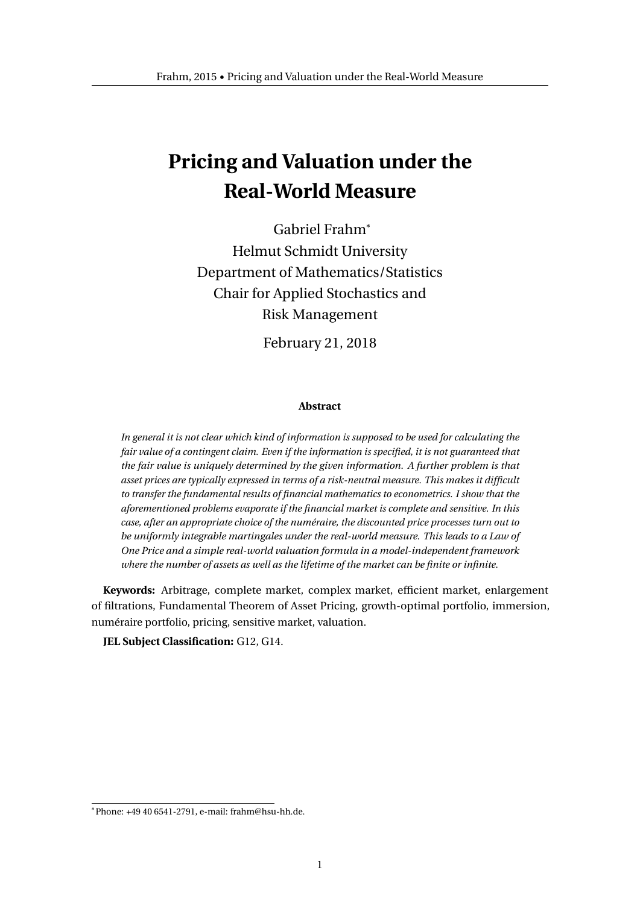# Pricing and Valuation under the Real-World Measure

Gabriel Frahm[*]

Helmut Schmidt University

Department of Mathematics/Statistics

Chair for Applied Stochastics and Risk Management

February 21, 2018

**Abstract**

*In general it is not clear which kind of information is supposed to be used for calculating the fair value of a contingent claim. Even if the information is specified, it is not guaranteed that the fair value is uniquely determined by the given information. A further problem is that asset prices are typically expressed in terms of a risk-neutral measure. This makes it difficult to transfer the fundamental results of financial mathematics to econometrics. I show that the aforementioned problems evaporate if the financial market is complete and sensitive. In this case, after an appropriate choice of the numéraire, the discounted price processes turn out to be uniformly integrable martingales under the real-world measure. This leads to a Law of One Price and a simple real-world valuation formula in a model-independent framework where the number of assets as well as the lifetime of the market can be finite or infinite.*

**Keywords:** Arbitrage, complete market, complex market, efficient market, enlargement of filtrations, Fundamental Theorem of Asset Pricing, growth-optimal portfolio, immersion, numéraire portfolio, pricing, sensitive market, valuation.

**JEL Subject Classification:** G12, G14.

[*] Phone: +49 40 6541-2791, e-mail: frahm@hsu-hh.de.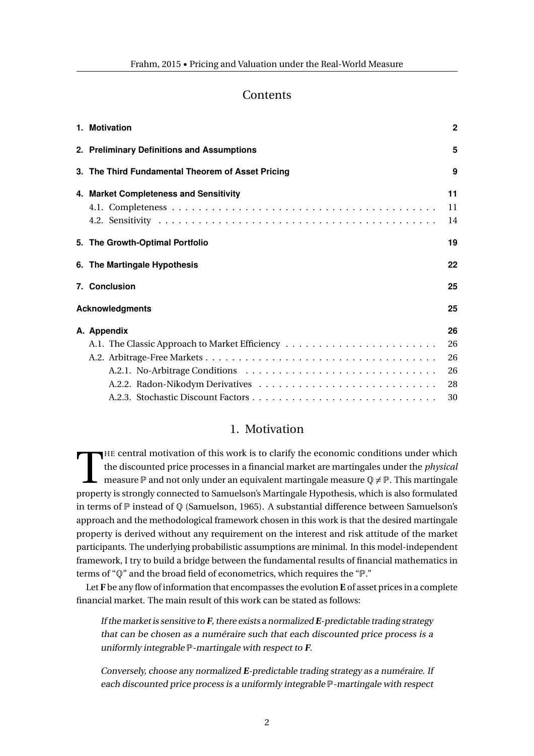## Contents

| | |
|---|---|
| **1. Motivation** | **2** |
| **2. Preliminary Definitions and Assumptions** | **5** |
| **3. The Third Fundamental Theorem of Asset Pricing** | **9** |
| **4. Market Completeness and Sensitivity** | **11** |
| 4.1. Completeness | 11 |
| 4.2. Sensitivity | 14 |
| **5. The Growth-Optimal Portfolio** | **19** |
| **6. The Martingale Hypothesis** | **22** |
| **7. Conclusion** | **25** |
| **Acknowledgments** | **25** |
| **A. Appendix** | **26** |
| A.1. The Classic Approach to Market Efficiency | 26 |
| A.2. Arbitrage-Free Markets | 26 |
| A.2.1. No-Arbitrage Conditions | 26 |
| A.2.2. Radon-Nikodym Derivatives | 28 |
| A.2.3. Stochastic Discount Factors | 30 |

# 1. Motivation

The central motivation of this work is to clarify the economic conditions under which the discounted price processes in a financial market are martingales under the *physical* measure $\mathbb{P}$ and not only under an equivalent martingale measure $\mathbb{Q} \neq \mathbb{P}$. This martingale property is strongly connected to Samuelson's Martingale Hypothesis, which is also formulated in terms of $\mathbb{P}$ instead of $\mathbb{Q}$ (Samuelson, 1965). A substantial difference between Samuelson's approach and the methodological framework chosen in this work is that the desired martingale property is derived without any requirement on the interest and risk attitude of the market participants. The underlying probabilistic assumptions are minimal. In this model-independent framework, I try to build a bridge between the fundamental results of financial mathematics in terms of "$\mathbb{Q}$" and the broad field of econometrics, which requires the "$\mathbb{P}$."

Let $\boldsymbol{F}$ be any flow of information that encompasses the evolution $\boldsymbol{E}$ of asset prices in a complete financial market. The main result of this work can be stated as follows:

> *If the market is sensitive to $\boldsymbol{F}$, there exists a normalized $\boldsymbol{E}$-predictable trading strategy that can be chosen as a numéraire such that each discounted price process is a uniformly integrable $\mathbb{P}$-martingale with respect to $\boldsymbol{F}$.*
>
> *Conversely, choose any normalized $\boldsymbol{E}$-predictable trading strategy as a numéraire. If each discounted price process is a uniformly integrable $\mathbb{P}$-martingale with respect*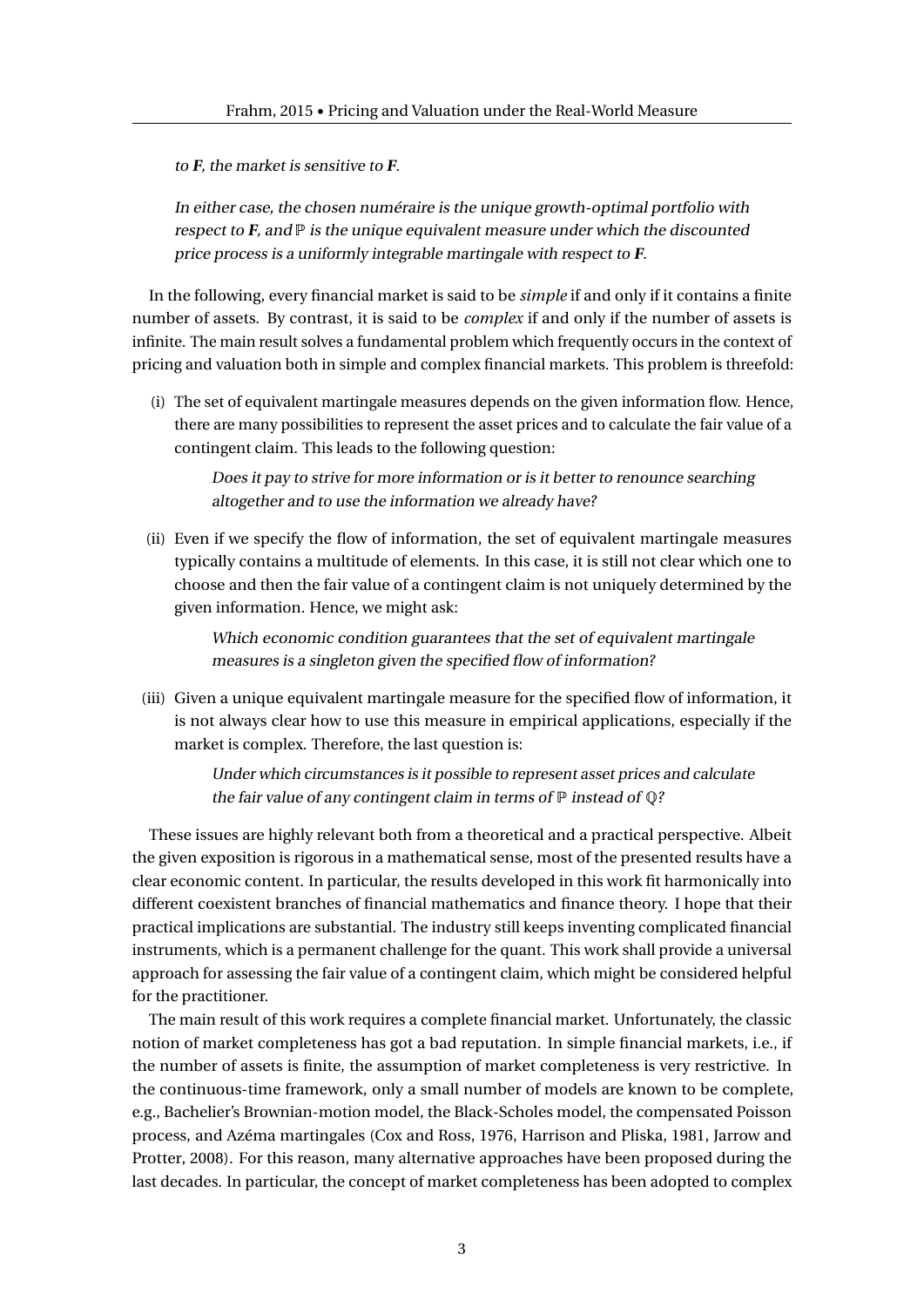*to $\boldsymbol{F}$, the market is sensitive to $\boldsymbol{F}$.*

*In either case, the chosen numéraire is the unique growth-optimal portfolio with respect to $\boldsymbol{F}$, and $\mathbb{P}$ is the unique equivalent measure under which the discounted price process is a uniformly integrable martingale with respect to $\boldsymbol{F}$.*

In the following, every financial market is said to be *simple* if and only if it contains a finite number of assets. By contrast, it is said to be *complex* if and only if the number of assets is infinite. The main result solves a fundamental problem which frequently occurs in the context of pricing and valuation both in simple and complex financial markets. This problem is threefold:

(i) The set of equivalent martingale measures depends on the given information flow. Hence, there are many possibilities to represent the asset prices and to calculate the fair value of a contingent claim. This leads to the following question:

> *Does it pay to strive for more information or is it better to renounce searching altogether and to use the information we already have?*

(ii) Even if we specify the flow of information, the set of equivalent martingale measures typically contains a multitude of elements. In this case, it is still not clear which one to choose and then the fair value of a contingent claim is not uniquely determined by the given information. Hence, we might ask:

> *Which economic condition guarantees that the set of equivalent martingale measures is a singleton given the specified flow of information?*

(iii) Given a unique equivalent martingale measure for the specified flow of information, it is not always clear how to use this measure in empirical applications, especially if the market is complex. Therefore, the last question is:

> *Under which circumstances is it possible to represent asset prices and calculate the fair value of any contingent claim in terms of $\mathbb{P}$ instead of $\mathbb{Q}$?*

These issues are highly relevant both from a theoretical and a practical perspective. Albeit the given exposition is rigorous in a mathematical sense, most of the presented results have a clear economic content. In particular, the results developed in this work fit harmonically into different coexistent branches of financial mathematics and finance theory. I hope that their practical implications are substantial. The industry still keeps inventing complicated financial instruments, which is a permanent challenge for the quant. This work shall provide a universal approach for assessing the fair value of a contingent claim, which might be considered helpful for the practitioner.

The main result of this work requires a complete financial market. Unfortunately, the classic notion of market completeness has got a bad reputation. In simple financial markets, i.e., if the number of assets is finite, the assumption of market completeness is very restrictive. In the continuous-time framework, only a small number of models are known to be complete, e.g., Bachelier's Brownian-motion model, the Black-Scholes model, the compensated Poisson process, and Azéma martingales (Cox and Ross, 1976, Harrison and Pliska, 1981, Jarrow and Protter, 2008). For this reason, many alternative approaches have been proposed during the last decades. In particular, the concept of market completeness has been adopted to complex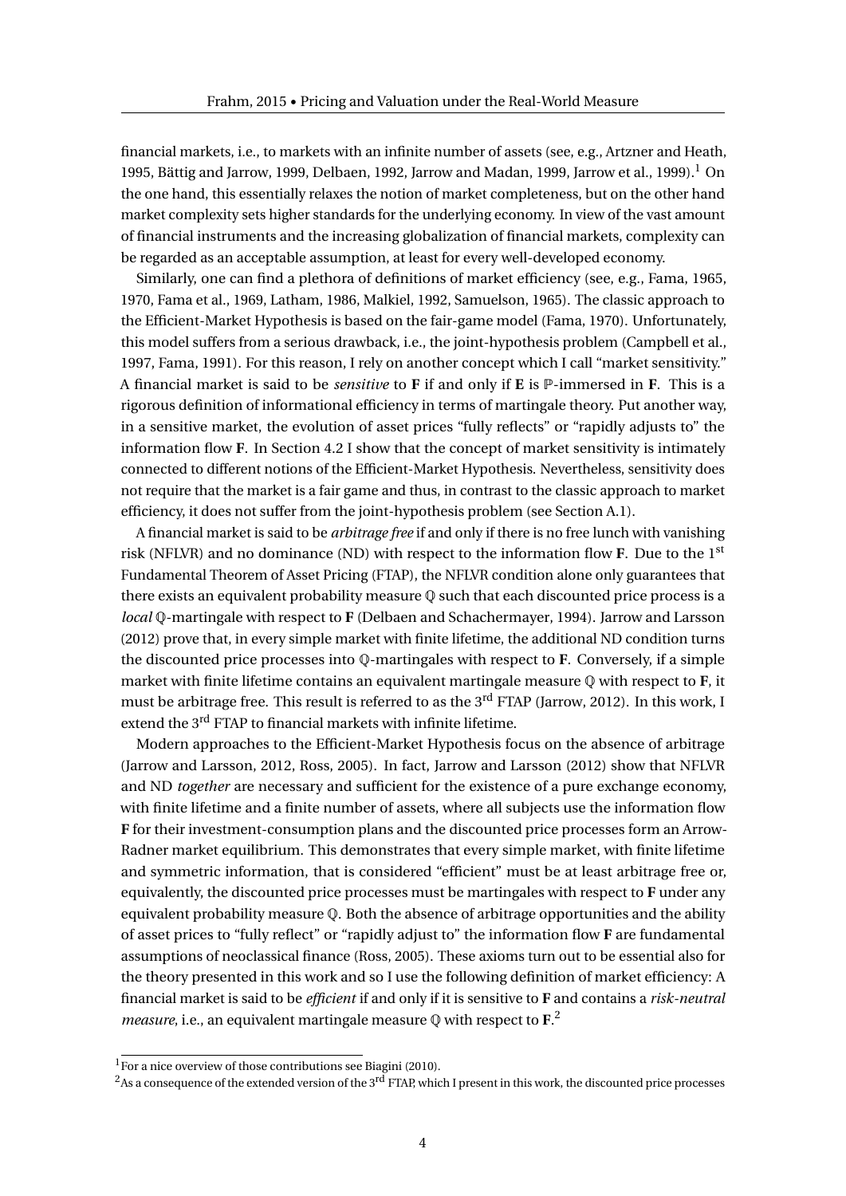financial markets, i.e., to markets with an infinite number of assets (see, e.g., Artzner and Heath, 1995, Bättig and Jarrow, 1999, Delbaen, 1992, Jarrow and Madan, 1999, Jarrow et al., 1999).[1] On the one hand, this essentially relaxes the notion of market completeness, but on the other hand market complexity sets higher standards for the underlying economy. In view of the vast amount of financial instruments and the increasing globalization of financial markets, complexity can be regarded as an acceptable assumption, at least for every well-developed economy.

Similarly, one can find a plethora of definitions of market efficiency (see, e.g., Fama, 1965, 1970, Fama et al., 1969, Latham, 1986, Malkiel, 1992, Samuelson, 1965). The classic approach to the Efficient-Market Hypothesis is based on the fair-game model (Fama, 1970). Unfortunately, this model suffers from a serious drawback, i.e., the joint-hypothesis problem (Campbell et al., 1997, Fama, 1991). For this reason, I rely on another concept which I call "market sensitivity." A financial market is said to be *sensitive* to $\mathbf{F}$ if and only if $\mathbf{E}$ is $\mathbb{P}$-immersed in $\mathbf{F}$. This is a rigorous definition of informational efficiency in terms of martingale theory. Put another way, in a sensitive market, the evolution of asset prices "fully reflects" or "rapidly adjusts to" the information flow $\mathbf{F}$. In Section 4.2 I show that the concept of market sensitivity is intimately connected to different notions of the Efficient-Market Hypothesis. Nevertheless, sensitivity does not require that the market is a fair game and thus, in contrast to the classic approach to market efficiency, it does not suffer from the joint-hypothesis problem (see Section A.1).

A financial market is said to be *arbitrage free* if and only if there is no free lunch with vanishing risk (NFLVR) and no dominance (ND) with respect to the information flow $\mathbf{F}$. Due to the 1st Fundamental Theorem of Asset Pricing (FTAP), the NFLVR condition alone only guarantees that there exists an equivalent probability measure $\mathbb{Q}$ such that each discounted price process is a *local* $\mathbb{Q}$-martingale with respect to $\mathbf{F}$ (Delbaen and Schachermayer, 1994). Jarrow and Larsson (2012) prove that, in every simple market with finite lifetime, the additional ND condition turns the discounted price processes into $\mathbb{Q}$-martingales with respect to $\mathbf{F}$. Conversely, if a simple market with finite lifetime contains an equivalent martingale measure $\mathbb{Q}$ with respect to $\mathbf{F}$, it must be arbitrage free. This result is referred to as the 3rd FTAP (Jarrow, 2012). In this work, I extend the 3rd FTAP to financial markets with infinite lifetime.

Modern approaches to the Efficient-Market Hypothesis focus on the absence of arbitrage (Jarrow and Larsson, 2012, Ross, 2005). In fact, Jarrow and Larsson (2012) show that NFLVR and ND *together* are necessary and sufficient for the existence of a pure exchange economy, with finite lifetime and a finite number of assets, where all subjects use the information flow $\mathbf{F}$ for their investment-consumption plans and the discounted price processes form an Arrow-Radner market equilibrium. This demonstrates that every simple market, with finite lifetime and symmetric information, that is considered "efficient" must be at least arbitrage free or, equivalently, the discounted price processes must be martingales with respect to $\mathbf{F}$ under any equivalent probability measure $\mathbb{Q}$. Both the absence of arbitrage opportunities and the ability of asset prices to "fully reflect" or "rapidly adjust to" the information flow $\mathbf{F}$ are fundamental assumptions of neoclassical finance (Ross, 2005). These axioms turn out to be essential also for the theory presented in this work and so I use the following definition of market efficiency: A financial market is said to be *efficient* if and only if it is sensitive to $\mathbf{F}$ and contains a *risk-neutral measure*, i.e., an equivalent martingale measure $\mathbb{Q}$ with respect to $\mathbf{F}$.[2]

---

[1] For a nice overview of those contributions see Biagini (2010).

[2] As a consequence of the extended version of the 3rd FTAP, which I present in this work, the discounted price processes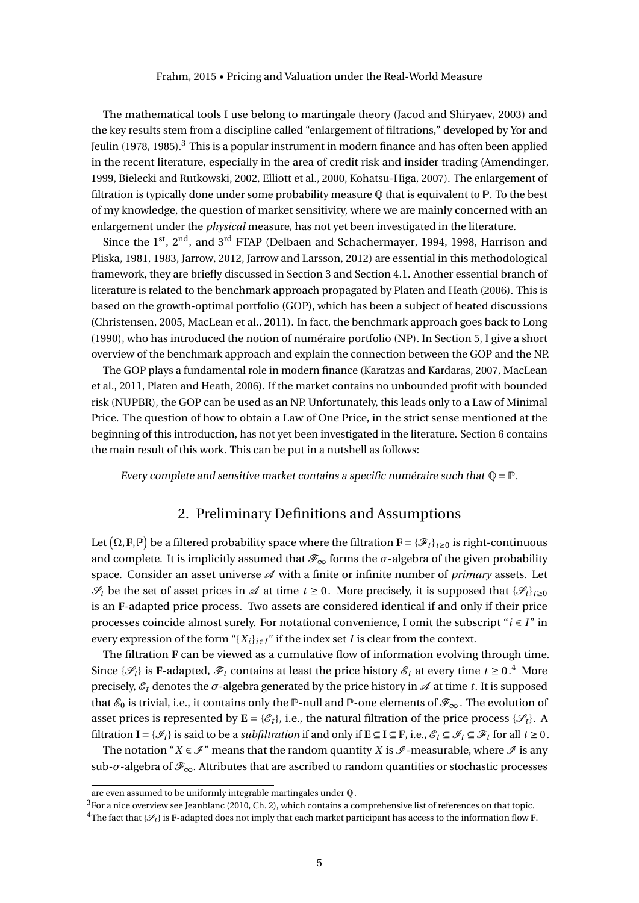The mathematical tools I use belong to martingale theory (Jacod and Shiryaev, 2003) and the key results stem from a discipline called "enlargement of filtrations," developed by Yor and Jeulin (1978, 1985).[3] This is a popular instrument in modern finance and has often been applied in the recent literature, especially in the area of credit risk and insider trading (Amendinger, 1999, Bielecki and Rutkowski, 2002, Elliott et al., 2000, Kohatsu-Higa, 2007). The enlargement of filtration is typically done under some probability measure $\mathbb{Q}$ that is equivalent to $\mathbb{P}$. To the best of my knowledge, the question of market sensitivity, where we are mainly concerned with an enlargement under the *physical* measure, has not yet been investigated in the literature.

Since the 1st, 2nd, and 3rd FTAP (Delbaen and Schachermayer, 1994, 1998, Harrison and Pliska, 1981, 1983, Jarrow, 2012, Jarrow and Larsson, 2012) are essential in this methodological framework, they are briefly discussed in Section 3 and Section 4.1. Another essential branch of literature is related to the benchmark approach propagated by Platen and Heath (2006). This is based on the growth-optimal portfolio (GOP), which has been a subject of heated discussions (Christensen, 2005, MacLean et al., 2011). In fact, the benchmark approach goes back to Long (1990), who has introduced the notion of numéraire portfolio (NP). In Section 5, I give a short overview of the benchmark approach and explain the connection between the GOP and the NP.

The GOP plays a fundamental role in modern finance (Karatzas and Kardaras, 2007, MacLean et al., 2011, Platen and Heath, 2006). If the market contains no unbounded profit with bounded risk (NUPBR), the GOP can be used as an NP. Unfortunately, this leads only to a Law of Minimal Price. The question of how to obtain a Law of One Price, in the strict sense mentioned at the beginning of this introduction, has not yet been investigated in the literature. Section 6 contains the main result of this work. This can be put in a nutshell as follows:

*Every complete and sensitive market contains a specific numéraire such that $\mathbb{Q} = \mathbb{P}$.*

## 2. Preliminary Definitions and Assumptions

Let $(\Omega, \mathbf{F}, \mathbb{P})$ be a filtered probability space where the filtration $\mathbf{F} = \{\mathscr{F}_t\}_{t \geq 0}$ is right-continuous and complete. It is implicitly assumed that $\mathscr{F}_\infty$ forms the $\sigma$-algebra of the given probability space. Consider an asset universe $\mathscr{A}$ with a finite or infinite number of *primary* assets. Let $\mathscr{S}_t$ be the set of asset prices in $\mathscr{A}$ at time $t \geq 0$. More precisely, it is supposed that $\{\mathscr{S}_t\}_{t \geq 0}$ is an $\mathbf{F}$-adapted price process. Two assets are considered identical if and only if their price processes coincide almost surely. For notational convenience, I omit the subscript "$i \in I$" in every expression of the form "$\{X_i\}_{i \in I}$" if the index set $I$ is clear from the context.

The filtration $\mathbf{F}$ can be viewed as a cumulative flow of information evolving through time. Since $\{\mathscr{S}_t\}$ is $\mathbf{F}$-adapted, $\mathscr{F}_t$ contains at least the price history $\mathscr{E}_t$ at every time $t \geq 0$.[4] More precisely, $\mathscr{E}_t$ denotes the $\sigma$-algebra generated by the price history in $\mathscr{A}$ at time $t$. It is supposed that $\mathscr{E}_0$ is trivial, i.e., it contains only the $\mathbb{P}$-null and $\mathbb{P}$-one elements of $\mathscr{F}_\infty$. The evolution of asset prices is represented by $\mathbf{E} = \{\mathscr{E}_t\}$, i.e., the natural filtration of the price process $\{\mathscr{S}_t\}$. A filtration $\mathbf{I} = \{\mathscr{I}_t\}$ is said to be a *subfiltration* if and only if $\mathbf{E} \subseteq \mathbf{I} \subseteq \mathbf{F}$, i.e., $\mathscr{E}_t \subseteq \mathscr{I}_t \subseteq \mathscr{F}_t$ for all $t \geq 0$.

The notation "$X \in \mathscr{I}$" means that the random quantity $X$ is $\mathscr{I}$-measurable, where $\mathscr{I}$ is any sub-$\sigma$-algebra of $\mathscr{F}_\infty$. Attributes that are ascribed to random quantities or stochastic processes

are even assumed to be uniformly integrable martingales under $\mathbb{Q}$.

[3] For a nice overview see Jeanblanc (2010, Ch. 2), which contains a comprehensive list of references on that topic.

[4] The fact that $\{\mathscr{S}_t\}$ is $\mathbf{F}$-adapted does not imply that each market participant has access to the information flow $\mathbf{F}$.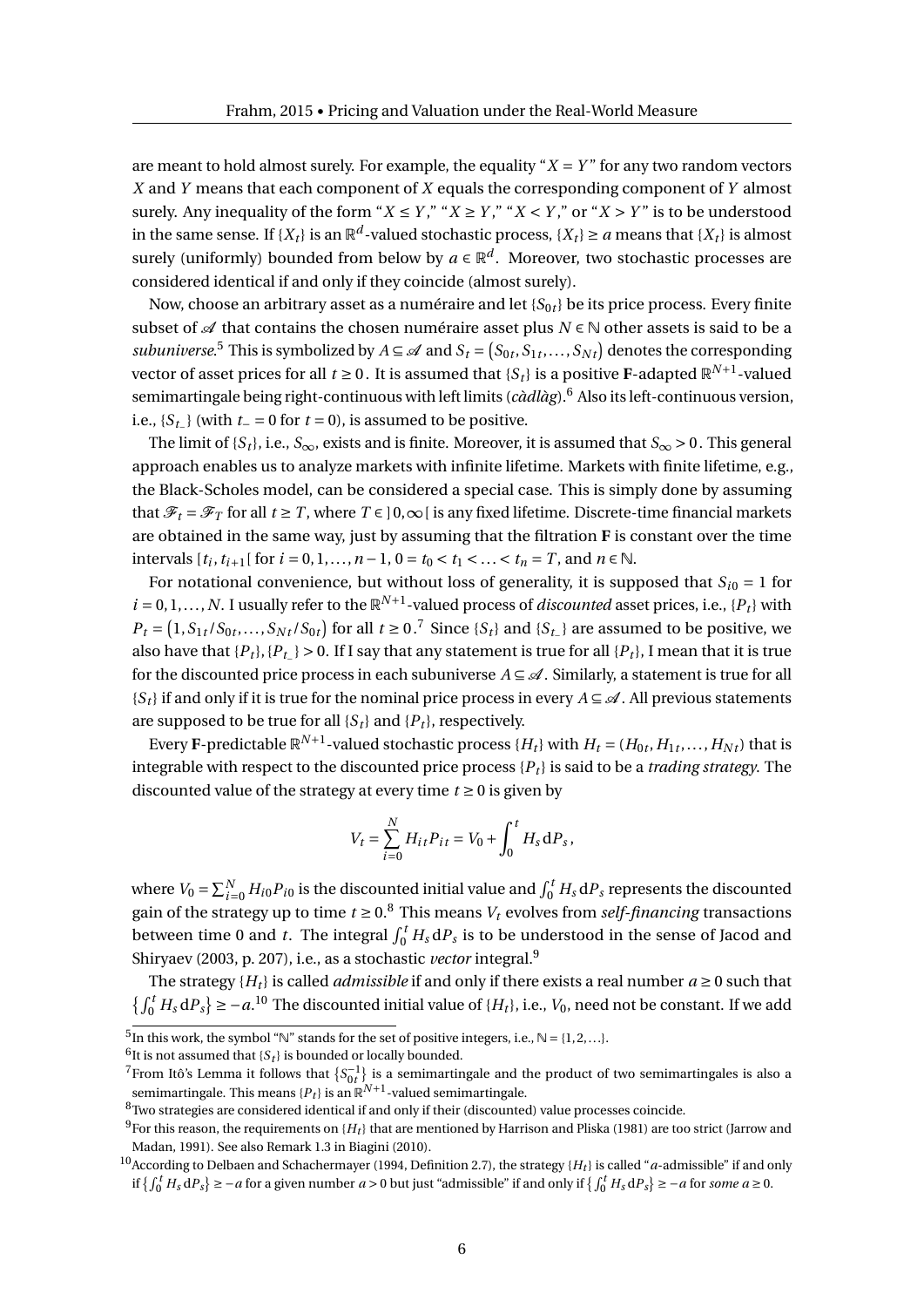are meant to hold almost surely. For example, the equality "$X = Y$" for any two random vectors $X$ and $Y$ means that each component of $X$ equals the corresponding component of $Y$ almost surely. Any inequality of the form "$X \leq Y$," "$X \geq Y$," "$X < Y$," or "$X > Y$" is to be understood in the same sense. If $\{X_t\}$ is an $\mathbb{R}^d$-valued stochastic process, $\{X_t\} \geq a$ means that $\{X_t\}$ is almost surely (uniformly) bounded from below by $a \in \mathbb{R}^d$. Moreover, two stochastic processes are considered identical if and only if they coincide (almost surely).

Now, choose an arbitrary asset as a numéraire and let $\{S_{0t}\}$ be its price process. Every finite subset of $\mathscr{A}$ that contains the chosen numéraire asset plus $N \in \mathbb{N}$ other assets is said to be a *subuniverse*.[5] This is symbolized by $A \subseteq \mathscr{A}$ and $S_t = (S_{0t}, S_{1t}, \ldots, S_{Nt})$ denotes the corresponding vector of asset prices for all $t \geq 0$. It is assumed that $\{S_t\}$ is a positive $\mathbf{F}$-adapted $\mathbb{R}^{N+1}$-valued semimartingale being right-continuous with left limits (*càdlàg*).[6] Also its left-continuous version, i.e., $\{S_{t_-}\}$ (with $t_- = 0$ for $t = 0$), is assumed to be positive.

The limit of $\{S_t\}$, i.e., $S_\infty$, exists and is finite. Moreover, it is assumed that $S_\infty > 0$. This general approach enables us to analyze markets with infinite lifetime. Markets with finite lifetime, e.g., the Black-Scholes model, can be considered a special case. This is simply done by assuming that $\mathscr{F}_t = \mathscr{F}_T$ for all $t \geq T$, where $T \in \,]0,\infty[$ is any fixed lifetime. Discrete-time financial markets are obtained in the same way, just by assuming that the filtration $\mathbf{F}$ is constant over the time intervals $[t_i, t_{i+1}[$ for $i = 0, 1, \ldots, n-1$, $0 = t_0 < t_1 < \ldots < t_n = T$, and $n \in \mathbb{N}$.

For notational convenience, but without loss of generality, it is supposed that $S_{i0} = 1$ for $i = 0, 1, \ldots, N$. I usually refer to the $\mathbb{R}^{N+1}$-valued process of *discounted* asset prices, i.e., $\{P_t\}$ with $P_t = (1, S_{1t}/S_{0t}, \ldots, S_{Nt}/S_{0t})$ for all $t \geq 0$.[7] Since $\{S_t\}$ and $\{S_{t_-}\}$ are assumed to be positive, we also have that $\{P_t\}, \{P_{t_-}\} > 0$. If I say that any statement is true for all $\{P_t\}$, I mean that it is true for the discounted price process in each subuniverse $A \subseteq \mathscr{A}$. Similarly, a statement is true for all $\{S_t\}$ if and only if it is true for the nominal price process in every $A \subseteq \mathscr{A}$. All previous statements are supposed to be true for all $\{S_t\}$ and $\{P_t\}$, respectively.

Every $\mathbf{F}$-predictable $\mathbb{R}^{N+1}$-valued stochastic process $\{H_t\}$ with $H_t = (H_{0t}, H_{1t}, \ldots, H_{Nt})$ that is integrable with respect to the discounted price process $\{P_t\}$ is said to be a *trading strategy*. The discounted value of the strategy at every time $t \geq 0$ is given by

$$V_t = \sum_{i=0}^{N} H_{it} P_{it} = V_0 + \int_0^t H_s \, \mathrm{d}P_s \,,$$

where $V_0 = \sum_{i=0}^{N} H_{i0} P_{i0}$ is the discounted initial value and $\int_0^t H_s \, \mathrm{d}P_s$ represents the discounted gain of the strategy up to time $t \geq 0$.[8] This means $V_t$ evolves from *self-financing* transactions between time 0 and $t$. The integral $\int_0^t H_s \, \mathrm{d}P_s$ is to be understood in the sense of Jacod and Shiryaev (2003, p. 207), i.e., as a stochastic *vector* integral.[9]

The strategy $\{H_t\}$ is called *admissible* if and only if there exists a real number $a \geq 0$ such that $\{\int_0^t H_s \, \mathrm{d}P_s\} \geq -a$.[10] The discounted initial value of $\{H_t\}$, i.e., $V_0$, need not be constant. If we add

[5] In this work, the symbol "$\mathbb{N}$" stands for the set of positive integers, i.e., $\mathbb{N} = \{1, 2, \ldots\}$.

[6] It is not assumed that $\{S_t\}$ is bounded or locally bounded.

[7] From Itô's Lemma it follows that $\{S_{0t}^{-1}\}$ is a semimartingale and the product of two semimartingales is also a semimartingale. This means $\{P_t\}$ is an $\mathbb{R}^{N+1}$-valued semimartingale.

[8] Two strategies are considered identical if and only if their (discounted) value processes coincide.

[9] For this reason, the requirements on $\{H_t\}$ that are mentioned by Harrison and Pliska (1981) are too strict (Jarrow and Madan, 1991). See also Remark 1.3 in Biagini (2010).

[10] According to Delbaen and Schachermayer (1994, Definition 2.7), the strategy $\{H_t\}$ is called "$a$-admissible" if and only if $\{\int_0^t H_s \, \mathrm{d}P_s\} \geq -a$ for a given number $a > 0$ but just "admissible" if and only if $\{\int_0^t H_s \, \mathrm{d}P_s\} \geq -a$ for *some* $a \geq 0$.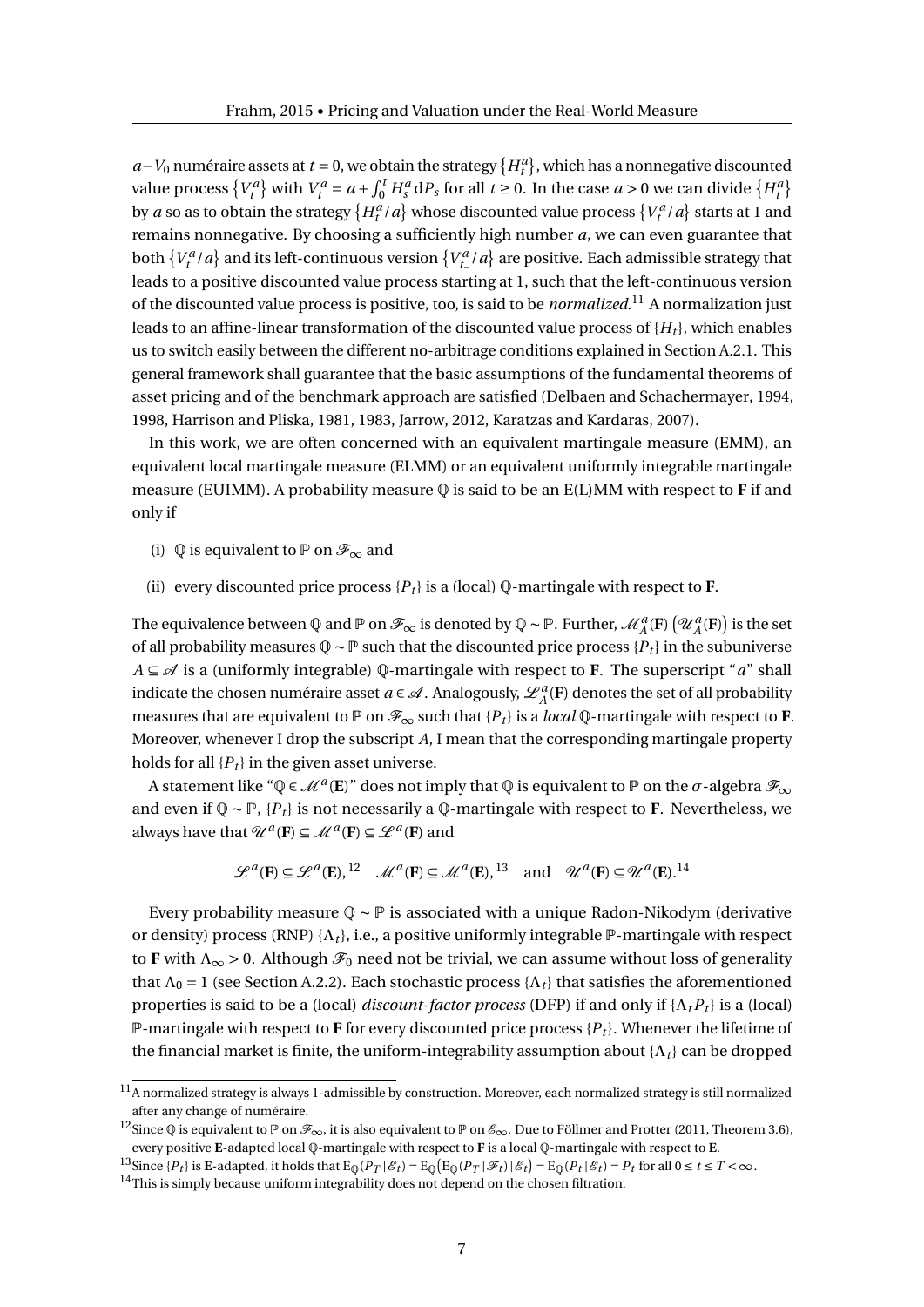$a - V_0$ numéraire assets at $t = 0$, we obtain the strategy $\{H_t^a\}$, which has a nonnegative discounted value process $\{V_t^a\}$ with $V_t^a = a + \int_0^t H_s^a \, \mathrm{d}P_s$ for all $t \geq 0$. In the case $a > 0$ we can divide $\{H_t^a\}$ by $a$ so as to obtain the strategy $\{H_t^a / a\}$ whose discounted value process $\{V_t^a / a\}$ starts at 1 and remains nonnegative. By choosing a sufficiently high number $a$, we can even guarantee that both $\{V_t^a / a\}$ and its left-continuous version $\{V_{t-}^a / a\}$ are positive. Each admissible strategy that leads to a positive discounted value process starting at 1, such that the left-continuous version of the discounted value process is positive, too, is said to be *normalized*.[11] A normalization just leads to an affine-linear transformation of the discounted value process of $\{H_t\}$, which enables us to switch easily between the different no-arbitrage conditions explained in Section A.2.1. This general framework shall guarantee that the basic assumptions of the fundamental theorems of asset pricing and of the benchmark approach are satisfied (Delbaen and Schachermayer, 1994, 1998, Harrison and Pliska, 1981, 1983, Jarrow, 2012, Karatzas and Kardaras, 2007).

In this work, we are often concerned with an equivalent martingale measure (EMM), an equivalent local martingale measure (ELMM) or an equivalent uniformly integrable martingale measure (EUIMM). A probability measure $\mathbb{Q}$ is said to be an E(L)MM with respect to $\mathbf{F}$ if and only if

(i) $\mathbb{Q}$ is equivalent to $\mathbb{P}$ on $\mathscr{F}_\infty$ and

(ii) every discounted price process $\{P_t\}$ is a (local) $\mathbb{Q}$-martingale with respect to $\mathbf{F}$.

The equivalence between $\mathbb{Q}$ and $\mathbb{P}$ on $\mathscr{F}_\infty$ is denoted by $\mathbb{Q} \sim \mathbb{P}$. Further, $\mathscr{M}_A^a(\mathbf{F})$ $\left(\mathscr{U}_A^a(\mathbf{F})\right)$ is the set of all probability measures $\mathbb{Q} \sim \mathbb{P}$ such that the discounted price process $\{P_t\}$ in the subuniverse $A \subseteq \mathscr{A}$ is a (uniformly integrable) $\mathbb{Q}$-martingale with respect to $\mathbf{F}$. The superscript "$a$" shall indicate the chosen numéraire asset $a \in \mathscr{A}$. Analogously, $\mathscr{L}_A^a(\mathbf{F})$ denotes the set of all probability measures that are equivalent to $\mathbb{P}$ on $\mathscr{F}_\infty$ such that $\{P_t\}$ is a *local* $\mathbb{Q}$-martingale with respect to $\mathbf{F}$. Moreover, whenever I drop the subscript $A$, I mean that the corresponding martingale property holds for all $\{P_t\}$ in the given asset universe.

A statement like "$\mathbb{Q} \in \mathscr{M}^a(\mathbf{E})$" does not imply that $\mathbb{Q}$ is equivalent to $\mathbb{P}$ on the $\sigma$-algebra $\mathscr{F}_\infty$ and even if $\mathbb{Q} \sim \mathbb{P}$, $\{P_t\}$ is not necessarily a $\mathbb{Q}$-martingale with respect to $\mathbf{F}$. Nevertheless, we always have that $\mathscr{U}^a(\mathbf{F}) \subseteq \mathscr{M}^a(\mathbf{F}) \subseteq \mathscr{L}^a(\mathbf{F})$ and

$$\mathscr{L}^a(\mathbf{F}) \subseteq \mathscr{L}^a(\mathbf{E}),^{12} \quad \mathscr{M}^a(\mathbf{F}) \subseteq \mathscr{M}^a(\mathbf{E}),^{13} \quad \text{and} \quad \mathscr{U}^a(\mathbf{F}) \subseteq \mathscr{U}^a(\mathbf{E}).^{14}$$

Every probability measure $\mathbb{Q} \sim \mathbb{P}$ is associated with a unique Radon-Nikodym (derivative or density) process (RNP) $\{\Lambda_t\}$, i.e., a positive uniformly integrable $\mathbb{P}$-martingale with respect to $\mathbf{F}$ with $\Lambda_\infty > 0$. Although $\mathscr{F}_0$ need not be trivial, we can assume without loss of generality that $\Lambda_0 = 1$ (see Section A.2.2). Each stochastic process $\{\Lambda_t\}$ that satisfies the aforementioned properties is said to be a (local) *discount-factor process* (DFP) if and only if $\{\Lambda_t P_t\}$ is a (local) $\mathbb{P}$-martingale with respect to $\mathbf{F}$ for every discounted price process $\{P_t\}$. Whenever the lifetime of the financial market is finite, the uniform-integrability assumption about $\{\Lambda_t\}$ can be dropped

[11] A normalized strategy is always 1-admissible by construction. Moreover, each normalized strategy is still normalized after any change of numéraire.

[12] Since $\mathbb{Q}$ is equivalent to $\mathbb{P}$ on $\mathscr{F}_\infty$, it is also equivalent to $\mathbb{P}$ on $\mathscr{E}_\infty$. Due to Föllmer and Protter (2011, Theorem 3.6), every positive $\mathbf{E}$-adapted local $\mathbb{Q}$-martingale with respect to $\mathbf{F}$ is a local $\mathbb{Q}$-martingale with respect to $\mathbf{E}$.

[13] Since $\{P_t\}$ is $\mathbf{E}$-adapted, it holds that $\mathrm{E}_\mathbb{Q}(P_T \,|\, \mathscr{E}_t) = \mathrm{E}_\mathbb{Q}\big(\mathrm{E}_\mathbb{Q}(P_T \,|\, \mathscr{F}_t) \,|\, \mathscr{E}_t\big) = \mathrm{E}_\mathbb{Q}(P_t \,|\, \mathscr{E}_t) = P_t$ for all $0 \leq t \leq T < \infty$.

[14] This is simply because uniform integrability does not depend on the chosen filtration.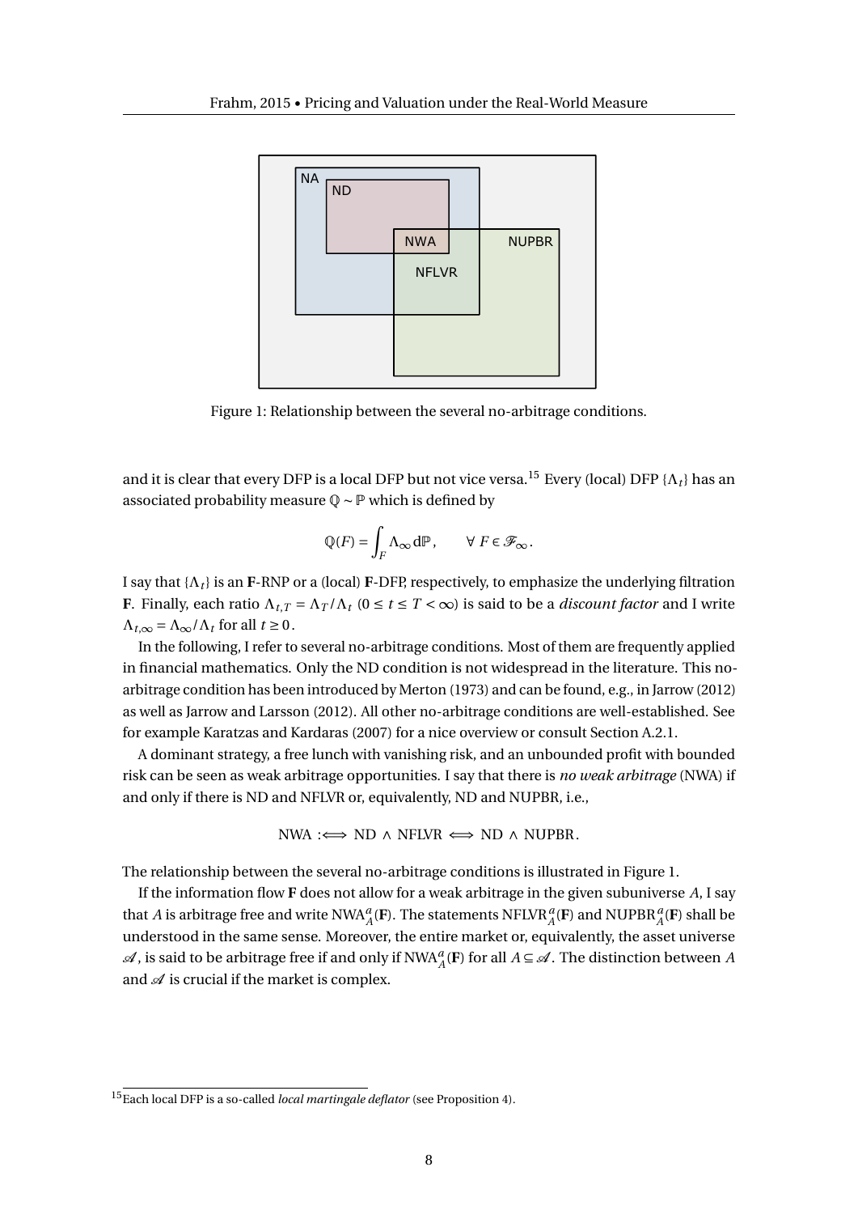Figure 1: Relationship between the several no-arbitrage conditions.

and it is clear that every DFP is a local DFP but not vice versa.[15] Every (local) DFP $\{\Lambda_t\}$ has an associated probability measure $\mathbb{Q} \sim \mathbb{P}$ which is defined by

$$\mathbb{Q}(F) = \int_F \Lambda_\infty \, \mathrm{d}\mathbb{P}\,, \qquad \forall\, F \in \mathscr{F}_\infty\,.$$

I say that $\{\Lambda_t\}$ is an $\mathbf{F}$-RNP or a (local) $\mathbf{F}$-DFP, respectively, to emphasize the underlying filtration $\mathbf{F}$. Finally, each ratio $\Lambda_{t,T} = \Lambda_T / \Lambda_t$ $(0 \leq t \leq T < \infty)$ is said to be a *discount factor* and I write $\Lambda_{t,\infty} = \Lambda_\infty / \Lambda_t$ for all $t \geq 0$.

In the following, I refer to several no-arbitrage conditions. Most of them are frequently applied in financial mathematics. Only the ND condition is not widespread in the literature. This no-arbitrage condition has been introduced by Merton (1973) and can be found, e.g., in Jarrow (2012) as well as Jarrow and Larsson (2012). All other no-arbitrage conditions are well-established. See for example Karatzas and Kardaras (2007) for a nice overview or consult Section A.2.1.

A dominant strategy, a free lunch with vanishing risk, and an unbounded profit with bounded risk can be seen as weak arbitrage opportunities. I say that there is *no weak arbitrage* (NWA) if and only if there is ND and NFLVR or, equivalently, ND and NUPBR, i.e.,

$$\text{NWA} :\Longleftrightarrow \text{ND} \wedge \text{NFLVR} \Longleftrightarrow \text{ND} \wedge \text{NUPBR}\,.$$

The relationship between the several no-arbitrage conditions is illustrated in Figure 1.

If the information flow $\mathbf{F}$ does not allow for a weak arbitrage in the given subuniverse $A$, I say that $A$ is arbitrage free and write $\text{NWA}^a_A(\mathbf{F})$. The statements $\text{NFLVR}^a_A(\mathbf{F})$ and $\text{NUPBR}^a_A(\mathbf{F})$ shall be understood in the same sense. Moreover, the entire market or, equivalently, the asset universe $\mathscr{A}$, is said to be arbitrage free if and only if $\text{NWA}^a_A(\mathbf{F})$ for all $A \subseteq \mathscr{A}$. The distinction between $A$ and $\mathscr{A}$ is crucial if the market is complex.

[15] Each local DFP is a so-called *local martingale deflator* (see Proposition 4).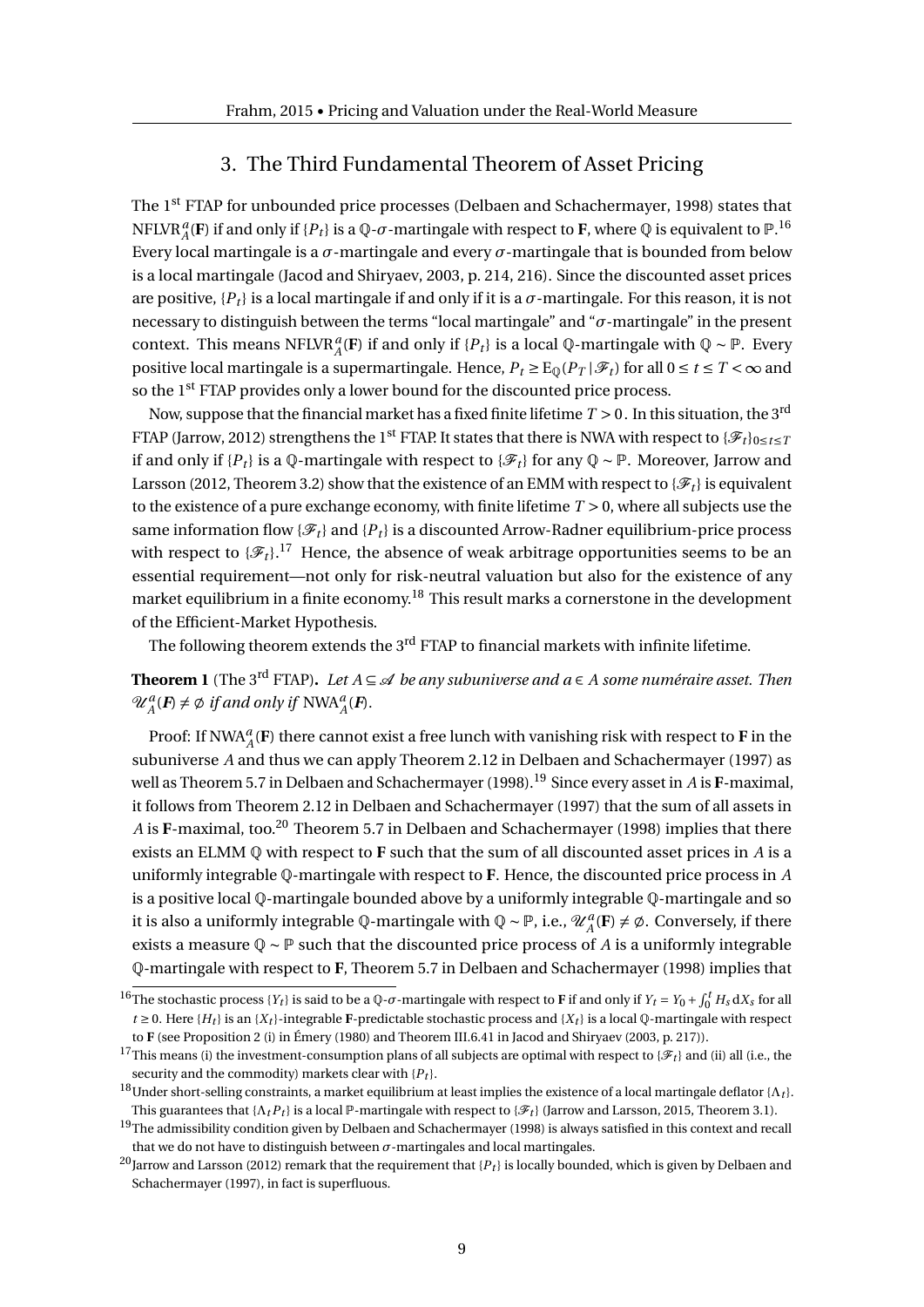## 3. The Third Fundamental Theorem of Asset Pricing

The 1st FTAP for unbounded price processes (Delbaen and Schachermayer, 1998) states that $\text{NFLVR}_A^a(\mathbf{F})$ if and only if $\{P_t\}$ is a $\mathbb{Q}$-$\sigma$-martingale with respect to $\mathbf{F}$, where $\mathbb{Q}$ is equivalent to $\mathbb{P}$.[16] Every local martingale is a $\sigma$-martingale and every $\sigma$-martingale that is bounded from below is a local martingale (Jacod and Shiryaev, 2003, p. 214, 216). Since the discounted asset prices are positive, $\{P_t\}$ is a local martingale if and only if it is a $\sigma$-martingale. For this reason, it is not necessary to distinguish between the terms "local martingale" and "$\sigma$-martingale" in the present context. This means $\text{NFLVR}_A^a(\mathbf{F})$ if and only if $\{P_t\}$ is a local $\mathbb{Q}$-martingale with $\mathbb{Q} \sim \mathbb{P}$. Every positive local martingale is a supermartingale. Hence, $P_t \geq \text{E}_{\mathbb{Q}}(P_T \,|\, \mathscr{F}_t)$ for all $0 \leq t \leq T < \infty$ and so the 1st FTAP provides only a lower bound for the discounted price process.

Now, suppose that the financial market has a fixed finite lifetime $T > 0$. In this situation, the 3rd FTAP (Jarrow, 2012) strengthens the 1st FTAP. It states that there is NWA with respect to $\{\mathscr{F}_t\}_{0 \leq t \leq T}$ if and only if $\{P_t\}$ is a $\mathbb{Q}$-martingale with respect to $\{\mathscr{F}_t\}$ for any $\mathbb{Q} \sim \mathbb{P}$. Moreover, Jarrow and Larsson (2012, Theorem 3.2) show that the existence of an EMM with respect to $\{\mathscr{F}_t\}$ is equivalent to the existence of a pure exchange economy, with finite lifetime $T > 0$, where all subjects use the same information flow $\{\mathscr{F}_t\}$ and $\{P_t\}$ is a discounted Arrow-Radner equilibrium-price process with respect to $\{\mathscr{F}_t\}$.[17] Hence, the absence of weak arbitrage opportunities seems to be an essential requirement—not only for risk-neutral valuation but also for the existence of any market equilibrium in a finite economy.[18] This result marks a cornerstone in the development of the Efficient-Market Hypothesis.

The following theorem extends the 3rd FTAP to financial markets with infinite lifetime.

**Theorem 1** (The 3rd FTAP)**.** *Let $A \subseteq \mathscr{A}$ be any subuniverse and $a \in A$ some numéraire asset. Then $\mathscr{U}_A^a(\mathbf{F}) \neq \emptyset$ if and only if $\text{NWA}_A^a(\mathbf{F})$.*

Proof: If $\text{NWA}_A^a(\mathbf{F})$ there cannot exist a free lunch with vanishing risk with respect to $\mathbf{F}$ in the subuniverse $A$ and thus we can apply Theorem 2.12 in Delbaen and Schachermayer (1997) as well as Theorem 5.7 in Delbaen and Schachermayer (1998).[19] Since every asset in $A$ is $\mathbf{F}$-maximal, it follows from Theorem 2.12 in Delbaen and Schachermayer (1997) that the sum of all assets in $A$ is $\mathbf{F}$-maximal, too.[20] Theorem 5.7 in Delbaen and Schachermayer (1998) implies that there exists an ELMM $\mathbb{Q}$ with respect to $\mathbf{F}$ such that the sum of all discounted asset prices in $A$ is a uniformly integrable $\mathbb{Q}$-martingale with respect to $\mathbf{F}$. Hence, the discounted price process in $A$ is a positive local $\mathbb{Q}$-martingale bounded above by a uniformly integrable $\mathbb{Q}$-martingale and so it is also a uniformly integrable $\mathbb{Q}$-martingale with $\mathbb{Q} \sim \mathbb{P}$, i.e., $\mathscr{U}_A^a(\mathbf{F}) \neq \emptyset$. Conversely, if there exists a measure $\mathbb{Q} \sim \mathbb{P}$ such that the discounted price process of $A$ is a uniformly integrable $\mathbb{Q}$-martingale with respect to $\mathbf{F}$, Theorem 5.7 in Delbaen and Schachermayer (1998) implies that

[16] The stochastic process $\{Y_t\}$ is said to be a $\mathbb{Q}$-$\sigma$-martingale with respect to $\mathbf{F}$ if and only if $Y_t = Y_0 + \int_0^t H_s \,\mathrm{d}X_s$ for all $t \geq 0$. Here $\{H_t\}$ is an $\{X_t\}$-integrable $\mathbf{F}$-predictable stochastic process and $\{X_t\}$ is a local $\mathbb{Q}$-martingale with respect to $\mathbf{F}$ (see Proposition 2 (i) in Émery (1980) and Theorem III.6.41 in Jacod and Shiryaev (2003, p. 217)).

[17] This means (i) the investment-consumption plans of all subjects are optimal with respect to $\{\mathscr{F}_t\}$ and (ii) all (i.e., the security and the commodity) markets clear with $\{P_t\}$.

[18] Under short-selling constraints, a market equilibrium at least implies the existence of a local martingale deflator $\{\Lambda_t\}$. This guarantees that $\{\Lambda_t P_t\}$ is a local $\mathbb{P}$-martingale with respect to $\{\mathscr{F}_t\}$ (Jarrow and Larsson, 2015, Theorem 3.1).

[19] The admissibility condition given by Delbaen and Schachermayer (1998) is always satisfied in this context and recall that we do not have to distinguish between $\sigma$-martingales and local martingales.

[20] Jarrow and Larsson (2012) remark that the requirement that $\{P_t\}$ is locally bounded, which is given by Delbaen and Schachermayer (1997), in fact is superfluous.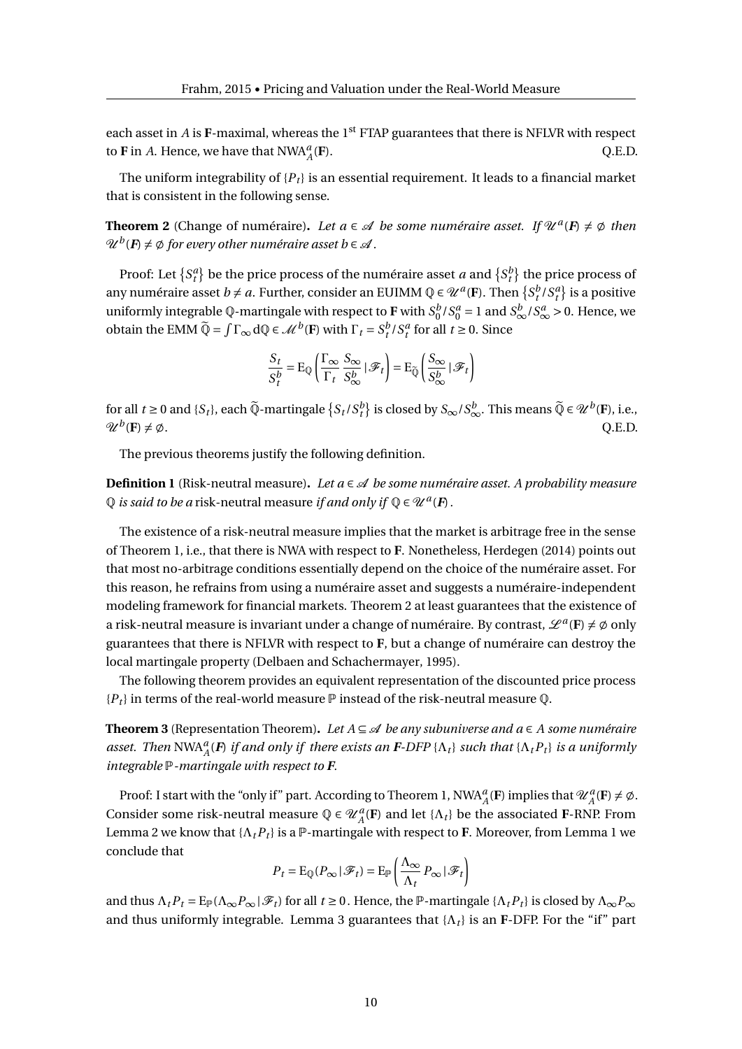each asset in $A$ is **F**-maximal, whereas the 1st FTAP guarantees that there is NFLVR with respect to **F** in $A$. Hence, we have that $\mathrm{NWA}^a_A(\mathbf{F})$. Q.E.D.

The uniform integrability of $\{P_t\}$ is an essential requirement. It leads to a financial market that is consistent in the following sense.

**Theorem 2** (Change of numéraire)**.** *Let $a \in \mathscr{A}$ be some numéraire asset. If $\mathscr{U}^a(\boldsymbol{F}) \neq \emptyset$ then $\mathscr{U}^b(\boldsymbol{F}) \neq \emptyset$ for every other numéraire asset $b \in \mathscr{A}$.*

Proof: Let $\{S^a_t\}$ be the price process of the numéraire asset $a$ and $\{S^b_t\}$ the price process of any numéraire asset $b \neq a$. Further, consider an EUIMM $\mathbb{Q} \in \mathscr{U}^a(\mathbf{F})$. Then $\{S^b_t/S^a_t\}$ is a positive uniformly integrable $\mathbb{Q}$-martingale with respect to **F** with $S^b_0/S^a_0 = 1$ and $S^b_\infty/S^a_\infty > 0$. Hence, we obtain the EMM $\widetilde{\mathbb{Q}} = \int \Gamma_\infty \, d\mathbb{Q} \in \mathscr{M}^b(\mathbf{F})$ with $\Gamma_t = S^b_t/S^a_t$ for all $t \geq 0$. Since

$$\frac{S_t}{S^b_t} = \mathrm{E}_{\mathbb{Q}}\left(\frac{\Gamma_\infty}{\Gamma_t}\,\frac{S_\infty}{S^b_\infty}\,|\,\mathscr{F}_t\right) = \mathrm{E}_{\widetilde{\mathbb{Q}}}\left(\frac{S_\infty}{S^b_\infty}\,|\,\mathscr{F}_t\right)$$

for all $t \geq 0$ and $\{S_t\}$, each $\widetilde{\mathbb{Q}}$-martingale $\{S_t/S^b_t\}$ is closed by $S_\infty/S^b_\infty$. This means $\widetilde{\mathbb{Q}} \in \mathscr{U}^b(\mathbf{F})$, i.e., $\mathscr{U}^b(\mathbf{F}) \neq \emptyset$. Q.E.D.

The previous theorems justify the following definition.

**Definition 1** (Risk-neutral measure)**.** *Let $a \in \mathscr{A}$ be some numéraire asset. A probability measure $\mathbb{Q}$ is said to be a* risk-neutral measure *if and only if $\mathbb{Q} \in \mathscr{U}^a(\boldsymbol{F})$.*

The existence of a risk-neutral measure implies that the market is arbitrage free in the sense of Theorem 1, i.e., that there is NWA with respect to **F**. Nonetheless, Herdegen (2014) points out that most no-arbitrage conditions essentially depend on the choice of the numéraire asset. For this reason, he refrains from using a numéraire asset and suggests a numéraire-independent modeling framework for financial markets. Theorem 2 at least guarantees that the existence of a risk-neutral measure is invariant under a change of numéraire. By contrast, $\mathscr{L}^a(\mathbf{F}) \neq \emptyset$ only guarantees that there is NFLVR with respect to **F**, but a change of numéraire can destroy the local martingale property (Delbaen and Schachermayer, 1995).

The following theorem provides an equivalent representation of the discounted price process $\{P_t\}$ in terms of the real-world measure $\mathbb{P}$ instead of the risk-neutral measure $\mathbb{Q}$.

**Theorem 3** (Representation Theorem)**.** *Let $A \subseteq \mathscr{A}$ be any subuniverse and $a \in A$ some numéraire asset. Then $\mathrm{NWA}^a_A(\boldsymbol{F})$ if and only if there exists an $\boldsymbol{F}$-DFP $\{\Lambda_t\}$ such that $\{\Lambda_t P_t\}$ is a uniformly integrable $\mathbb{P}$-martingale with respect to $\boldsymbol{F}$.*

Proof: I start with the "only if" part. According to Theorem 1, $\mathrm{NWA}^a_A(\mathbf{F})$ implies that $\mathscr{U}^a_A(\mathbf{F}) \neq \emptyset$. Consider some risk-neutral measure $\mathbb{Q} \in \mathscr{U}^a_A(\mathbf{F})$ and let $\{\Lambda_t\}$ be the associated **F**-RNP. From Lemma 2 we know that $\{\Lambda_t P_t\}$ is a $\mathbb{P}$-martingale with respect to **F**. Moreover, from Lemma 1 we conclude that

$$P_t = \mathrm{E}_{\mathbb{Q}}(P_\infty\,|\,\mathscr{F}_t) = \mathrm{E}_{\mathbb{P}}\left(\frac{\Lambda_\infty}{\Lambda_t}\,P_\infty\,|\,\mathscr{F}_t\right)$$

and thus $\Lambda_t P_t = \mathrm{E}_{\mathbb{P}}(\Lambda_\infty P_\infty\,|\,\mathscr{F}_t)$ for all $t \geq 0$. Hence, the $\mathbb{P}$-martingale $\{\Lambda_t P_t\}$ is closed by $\Lambda_\infty P_\infty$ and thus uniformly integrable. Lemma 3 guarantees that $\{\Lambda_t\}$ is an **F**-DFP. For the "if" part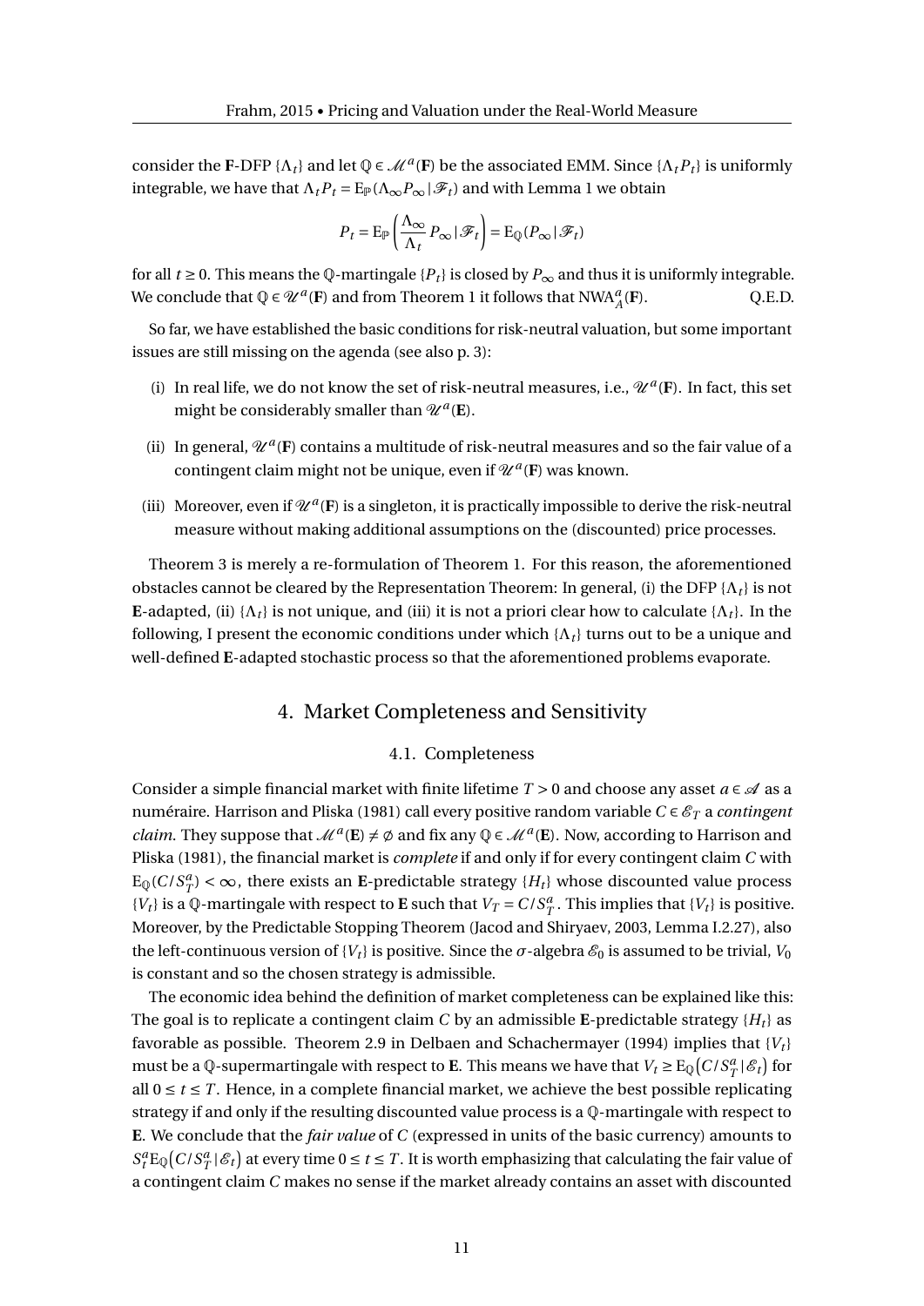consider the **F**-DFP $\{\Lambda_t\}$ and let $\mathbb{Q} \in \mathscr{M}^a(\mathbf{F})$ be the associated EMM. Since $\{\Lambda_t P_t\}$ is uniformly integrable, we have that $\Lambda_t P_t = \mathrm{E}_{\mathbb{P}}(\Lambda_\infty P_\infty \,|\, \mathscr{F}_t)$ and with Lemma 1 we obtain

$$P_t = \mathrm{E}_{\mathbb{P}}\left(\frac{\Lambda_\infty}{\Lambda_t} P_\infty \,|\, \mathscr{F}_t\right) = \mathrm{E}_{\mathbb{Q}}(P_\infty \,|\, \mathscr{F}_t)$$

for all $t \geq 0$. This means the $\mathbb{Q}$-martingale $\{P_t\}$ is closed by $P_\infty$ and thus it is uniformly integrable. We conclude that $\mathbb{Q} \in \mathscr{U}^a(\mathbf{F})$ and from Theorem 1 it follows that $\mathrm{NWA}_A^a(\mathbf{F})$. Q.E.D.

So far, we have established the basic conditions for risk-neutral valuation, but some important issues are still missing on the agenda (see also p. 3):

(i) In real life, we do not know the set of risk-neutral measures, i.e., $\mathscr{U}^a(\mathbf{F})$. In fact, this set might be considerably smaller than $\mathscr{U}^a(\mathbf{E})$.

(ii) In general, $\mathscr{U}^a(\mathbf{F})$ contains a multitude of risk-neutral measures and so the fair value of a contingent claim might not be unique, even if $\mathscr{U}^a(\mathbf{F})$ was known.

(iii) Moreover, even if $\mathscr{U}^a(\mathbf{F})$ is a singleton, it is practically impossible to derive the risk-neutral measure without making additional assumptions on the (discounted) price processes.

Theorem 3 is merely a re-formulation of Theorem 1. For this reason, the aforementioned obstacles cannot be cleared by the Representation Theorem: In general, (i) the DFP $\{\Lambda_t\}$ is not **E**-adapted, (ii) $\{\Lambda_t\}$ is not unique, and (iii) it is not a priori clear how to calculate $\{\Lambda_t\}$. In the following, I present the economic conditions under which $\{\Lambda_t\}$ turns out to be a unique and well-defined **E**-adapted stochastic process so that the aforementioned problems evaporate.

## 4. Market Completeness and Sensitivity

### 4.1. Completeness

Consider a simple financial market with finite lifetime $T > 0$ and choose any asset $a \in \mathscr{A}$ as a numéraire. Harrison and Pliska (1981) call every positive random variable $C \in \mathscr{E}_T$ a *contingent claim*. They suppose that $\mathscr{M}^a(\mathbf{E}) \neq \emptyset$ and fix any $\mathbb{Q} \in \mathscr{M}^a(\mathbf{E})$. Now, according to Harrison and Pliska (1981), the financial market is *complete* if and only if for every contingent claim $C$ with $\mathrm{E}_{\mathbb{Q}}(C/S_T^a) < \infty$, there exists an **E**-predictable strategy $\{H_t\}$ whose discounted value process $\{V_t\}$ is a $\mathbb{Q}$-martingale with respect to **E** such that $V_T = C/S_T^a$. This implies that $\{V_t\}$ is positive. Moreover, by the Predictable Stopping Theorem (Jacod and Shiryaev, 2003, Lemma I.2.27), also the left-continuous version of $\{V_t\}$ is positive. Since the $\sigma$-algebra $\mathscr{E}_0$ is assumed to be trivial, $V_0$ is constant and so the chosen strategy is admissible.

The economic idea behind the definition of market completeness can be explained like this: The goal is to replicate a contingent claim $C$ by an admissible **E**-predictable strategy $\{H_t\}$ as favorable as possible. Theorem 2.9 in Delbaen and Schachermayer (1994) implies that $\{V_t\}$ must be a $\mathbb{Q}$-supermartingale with respect to **E**. This means we have that $V_t \geq \mathrm{E}_{\mathbb{Q}}\big(C/S_T^a \,|\, \mathscr{E}_t\big)$ for all $0 \leq t \leq T$. Hence, in a complete financial market, we achieve the best possible replicating strategy if and only if the resulting discounted value process is a $\mathbb{Q}$-martingale with respect to **E**. We conclude that the *fair value* of $C$ (expressed in units of the basic currency) amounts to $S_t^a \mathrm{E}_{\mathbb{Q}}\big(C/S_T^a \,|\, \mathscr{E}_t\big)$ at every time $0 \leq t \leq T$. It is worth emphasizing that calculating the fair value of a contingent claim $C$ makes no sense if the market already contains an asset with discounted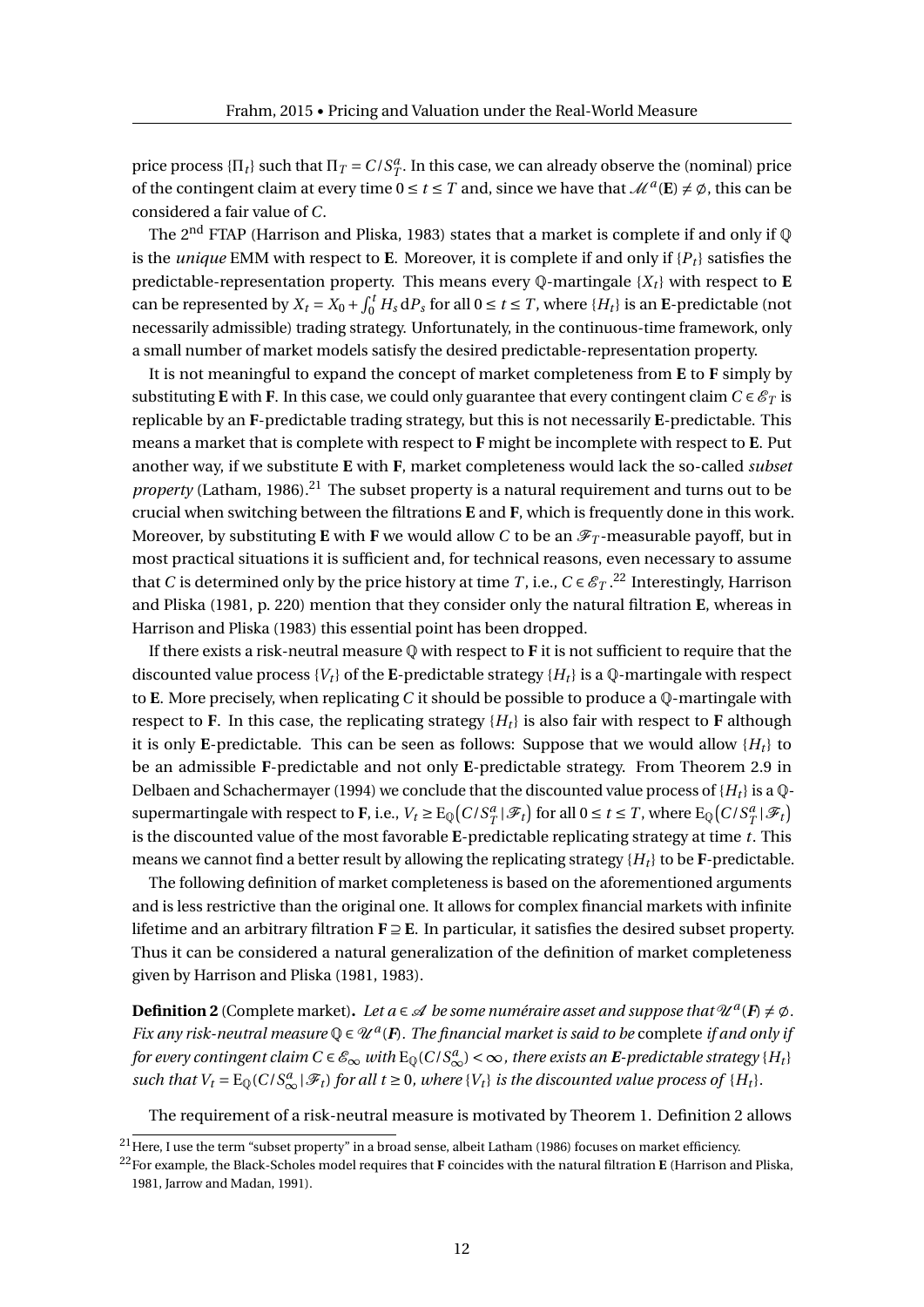price process $\{\Pi_t\}$ such that $\Pi_T = C/S^a_T$. In this case, we can already observe the (nominal) price of the contingent claim at every time $0 \le t \le T$ and, since we have that $\mathscr{M}^a(\mathbf{E}) \neq \emptyset$, this can be considered a fair value of $C$.

The 2[nd] FTAP (Harrison and Pliska, 1983) states that a market is complete if and only if $\mathbb{Q}$ is the *unique* EMM with respect to **E**. Moreover, it is complete if and only if $\{P_t\}$ satisfies the predictable-representation property. This means every $\mathbb{Q}$-martingale $\{X_t\}$ with respect to **E** can be represented by $X_t = X_0 + \int_0^t H_s \,\mathrm{d}P_s$ for all $0 \le t \le T$, where $\{H_t\}$ is an **E**-predictable (not necessarily admissible) trading strategy. Unfortunately, in the continuous-time framework, only a small number of market models satisfy the desired predictable-representation property.

It is not meaningful to expand the concept of market completeness from **E** to **F** simply by substituting **E** with **F**. In this case, we could only guarantee that every contingent claim $C \in \mathscr{E}_T$ is replicable by an **F**-predictable trading strategy, but this is not necessarily **E**-predictable. This means a market that is complete with respect to **F** might be incomplete with respect to **E**. Put another way, if we substitute **E** with **F**, market completeness would lack the so-called *subset property* (Latham, 1986).[21] The subset property is a natural requirement and turns out to be crucial when switching between the filtrations **E** and **F**, which is frequently done in this work. Moreover, by substituting **E** with **F** we would allow $C$ to be an $\mathscr{F}_T$-measurable payoff, but in most practical situations it is sufficient and, for technical reasons, even necessary to assume that $C$ is determined only by the price history at time $T$, i.e., $C \in \mathscr{E}_T$.[22] Interestingly, Harrison and Pliska (1981, p. 220) mention that they consider only the natural filtration **E**, whereas in Harrison and Pliska (1983) this essential point has been dropped.

If there exists a risk-neutral measure $\mathbb{Q}$ with respect to **F** it is not sufficient to require that the discounted value process $\{V_t\}$ of the **E**-predictable strategy $\{H_t\}$ is a $\mathbb{Q}$-martingale with respect to **E**. More precisely, when replicating $C$ it should be possible to produce a $\mathbb{Q}$-martingale with respect to **F**. In this case, the replicating strategy $\{H_t\}$ is also fair with respect to **F** although it is only **E**-predictable. This can be seen as follows: Suppose that we would allow $\{H_t\}$ to be an admissible **F**-predictable and not only **E**-predictable strategy. From Theorem 2.9 in Delbaen and Schachermayer (1994) we conclude that the discounted value process of $\{H_t\}$ is a $\mathbb{Q}$-supermartingale with respect to **F**, i.e., $V_t \ge \mathrm{E}_{\mathbb{Q}}\big(C/S^a_T \,|\, \mathscr{F}_t\big)$ for all $0 \le t \le T$, where $\mathrm{E}_{\mathbb{Q}}\big(C/S^a_T \,|\, \mathscr{F}_t\big)$ is the discounted value of the most favorable **E**-predictable replicating strategy at time $t$. This means we cannot find a better result by allowing the replicating strategy $\{H_t\}$ to be **F**-predictable.

The following definition of market completeness is based on the aforementioned arguments and is less restrictive than the original one. It allows for complex financial markets with infinite lifetime and an arbitrary filtration $\mathbf{F} \supseteq \mathbf{E}$. In particular, it satisfies the desired subset property. Thus it can be considered a natural generalization of the definition of market completeness given by Harrison and Pliska (1981, 1983).

**Definition 2** (Complete market)**.** *Let $a \in \mathscr{A}$ be some numéraire asset and suppose that $\mathscr{U}^a(\boldsymbol{F}) \neq \emptyset$. Fix any risk-neutral measure $\mathbb{Q} \in \mathscr{U}^a(\boldsymbol{F})$. The financial market is said to be* complete *if and only if for every contingent claim $C \in \mathscr{E}_\infty$ with $\mathrm{E}_{\mathbb{Q}}(C/S^a_\infty) < \infty$, there exists an **E**-predictable strategy $\{H_t\}$ such that $V_t = \mathrm{E}_{\mathbb{Q}}(C/S^a_\infty \,|\, \mathscr{F}_t)$ for all $t \ge 0$, where $\{V_t\}$ is the discounted value process of $\{H_t\}$.*

The requirement of a risk-neutral measure is motivated by Theorem 1. Definition 2 allows

[21] Here, I use the term "subset property" in a broad sense, albeit Latham (1986) focuses on market efficiency.

[22] For example, the Black-Scholes model requires that **F** coincides with the natural filtration **E** (Harrison and Pliska, 1981, Jarrow and Madan, 1991).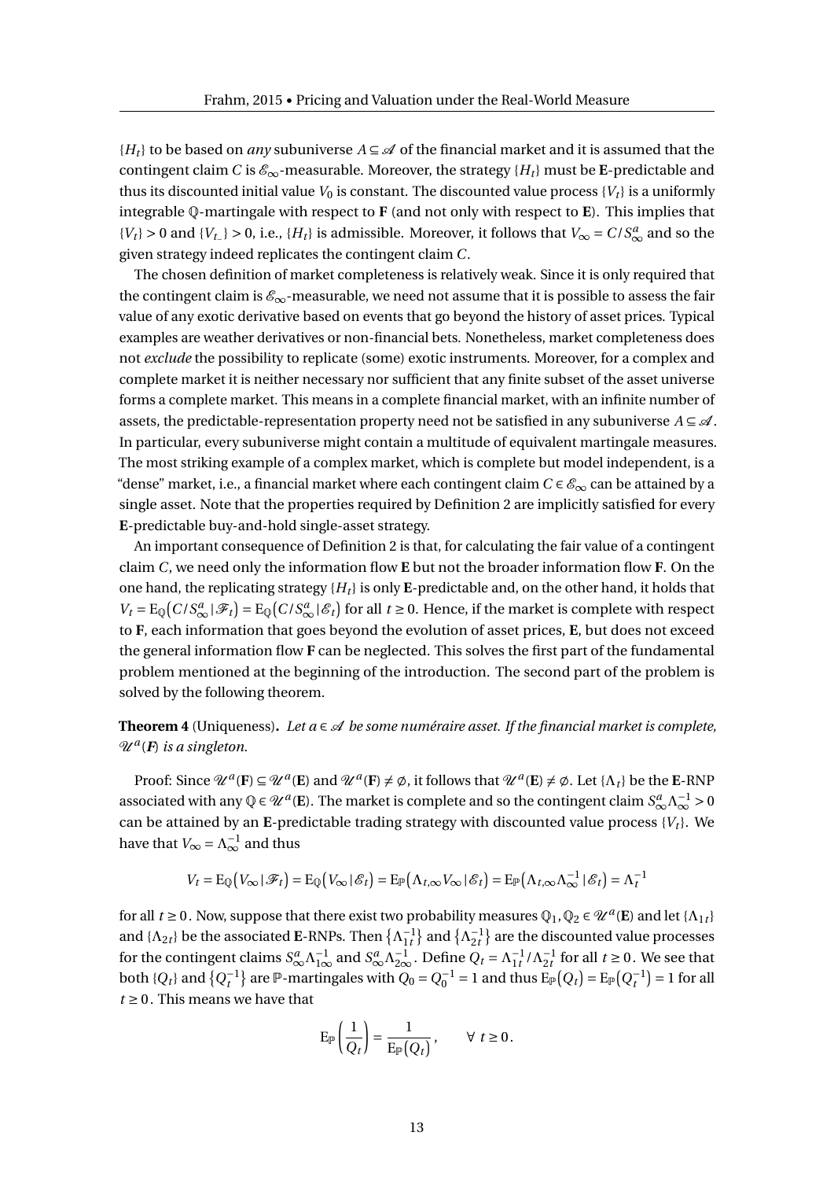$\{H_t\}$ to be based on *any* subuniverse $A \subseteq \mathscr{A}$ of the financial market and it is assumed that the contingent claim $C$ is $\mathscr{E}_\infty$-measurable. Moreover, the strategy $\{H_t\}$ must be **E**-predictable and thus its discounted initial value $V_0$ is constant. The discounted value process $\{V_t\}$ is a uniformly integrable $\mathbb{Q}$-martingale with respect to **F** (and not only with respect to **E**). This implies that $\{V_t\} > 0$ and $\{V_{t_-}\} > 0$, i.e., $\{H_t\}$ is admissible. Moreover, it follows that $V_\infty = C/S_\infty^a$ and so the given strategy indeed replicates the contingent claim $C$.

The chosen definition of market completeness is relatively weak. Since it is only required that the contingent claim is $\mathscr{E}_\infty$-measurable, we need not assume that it is possible to assess the fair value of any exotic derivative based on events that go beyond the history of asset prices. Typical examples are weather derivatives or non-financial bets. Nonetheless, market completeness does not *exclude* the possibility to replicate (some) exotic instruments. Moreover, for a complex and complete market it is neither necessary nor sufficient that any finite subset of the asset universe forms a complete market. This means in a complete financial market, with an infinite number of assets, the predictable-representation property need not be satisfied in any subuniverse $A \subseteq \mathscr{A}$. In particular, every subuniverse might contain a multitude of equivalent martingale measures. The most striking example of a complex market, which is complete but model independent, is a "dense" market, i.e., a financial market where each contingent claim $C \in \mathscr{E}_\infty$ can be attained by a single asset. Note that the properties required by Definition 2 are implicitly satisfied for every **E**-predictable buy-and-hold single-asset strategy.

An important consequence of Definition 2 is that, for calculating the fair value of a contingent claim $C$, we need only the information flow **E** but not the broader information flow **F**. On the one hand, the replicating strategy $\{H_t\}$ is only **E**-predictable and, on the other hand, it holds that $V_t = \mathrm{E}_{\mathbb{Q}}\big(C/S_\infty^a \,|\, \mathscr{F}_t\big) = \mathrm{E}_{\mathbb{Q}}\big(C/S_\infty^a \,|\, \mathscr{E}_t\big)$ for all $t \geq 0$. Hence, if the market is complete with respect to **F**, each information that goes beyond the evolution of asset prices, **E**, but does not exceed the general information flow **F** can be neglected. This solves the first part of the fundamental problem mentioned at the beginning of the introduction. The second part of the problem is solved by the following theorem.

**Theorem 4** (Uniqueness)**.** *Let $a \in \mathscr{A}$ be some numéraire asset. If the financial market is complete, $\mathscr{U}^a(\boldsymbol{F})$ is a singleton.*

Proof: Since $\mathscr{U}^a(\mathbf{F}) \subseteq \mathscr{U}^a(\mathbf{E})$ and $\mathscr{U}^a(\mathbf{F}) \neq \emptyset$, it follows that $\mathscr{U}^a(\mathbf{E}) \neq \emptyset$. Let $\{\Lambda_t\}$ be the **E**-RNP associated with any $\mathbb{Q} \in \mathscr{U}^a(\mathbf{E})$. The market is complete and so the contingent claim $S_\infty^a \Lambda_\infty^{-1} > 0$ can be attained by an **E**-predictable trading strategy with discounted value process $\{V_t\}$. We have that $V_\infty = \Lambda_\infty^{-1}$ and thus

$$V_t = \mathrm{E}_{\mathbb{Q}}\big(V_\infty \,|\, \mathscr{F}_t\big) = \mathrm{E}_{\mathbb{Q}}\big(V_\infty \,|\, \mathscr{E}_t\big) = \mathrm{E}_{\mathbb{P}}\big(\Lambda_{t,\infty} V_\infty \,|\, \mathscr{E}_t\big) = \mathrm{E}_{\mathbb{P}}\big(\Lambda_{t,\infty} \Lambda_\infty^{-1} \,|\, \mathscr{E}_t\big) = \Lambda_t^{-1}$$

for all $t \geq 0$. Now, suppose that there exist two probability measures $\mathbb{Q}_1, \mathbb{Q}_2 \in \mathscr{U}^a(\mathbf{E})$ and let $\{\Lambda_{1t}\}$ and $\{\Lambda_{2t}\}$ be the associated **E**-RNPs. Then $\{\Lambda_{1t}^{-1}\}$ and $\{\Lambda_{2t}^{-1}\}$ are the discounted value processes for the contingent claims $S_\infty^a \Lambda_{1\infty}^{-1}$ and $S_\infty^a \Lambda_{2\infty}^{-1}$. Define $Q_t = \Lambda_{1t}^{-1}/\Lambda_{2t}^{-1}$ for all $t \geq 0$. We see that both $\{Q_t\}$ and $\{Q_t^{-1}\}$ are $\mathbb{P}$-martingales with $Q_0 = Q_0^{-1} = 1$ and thus $\mathrm{E}_{\mathbb{P}}(Q_t) = \mathrm{E}_{\mathbb{P}}(Q_t^{-1}) = 1$ for all $t \geq 0$. This means we have that

$$\mathrm{E}_{\mathbb{P}}\left(\frac{1}{Q_t}\right) = \frac{1}{\mathrm{E}_{\mathbb{P}}(Q_t)}, \qquad \forall\; t \geq 0.$$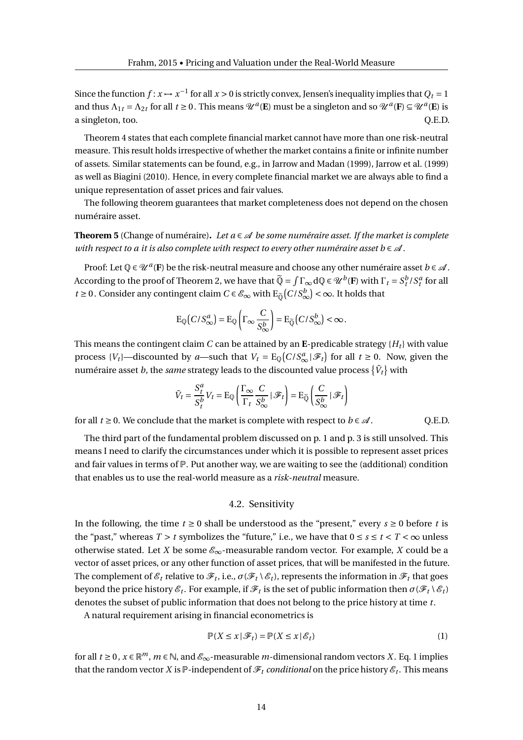Since the function $f: x \mapsto x^{-1}$ for all $x > 0$ is strictly convex, Jensen's inequality implies that $Q_t = 1$ and thus $\Lambda_{1t} = \Lambda_{2t}$ for all $t \geq 0$. This means $\mathscr{U}^a(\mathbf{E})$ must be a singleton and so $\mathscr{U}^a(\mathbf{F}) \subseteq \mathscr{U}^a(\mathbf{E})$ is a singleton, too. Q.E.D.

Theorem 4 states that each complete financial market cannot have more than one risk-neutral measure. This result holds irrespective of whether the market contains a finite or infinite number of assets. Similar statements can be found, e.g., in Jarrow and Madan (1999), Jarrow et al. (1999) as well as Biagini (2010). Hence, in every complete financial market we are always able to find a unique representation of asset prices and fair values.

The following theorem guarantees that market completeness does not depend on the chosen numéraire asset.

**Theorem 5** (Change of numéraire)**.** *Let $a \in \mathscr{A}$ be some numéraire asset. If the market is complete with respect to a it is also complete with respect to every other numéraire asset $b \in \mathscr{A}$.*

Proof: Let $\mathbb{Q} \in \mathscr{U}^a(\mathbf{F})$ be the risk-neutral measure and choose any other numéraire asset $b \in \mathscr{A}$. According to the proof of Theorem 2, we have that $\widetilde{\mathbb{Q}} = \int \Gamma_\infty \, d\mathbb{Q} \in \mathscr{U}^b(\mathbf{F})$ with $\Gamma_t = S_t^b / S_t^a$ for all $t \geq 0$. Consider any contingent claim $C \in \mathscr{E}_\infty$ with $\mathrm{E}_{\widetilde{\mathbb{Q}}}\big(C/S_\infty^b\big) < \infty$. It holds that

$$\mathrm{E}_{\mathbb{Q}}\big(C/S_\infty^a\big) = \mathrm{E}_{\mathbb{Q}}\left(\Gamma_\infty \frac{C}{S_\infty^b}\right) = \mathrm{E}_{\widetilde{\mathbb{Q}}}\big(C/S_\infty^b\big) < \infty .$$

This means the contingent claim $C$ can be attained by an $\mathbf{E}$-predicable strategy $\{H_t\}$ with value process $\{V_t\}$—discounted by $a$—such that $V_t = \mathrm{E}_{\mathbb{Q}}\big(C/S_\infty^a \,|\, \mathscr{F}_t\big)$ for all $t \geq 0$. Now, given the numéraire asset $b$, the *same* strategy leads to the discounted value process $\{\tilde{V}_t\}$ with

$$\tilde{V}_t = \frac{S_t^a}{S_t^b} V_t = \mathrm{E}_{\mathbb{Q}}\left(\frac{\Gamma_\infty}{\Gamma_t} \frac{C}{S_\infty^b} \,|\, \mathscr{F}_t\right) = \mathrm{E}_{\widetilde{\mathbb{Q}}}\left(\frac{C}{S_\infty^b} \,|\, \mathscr{F}_t\right)$$

for all $t \geq 0$. We conclude that the market is complete with respect to $b \in \mathscr{A}$. Q.E.D.

The third part of the fundamental problem discussed on p. 1 and p. 3 is still unsolved. This means I need to clarify the circumstances under which it is possible to represent asset prices and fair values in terms of $\mathbb{P}$. Put another way, we are waiting to see the (additional) condition that enables us to use the real-world measure as a *risk-neutral* measure.

### 4.2. Sensitivity

In the following, the time $t \geq 0$ shall be understood as the "present," every $s \geq 0$ before $t$ is the "past," whereas $T > t$ symbolizes the "future," i.e., we have that $0 \leq s \leq t < T < \infty$ unless otherwise stated. Let $X$ be some $\mathscr{E}_\infty$-measurable random vector. For example, $X$ could be a vector of asset prices, or any other function of asset prices, that will be manifested in the future. The complement of $\mathscr{E}_t$ relative to $\mathscr{F}_t$, i.e., $\sigma(\mathscr{F}_t \setminus \mathscr{E}_t)$, represents the information in $\mathscr{F}_t$ that goes beyond the price history $\mathscr{E}_t$. For example, if $\mathscr{F}_t$ is the set of public information then $\sigma(\mathscr{F}_t \setminus \mathscr{E}_t)$ denotes the subset of public information that does not belong to the price history at time $t$.

A natural requirement arising in financial econometrics is

$$\mathbb{P}(X \leq x \,|\, \mathscr{F}_t) = \mathbb{P}(X \leq x \,|\, \mathscr{E}_t) \tag{1}$$

for all $t \geq 0$, $x \in \mathbb{R}^m$, $m \in \mathbb{N}$, and $\mathscr{E}_\infty$-measurable $m$-dimensional random vectors $X$. Eq. 1 implies that the random vector $X$ is $\mathbb{P}$-independent of $\mathscr{F}_t$ *conditional* on the price history $\mathscr{E}_t$. This means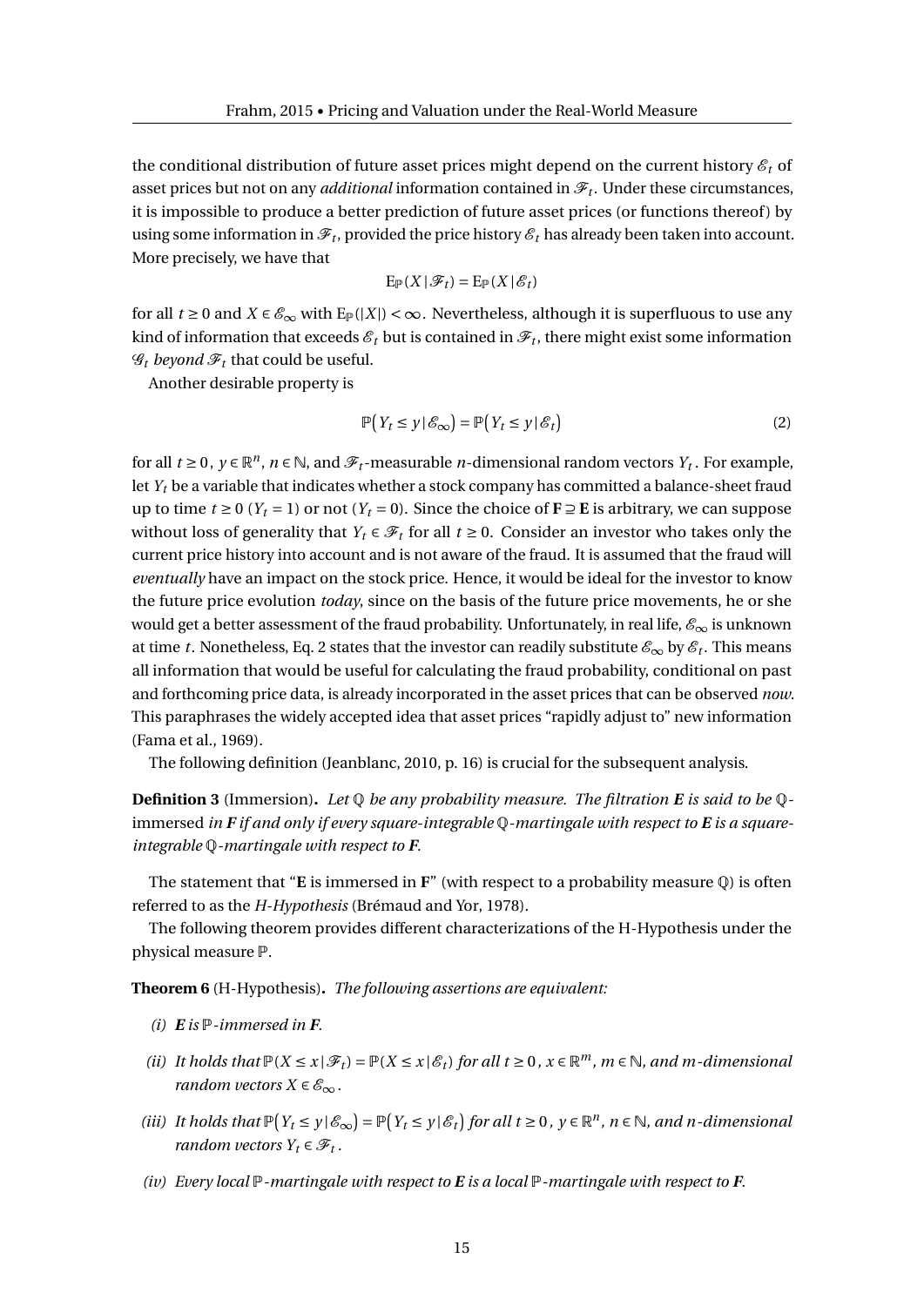the conditional distribution of future asset prices might depend on the current history $\mathscr{E}_t$ of asset prices but not on any *additional* information contained in $\mathscr{F}_t$. Under these circumstances, it is impossible to produce a better prediction of future asset prices (or functions thereof) by using some information in $\mathscr{F}_t$, provided the price history $\mathscr{E}_t$ has already been taken into account. More precisely, we have that

$$\mathrm{E}_{\mathbb{P}}(X \,|\, \mathscr{F}_t) = \mathrm{E}_{\mathbb{P}}(X \,|\, \mathscr{E}_t)$$

for all $t \geq 0$ and $X \in \mathscr{E}_\infty$ with $\mathrm{E}_{\mathbb{P}}(|X|) < \infty$. Nevertheless, although it is superfluous to use any kind of information that exceeds $\mathscr{E}_t$ but is contained in $\mathscr{F}_t$, there might exist some information $\mathscr{G}_t$ *beyond* $\mathscr{F}_t$ that could be useful.

Another desirable property is

$$\mathbb{P}\big(Y_t \leq y \,|\, \mathscr{E}_\infty\big) = \mathbb{P}\big(Y_t \leq y \,|\, \mathscr{E}_t\big) \tag{2}$$

for all $t \geq 0$, $y \in \mathbb{R}^n$, $n \in \mathbb{N}$, and $\mathscr{F}_t$-measurable $n$-dimensional random vectors $Y_t$. For example, let $Y_t$ be a variable that indicates whether a stock company has committed a balance-sheet fraud up to time $t \geq 0$ ($Y_t = 1$) or not ($Y_t = 0$). Since the choice of $\mathbf{F} \supseteq \mathbf{E}$ is arbitrary, we can suppose without loss of generality that $Y_t \in \mathscr{F}_t$ for all $t \geq 0$. Consider an investor who takes only the current price history into account and is not aware of the fraud. It is assumed that the fraud will *eventually* have an impact on the stock price. Hence, it would be ideal for the investor to know the future price evolution *today*, since on the basis of the future price movements, he or she would get a better assessment of the fraud probability. Unfortunately, in real life, $\mathscr{E}_\infty$ is unknown at time $t$. Nonetheless, Eq. 2 states that the investor can readily substitute $\mathscr{E}_\infty$ by $\mathscr{E}_t$. This means all information that would be useful for calculating the fraud probability, conditional on past and forthcoming price data, is already incorporated in the asset prices that can be observed *now*. This paraphrases the widely accepted idea that asset prices "rapidly adjust to" new information (Fama et al., 1969).

The following definition (Jeanblanc, 2010, p. 16) is crucial for the subsequent analysis.

**Definition 3** (Immersion)**.** *Let $\mathbb{Q}$ be any probability measure. The filtration $\mathbf{E}$ is said to be $\mathbb{Q}$-*immersed *in $\mathbf{F}$ if and only if every square-integrable $\mathbb{Q}$-martingale with respect to $\mathbf{E}$ is a square-integrable $\mathbb{Q}$-martingale with respect to $\mathbf{F}$.*

The statement that "$\mathbf{E}$ is immersed in $\mathbf{F}$" (with respect to a probability measure $\mathbb{Q}$) is often referred to as the *H-Hypothesis* (Brémaud and Yor, 1978).

The following theorem provides different characterizations of the H-Hypothesis under the physical measure $\mathbb{P}$.

**Theorem 6** (H-Hypothesis)**.** *The following assertions are equivalent:*

*(i) $\mathbf{E}$ is $\mathbb{P}$-immersed in $\mathbf{F}$.*

*(ii) It holds that $\mathbb{P}(X \leq x \,|\, \mathscr{F}_t) = \mathbb{P}(X \leq x \,|\, \mathscr{E}_t)$ for all $t \geq 0$, $x \in \mathbb{R}^m$, $m \in \mathbb{N}$, and $m$-dimensional random vectors $X \in \mathscr{E}_\infty$.*

*(iii) It holds that $\mathbb{P}\big(Y_t \leq y \,|\, \mathscr{E}_\infty\big) = \mathbb{P}\big(Y_t \leq y \,|\, \mathscr{E}_t\big)$ for all $t \geq 0$, $y \in \mathbb{R}^n$, $n \in \mathbb{N}$, and $n$-dimensional random vectors $Y_t \in \mathscr{F}_t$.*

*(iv) Every local $\mathbb{P}$-martingale with respect to $\mathbf{E}$ is a local $\mathbb{P}$-martingale with respect to $\mathbf{F}$.*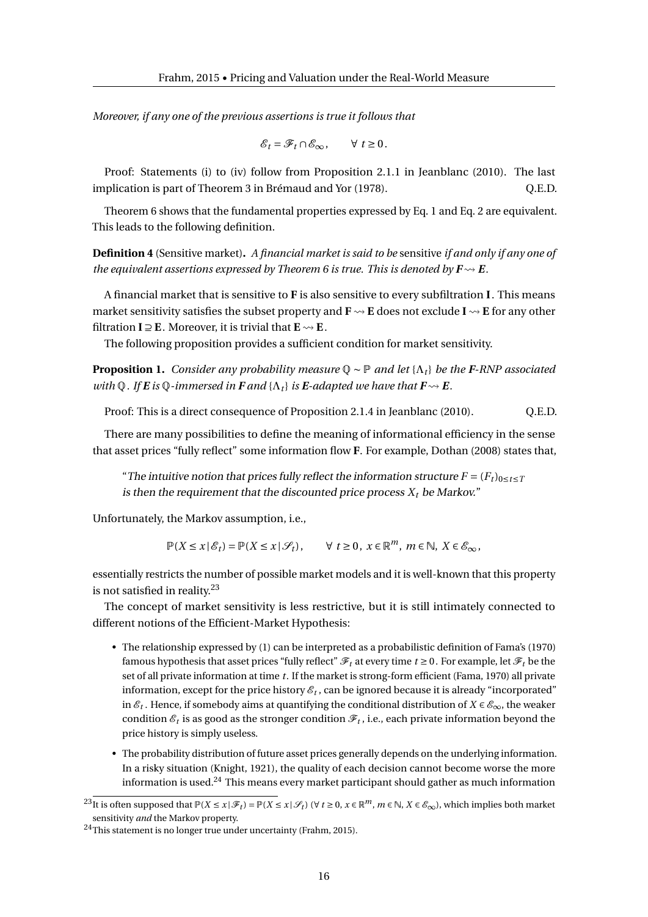*Moreover, if any one of the previous assertions is true it follows that*

$$\mathscr{E}_t = \mathscr{F}_t \cap \mathscr{E}_\infty\,, \qquad \forall\ t \geq 0\,.$$

Proof: Statements (i) to (iv) follow from Proposition 2.1.1 in Jeanblanc (2010). The last implication is part of Theorem 3 in Brémaud and Yor (1978). Q.E.D.

Theorem 6 shows that the fundamental properties expressed by Eq. 1 and Eq. 2 are equivalent. This leads to the following definition.

**Definition 4** (Sensitive market)**.** *A financial market is said to be* sensitive *if and only if any one of the equivalent assertions expressed by Theorem 6 is true. This is denoted by $\boldsymbol{F} \rightsquigarrow \boldsymbol{E}$.*

A financial market that is sensitive to $\mathbf{F}$ is also sensitive to every subfiltration $\mathbf{I}$. This means market sensitivity satisfies the subset property and $\mathbf{F} \rightsquigarrow \mathbf{E}$ does not exclude $\mathbf{I} \rightsquigarrow \mathbf{E}$ for any other filtration $\mathbf{I} \supseteq \mathbf{E}$. Moreover, it is trivial that $\mathbf{E} \rightsquigarrow \mathbf{E}$.

The following proposition provides a sufficient condition for market sensitivity.

**Proposition 1.** *Consider any probability measure $\mathbb{Q} \sim \mathbb{P}$ and let $\{\Lambda_t\}$ be the $\boldsymbol{F}$-RNP associated with $\mathbb{Q}$. If $\boldsymbol{E}$ is $\mathbb{Q}$-immersed in $\boldsymbol{F}$ and $\{\Lambda_t\}$ is $\boldsymbol{E}$-adapted we have that $\boldsymbol{F} \rightsquigarrow \boldsymbol{E}$.*

Proof: This is a direct consequence of Proposition 2.1.4 in Jeanblanc (2010). Q.E.D.

There are many possibilities to define the meaning of informational efficiency in the sense that asset prices "fully reflect" some information flow $\mathbf{F}$. For example, Dothan (2008) states that,

> "*The intuitive notion that prices fully reflect the information structure $F = (F_t)_{0 \leq t \leq T}$ is then the requirement that the discounted price process $X_t$ be Markov.*"

Unfortunately, the Markov assumption, i.e.,

$$\mathbb{P}(X \leq x \,|\, \mathscr{E}_t) = \mathbb{P}(X \leq x \,|\, \mathscr{S}_t)\,, \qquad \forall\ t \geq 0\,,\ x \in \mathbb{R}^m,\ m \in \mathbb{N},\ X \in \mathscr{E}_\infty\,,$$

essentially restricts the number of possible market models and it is well-known that this property is not satisfied in reality.[23]

The concept of market sensitivity is less restrictive, but it is still intimately connected to different notions of the Efficient-Market Hypothesis:

- The relationship expressed by (1) can be interpreted as a probabilistic definition of Fama's (1970) famous hypothesis that asset prices "fully reflect" $\mathscr{F}_t$ at every time $t \geq 0$. For example, let $\mathscr{F}_t$ be the set of all private information at time $t$. If the market is strong-form efficient (Fama, 1970) all private information, except for the price history $\mathscr{E}_t$, can be ignored because it is already "incorporated" in $\mathscr{E}_t$. Hence, if somebody aims at quantifying the conditional distribution of $X \in \mathscr{E}_\infty$, the weaker condition $\mathscr{E}_t$ is as good as the stronger condition $\mathscr{F}_t$, i.e., each private information beyond the price history is simply useless.
- The probability distribution of future asset prices generally depends on the underlying information. In a risky situation (Knight, 1921), the quality of each decision cannot become worse the more information is used.[24] This means every market participant should gather as much information

[23] It is often supposed that $\mathbb{P}(X \leq x \,|\, \mathscr{F}_t) = \mathbb{P}(X \leq x \,|\, \mathscr{S}_t)$ ($\forall\ t \geq 0$, $x \in \mathbb{R}^m$, $m \in \mathbb{N}$, $X \in \mathscr{E}_\infty$), which implies both market sensitivity *and* the Markov property.

[24] This statement is no longer true under uncertainty (Frahm, 2015).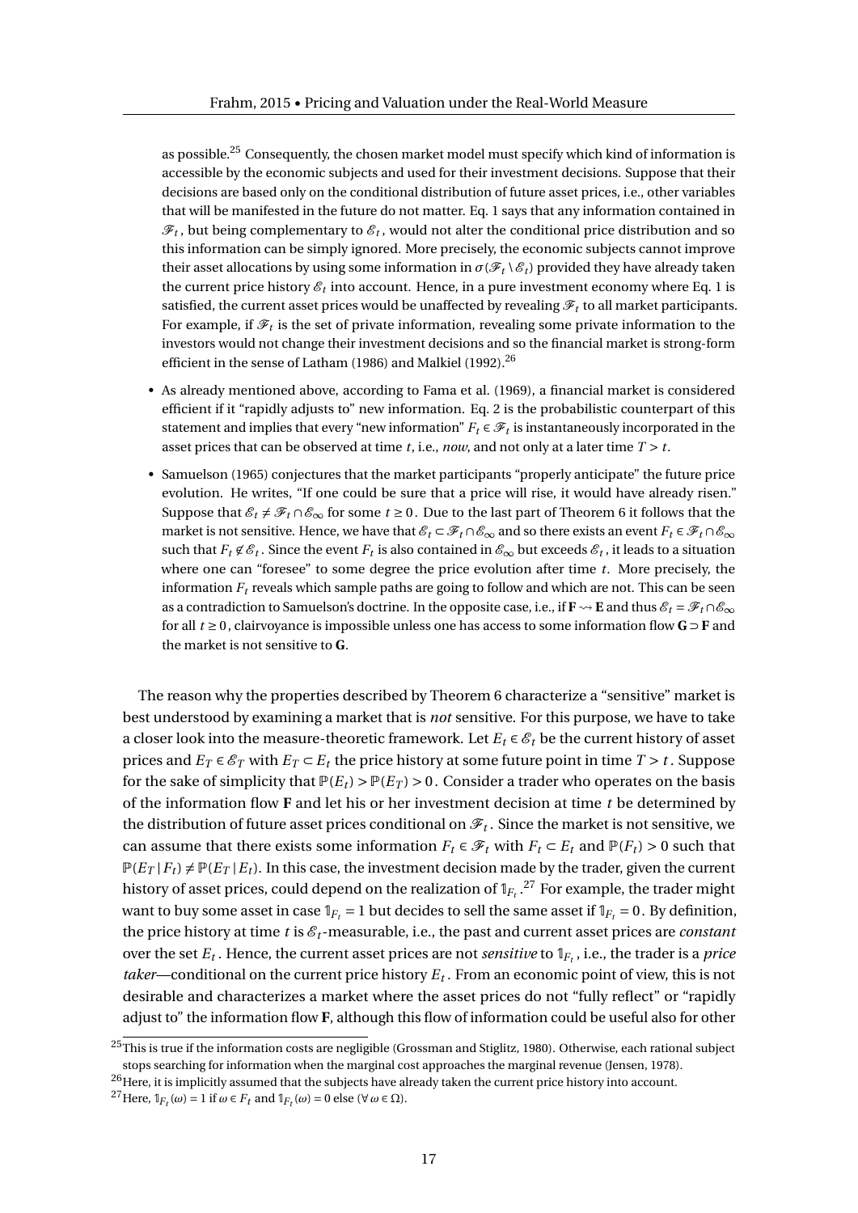as possible.[25] Consequently, the chosen market model must specify which kind of information is accessible by the economic subjects and used for their investment decisions. Suppose that their decisions are based only on the conditional distribution of future asset prices, i.e., other variables that will be manifested in the future do not matter. Eq. 1 says that any information contained in $\mathscr{F}_t$, but being complementary to $\mathscr{E}_t$, would not alter the conditional price distribution and so this information can be simply ignored. More precisely, the economic subjects cannot improve their asset allocations by using some information in $\sigma(\mathscr{F}_t \setminus \mathscr{E}_t)$ provided they have already taken the current price history $\mathscr{E}_t$ into account. Hence, in a pure investment economy where Eq. 1 is satisfied, the current asset prices would be unaffected by revealing $\mathscr{F}_t$ to all market participants. For example, if $\mathscr{F}_t$ is the set of private information, revealing some private information to the investors would not change their investment decisions and so the financial market is strong-form efficient in the sense of Latham (1986) and Malkiel (1992).[26]

- As already mentioned above, according to Fama et al. (1969), a financial market is considered efficient if it "rapidly adjusts to" new information. Eq. 2 is the probabilistic counterpart of this statement and implies that every "new information" $F_t \in \mathscr{F}_t$ is instantaneously incorporated in the asset prices that can be observed at time $t$, i.e., *now*, and not only at a later time $T > t$.
- Samuelson (1965) conjectures that the market participants "properly anticipate" the future price evolution. He writes, "If one could be sure that a price will rise, it would have already risen." Suppose that $\mathscr{E}_t \neq \mathscr{F}_t \cap \mathscr{E}_\infty$ for some $t \geq 0$. Due to the last part of Theorem 6 it follows that the market is not sensitive. Hence, we have that $\mathscr{E}_t \subset \mathscr{F}_t \cap \mathscr{E}_\infty$ and so there exists an event $F_t \in \mathscr{F}_t \cap \mathscr{E}_\infty$ such that $F_t \notin \mathscr{E}_t$. Since the event $F_t$ is also contained in $\mathscr{E}_\infty$ but exceeds $\mathscr{E}_t$, it leads to a situation where one can "foresee" to some degree the price evolution after time $t$. More precisely, the information $F_t$ reveals which sample paths are going to follow and which are not. This can be seen as a contradiction to Samuelson's doctrine. In the opposite case, i.e., if $\mathbf{F} \rightsquigarrow \mathbf{E}$ and thus $\mathscr{E}_t = \mathscr{F}_t \cap \mathscr{E}_\infty$ for all $t \geq 0$, clairvoyance is impossible unless one has access to some information flow $\mathbf{G} \supset \mathbf{F}$ and the market is not sensitive to $\mathbf{G}$.

The reason why the properties described by Theorem 6 characterize a "sensitive" market is best understood by examining a market that is *not* sensitive. For this purpose, we have to take a closer look into the measure-theoretic framework. Let $E_t \in \mathscr{E}_t$ be the current history of asset prices and $E_T \in \mathscr{E}_T$ with $E_T \subset E_t$ the price history at some future point in time $T > t$. Suppose for the sake of simplicity that $\mathbb{P}(E_t) > \mathbb{P}(E_T) > 0$. Consider a trader who operates on the basis of the information flow $\mathbf{F}$ and let his or her investment decision at time $t$ be determined by the distribution of future asset prices conditional on $\mathscr{F}_t$. Since the market is not sensitive, we can assume that there exists some information $F_t \in \mathscr{F}_t$ with $F_t \subset E_t$ and $\mathbb{P}(F_t) > 0$ such that $\mathbb{P}(E_T \mid F_t) \neq \mathbb{P}(E_T \mid E_t)$. In this case, the investment decision made by the trader, given the current history of asset prices, could depend on the realization of $\mathbb{1}_{F_t}$.[27] For example, the trader might want to buy some asset in case $\mathbb{1}_{F_t} = 1$ but decides to sell the same asset if $\mathbb{1}_{F_t} = 0$. By definition, the price history at time $t$ is $\mathscr{E}_t$-measurable, i.e., the past and current asset prices are *constant* over the set $E_t$. Hence, the current asset prices are not *sensitive* to $\mathbb{1}_{F_t}$, i.e., the trader is a *price taker*—conditional on the current price history $E_t$. From an economic point of view, this is not desirable and characterizes a market where the asset prices do not "fully reflect" or "rapidly adjust to" the information flow $\mathbf{F}$, although this flow of information could be useful also for other

[25] This is true if the information costs are negligible (Grossman and Stiglitz, 1980). Otherwise, each rational subject stops searching for information when the marginal cost approaches the marginal revenue (Jensen, 1978).

[26] Here, it is implicitly assumed that the subjects have already taken the current price history into account.

[27] Here, $\mathbb{1}_{F_t}(\omega) = 1$ if $\omega \in F_t$ and $\mathbb{1}_{F_t}(\omega) = 0$ else $(\forall\, \omega \in \Omega)$.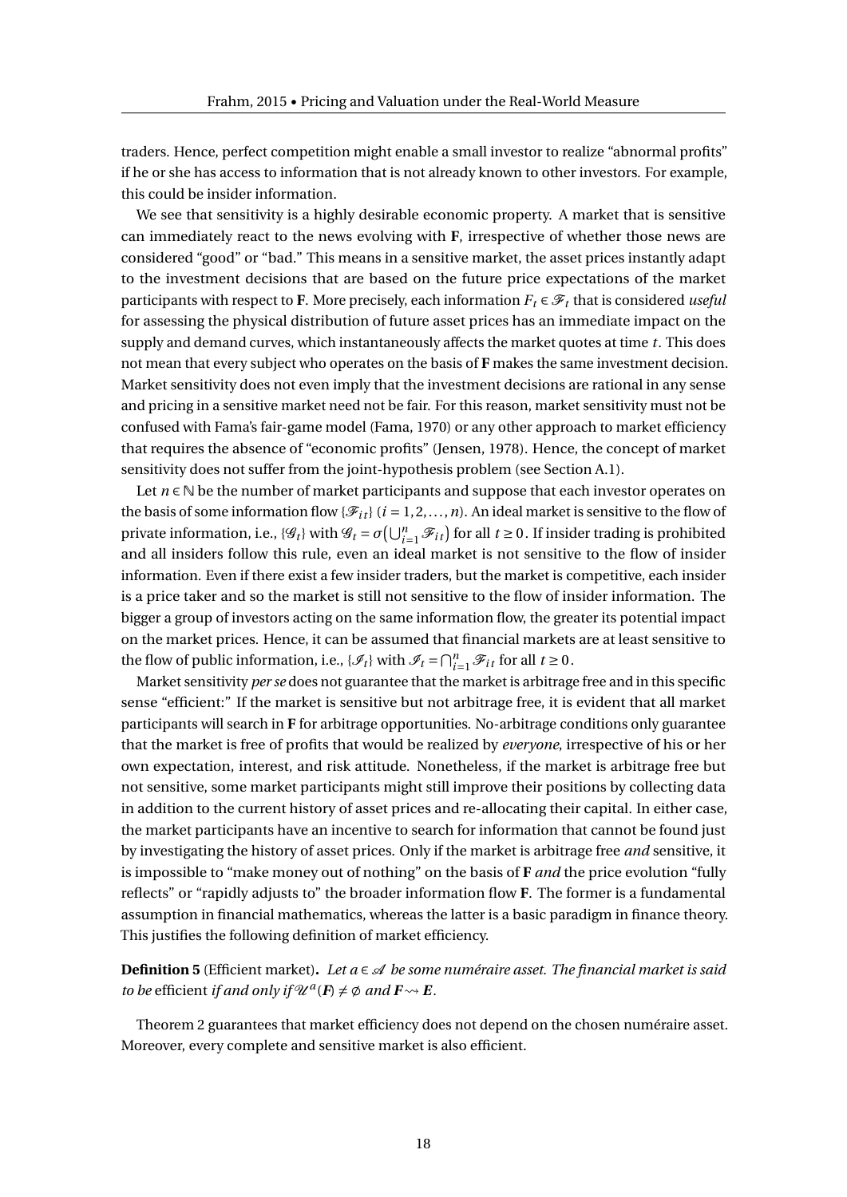traders. Hence, perfect competition might enable a small investor to realize "abnormal profits" if he or she has access to information that is not already known to other investors. For example, this could be insider information.

We see that sensitivity is a highly desirable economic property. A market that is sensitive can immediately react to the news evolving with **F**, irrespective of whether those news are considered "good" or "bad." This means in a sensitive market, the asset prices instantly adapt to the investment decisions that are based on the future price expectations of the market participants with respect to **F**. More precisely, each information $F_t \in \mathscr{F}_t$ that is considered *useful* for assessing the physical distribution of future asset prices has an immediate impact on the supply and demand curves, which instantaneously affects the market quotes at time $t$. This does not mean that every subject who operates on the basis of **F** makes the same investment decision. Market sensitivity does not even imply that the investment decisions are rational in any sense and pricing in a sensitive market need not be fair. For this reason, market sensitivity must not be confused with Fama's fair-game model (Fama, 1970) or any other approach to market efficiency that requires the absence of "economic profits" (Jensen, 1978). Hence, the concept of market sensitivity does not suffer from the joint-hypothesis problem (see Section A.1).

Let $n \in \mathbb{N}$ be the number of market participants and suppose that each investor operates on the basis of some information flow $\{\mathscr{F}_{it}\}$ $(i = 1, 2, \ldots, n)$. An ideal market is sensitive to the flow of private information, i.e., $\{\mathscr{G}_t\}$ with $\mathscr{G}_t = \sigma\big(\bigcup_{i=1}^n \mathscr{F}_{it}\big)$ for all $t \geq 0$. If insider trading is prohibited and all insiders follow this rule, even an ideal market is not sensitive to the flow of insider information. Even if there exist a few insider traders, but the market is competitive, each insider is a price taker and so the market is still not sensitive to the flow of insider information. The bigger a group of investors acting on the same information flow, the greater its potential impact on the market prices. Hence, it can be assumed that financial markets are at least sensitive to the flow of public information, i.e., $\{\mathscr{I}_t\}$ with $\mathscr{I}_t = \bigcap_{i=1}^n \mathscr{F}_{it}$ for all $t \geq 0$.

Market sensitivity *per se* does not guarantee that the market is arbitrage free and in this specific sense "efficient:" If the market is sensitive but not arbitrage free, it is evident that all market participants will search in **F** for arbitrage opportunities. No-arbitrage conditions only guarantee that the market is free of profits that would be realized by *everyone*, irrespective of his or her own expectation, interest, and risk attitude. Nonetheless, if the market is arbitrage free but not sensitive, some market participants might still improve their positions by collecting data in addition to the current history of asset prices and re-allocating their capital. In either case, the market participants have an incentive to search for information that cannot be found just by investigating the history of asset prices. Only if the market is arbitrage free *and* sensitive, it is impossible to "make money out of nothing" on the basis of **F** *and* the price evolution "fully reflects" or "rapidly adjusts to" the broader information flow **F**. The former is a fundamental assumption in financial mathematics, whereas the latter is a basic paradigm in finance theory. This justifies the following definition of market efficiency.

**Definition 5** (Efficient market)**.** *Let $a \in \mathscr{A}$ be some numéraire asset. The financial market is said to be* efficient *if and only if $\mathscr{U}^a(\boldsymbol{F}) \neq \emptyset$ and $\boldsymbol{F} \rightsquigarrow \boldsymbol{E}$.*

Theorem 2 guarantees that market efficiency does not depend on the chosen numéraire asset. Moreover, every complete and sensitive market is also efficient.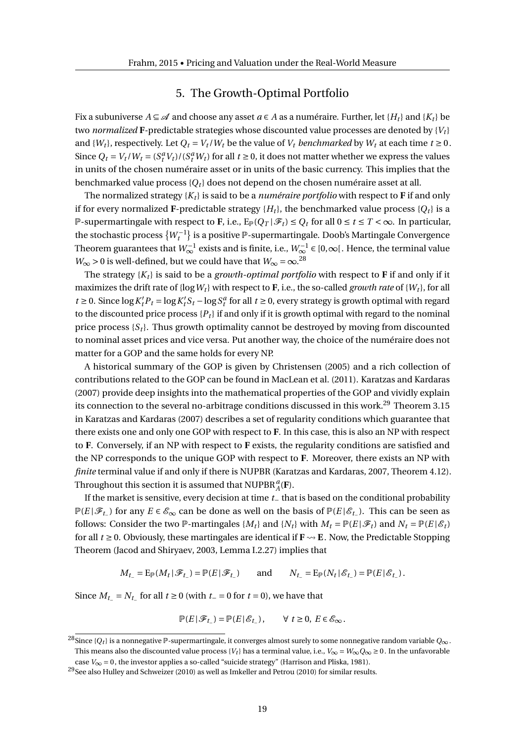## 5. The Growth-Optimal Portfolio

Fix a subuniverse $A \subseteq \mathscr{A}$ and choose any asset $a \in A$ as a numéraire. Further, let $\{H_t\}$ and $\{K_t\}$ be two *normalized* $\mathbf{F}$-predictable strategies whose discounted value processes are denoted by $\{V_t\}$ and $\{W_t\}$, respectively. Let $Q_t = V_t / W_t$ be the value of $V_t$ *benchmarked* by $W_t$ at each time $t \geq 0$. Since $Q_t = V_t / W_t = (S_t^a V_t)/(S_t^a W_t)$ for all $t \geq 0$, it does not matter whether we express the values in units of the chosen numéraire asset or in units of the basic currency. This implies that the benchmarked value process $\{Q_t\}$ does not depend on the chosen numéraire asset at all.

The normalized strategy $\{K_t\}$ is said to be a *numéraire portfolio* with respect to $\mathbf{F}$ if and only if for every normalized $\mathbf{F}$-predictable strategy $\{H_t\}$, the benchmarked value process $\{Q_t\}$ is a $\mathbb{P}$-supermartingale with respect to $\mathbf{F}$, i.e., $\mathrm{E}_{\mathbb{P}}(Q_T \,|\, \mathscr{F}_t) \leq Q_t$ for all $0 \leq t \leq T < \infty$. In particular, the stochastic process $\{W_t^{-1}\}$ is a positive $\mathbb{P}$-supermartingale. Doob's Martingale Convergence Theorem guarantees that $W_\infty^{-1}$ exists and is finite, i.e., $W_\infty^{-1} \in [0, \infty[$. Hence, the terminal value $W_\infty > 0$ is well-defined, but we could have that $W_\infty = \infty$.[28]

The strategy $\{K_t\}$ is said to be a *growth-optimal portfolio* with respect to $\mathbf{F}$ if and only if it maximizes the drift rate of $\{\log W_t\}$ with respect to $\mathbf{F}$, i.e., the so-called *growth rate* of $\{W_t\}$, for all $t \geq 0$. Since $\log K_t' P_t = \log K_t' S_t - \log S_t^a$ for all $t \geq 0$, every strategy is growth optimal with regard to the discounted price process $\{P_t\}$ if and only if it is growth optimal with regard to the nominal price process $\{S_t\}$. Thus growth optimality cannot be destroyed by moving from discounted to nominal asset prices and vice versa. Put another way, the choice of the numéraire does not matter for a GOP and the same holds for every NP.

A historical summary of the GOP is given by Christensen (2005) and a rich collection of contributions related to the GOP can be found in MacLean et al. (2011). Karatzas and Kardaras (2007) provide deep insights into the mathematical properties of the GOP and vividly explain its connection to the several no-arbitrage conditions discussed in this work.[29] Theorem 3.15 in Karatzas and Kardaras (2007) describes a set of regularity conditions which guarantee that there exists one and only one GOP with respect to $\mathbf{F}$. In this case, this is also an NP with respect to $\mathbf{F}$. Conversely, if an NP with respect to $\mathbf{F}$ exists, the regularity conditions are satisfied and the NP corresponds to the unique GOP with respect to $\mathbf{F}$. Moreover, there exists an NP with *finite* terminal value if and only if there is NUPBR (Karatzas and Kardaras, 2007, Theorem 4.12). Throughout this section it is assumed that $\mathrm{NUPBR}_A^a(\mathbf{F})$.

If the market is sensitive, every decision at time $t_-$ that is based on the conditional probability $\mathbb{P}(E \,|\, \mathscr{F}_{t_-})$ for any $E \in \mathscr{E}_\infty$ can be done as well on the basis of $\mathbb{P}(E \,|\, \mathscr{E}_{t_-})$. This can be seen as follows: Consider the two $\mathbb{P}$-martingales $\{M_t\}$ and $\{N_t\}$ with $M_t = \mathbb{P}(E \,|\, \mathscr{F}_t)$ and $N_t = \mathbb{P}(E \,|\, \mathscr{E}_t)$ for all $t \geq 0$. Obviously, these martingales are identical if $\mathbf{F} \rightsquigarrow \mathbf{E}$. Now, the Predictable Stopping Theorem (Jacod and Shiryaev, 2003, Lemma I.2.27) implies that

$$M_{t_-} = \mathrm{E}_{\mathbb{P}}(M_t \,|\, \mathscr{F}_{t_-}) = \mathbb{P}(E \,|\, \mathscr{F}_{t_-}) \qquad \text{and} \qquad N_{t_-} = \mathrm{E}_{\mathbb{P}}(N_t \,|\, \mathscr{E}_{t_-}) = \mathbb{P}(E \,|\, \mathscr{E}_{t_-}) .$$

Since $M_{t_-} = N_{t_-}$ for all $t \geq 0$ (with $t_- = 0$ for $t = 0$), we have that

$$\mathbb{P}(E \,|\, \mathscr{F}_{t_-}) = \mathbb{P}(E \,|\, \mathscr{E}_{t_-}) , \qquad \forall\; t \geq 0,\; E \in \mathscr{E}_\infty .$$

---

[28] Since $\{Q_t\}$ is a nonnegative $\mathbb{P}$-supermartingale, it converges almost surely to some nonnegative random variable $Q_\infty$. This means also the discounted value process $\{V_t\}$ has a terminal value, i.e., $V_\infty = W_\infty Q_\infty \geq 0$. In the unfavorable case $V_\infty = 0$, the investor applies a so-called "suicide strategy" (Harrison and Pliska, 1981).

[29] See also Hulley and Schweizer (2010) as well as Imkeller and Petrou (2010) for similar results.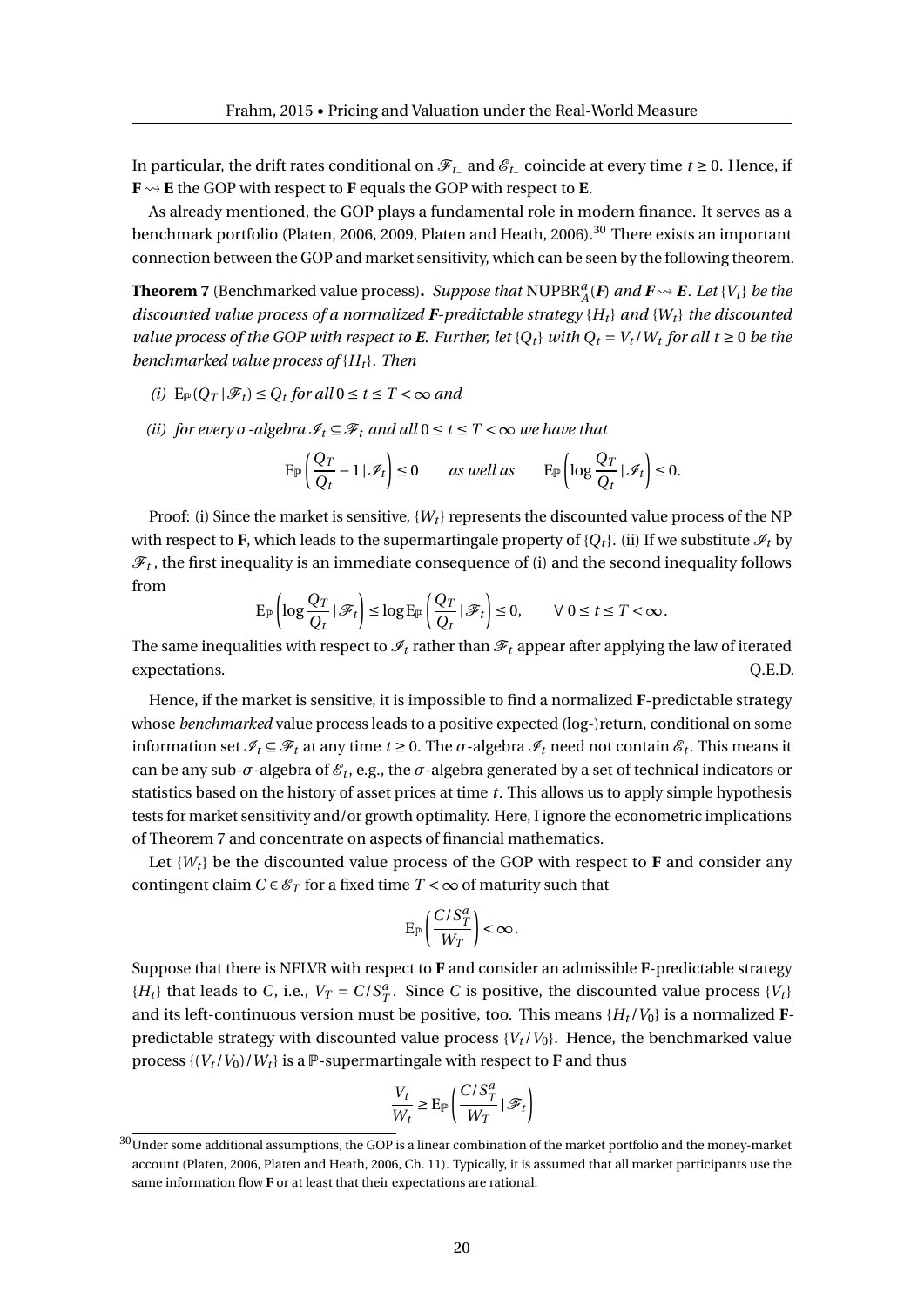In particular, the drift rates conditional on $\mathscr{F}_{t-}$ and $\mathscr{E}_{t-}$ coincide at every time $t \geq 0$. Hence, if $\mathbf{F} \rightsquigarrow \mathbf{E}$ the GOP with respect to $\mathbf{F}$ equals the GOP with respect to $\mathbf{E}$.

As already mentioned, the GOP plays a fundamental role in modern finance. It serves as a benchmark portfolio (Platen, 2006, 2009, Platen and Heath, 2006).[30] There exists an important connection between the GOP and market sensitivity, which can be seen by the following theorem.

**Theorem 7** (Benchmarked value process)**.** *Suppose that* $\text{NUPBR}_A^a(\boldsymbol{F})$ *and* $\boldsymbol{F} \rightsquigarrow \boldsymbol{E}$*. Let* $\{V_t\}$ *be the discounted value process of a normalized* $\boldsymbol{F}$*-predictable strategy* $\{H_t\}$ *and* $\{W_t\}$ *the discounted value process of the GOP with respect to* $\boldsymbol{E}$*. Further, let* $\{Q_t\}$ *with* $Q_t = V_t/W_t$ *for all* $t \geq 0$ *be the benchmarked value process of* $\{H_t\}$*. Then*

*(i)* $\mathrm{E}_{\mathbb{P}}(Q_T \,|\, \mathscr{F}_t) \leq Q_t$ *for all* $0 \leq t \leq T < \infty$ *and*

*(ii) for every* $\sigma$*-algebra* $\mathscr{I}_t \subseteq \mathscr{F}_t$ *and all* $0 \leq t \leq T < \infty$ *we have that*

$$
\mathrm{E}_{\mathbb{P}}\left(\frac{Q_T}{Q_t} - 1 \,|\, \mathscr{I}_t\right) \leq 0 \qquad \textit{as well as} \qquad \mathrm{E}_{\mathbb{P}}\left(\log \frac{Q_T}{Q_t} \,|\, \mathscr{I}_t\right) \leq 0.
$$

Proof: (i) Since the market is sensitive, $\{W_t\}$ represents the discounted value process of the NP with respect to $\mathbf{F}$, which leads to the supermartingale property of $\{Q_t\}$. (ii) If we substitute $\mathscr{I}_t$ by $\mathscr{F}_t$, the first inequality is an immediate consequence of (i) and the second inequality follows from

$$
\mathrm{E}_{\mathbb{P}}\left(\log \frac{Q_T}{Q_t} \,|\, \mathscr{F}_t\right) \leq \log \mathrm{E}_{\mathbb{P}}\left(\frac{Q_T}{Q_t} \,|\, \mathscr{F}_t\right) \leq 0, \qquad \forall\ 0 \leq t \leq T < \infty.
$$

The same inequalities with respect to $\mathscr{I}_t$ rather than $\mathscr{F}_t$ appear after applying the law of iterated expectations. Q.E.D.

Hence, if the market is sensitive, it is impossible to find a normalized $\mathbf{F}$-predictable strategy whose *benchmarked* value process leads to a positive expected (log-)return, conditional on some information set $\mathscr{I}_t \subseteq \mathscr{F}_t$ at any time $t \geq 0$. The $\sigma$-algebra $\mathscr{I}_t$ need not contain $\mathscr{E}_t$. This means it can be any sub-$\sigma$-algebra of $\mathscr{E}_t$, e.g., the $\sigma$-algebra generated by a set of technical indicators or statistics based on the history of asset prices at time $t$. This allows us to apply simple hypothesis tests for market sensitivity and/or growth optimality. Here, I ignore the econometric implications of Theorem 7 and concentrate on aspects of financial mathematics.

Let $\{W_t\}$ be the discounted value process of the GOP with respect to $\mathbf{F}$ and consider any contingent claim $C \in \mathscr{E}_T$ for a fixed time $T < \infty$ of maturity such that

$$
\mathrm{E}_{\mathbb{P}}\left(\frac{C/S_T^a}{W_T}\right) < \infty.
$$

Suppose that there is NFLVR with respect to $\mathbf{F}$ and consider an admissible $\mathbf{F}$-predictable strategy $\{H_t\}$ that leads to $C$, i.e., $V_T = C/S_T^a$. Since $C$ is positive, the discounted value process $\{V_t\}$ and its left-continuous version must be positive, too. This means $\{H_t/V_0\}$ is a normalized $\mathbf{F}$-predictable strategy with discounted value process $\{V_t/V_0\}$. Hence, the benchmarked value process $\{(V_t/V_0)/W_t\}$ is a $\mathbb{P}$-supermartingale with respect to $\mathbf{F}$ and thus

$$
\frac{V_t}{W_t} \geq \mathrm{E}_{\mathbb{P}}\left(\frac{C/S_T^a}{W_T} \,|\, \mathscr{F}_t\right)
$$

[30] Under some additional assumptions, the GOP is a linear combination of the market portfolio and the money-market account (Platen, 2006, Platen and Heath, 2006, Ch. 11). Typically, it is assumed that all market participants use the same information flow $\mathbf{F}$ or at least that their expectations are rational.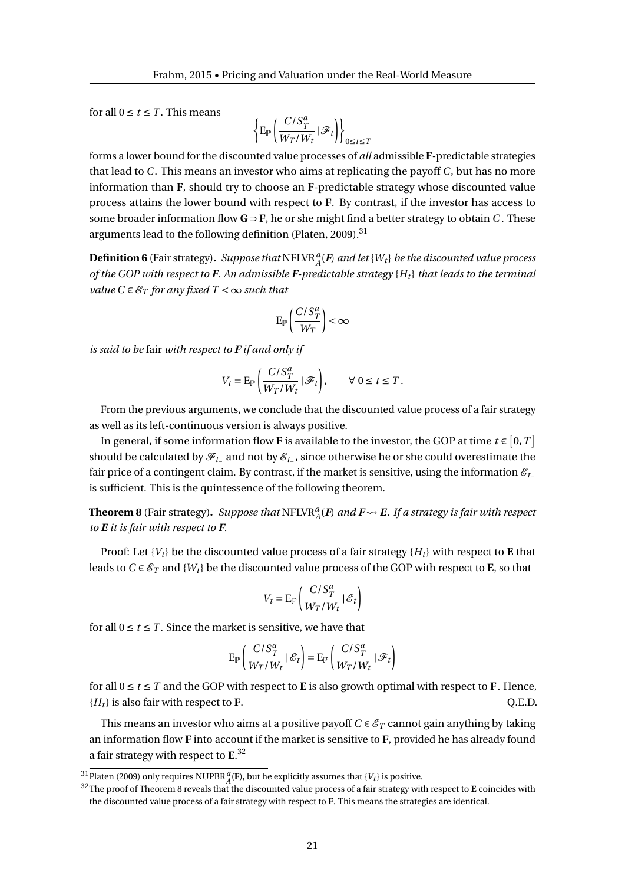for all $0 \le t \le T$. This means

$$\left\{ \mathrm{E}_{\mathbb{P}}\left( \frac{C/S_T^a}{W_T/W_t} \,|\, \mathscr{F}_t \right) \right\}_{0 \le t \le T}$$

forms a lower bound for the discounted value processes of *all* admissible **F**-predictable strategies that lead to $C$. This means an investor who aims at replicating the payoff $C$, but has no more information than **F**, should try to choose an **F**-predictable strategy whose discounted value process attains the lower bound with respect to **F**. By contrast, if the investor has access to some broader information flow $\mathbf{G} \supset \mathbf{F}$, he or she might find a better strategy to obtain $C$. These arguments lead to the following definition (Platen, 2009).[31]

**Definition 6** (Fair strategy)**.** *Suppose that* $\mathrm{NFLVR}_A^a(\boldsymbol{F})$ *and let* $\{W_t\}$ *be the discounted value process of the GOP with respect to* ***F****. An admissible* ***F****-predictable strategy* $\{H_t\}$ *that leads to the terminal value* $C \in \mathscr{E}_T$ *for any fixed* $T < \infty$ *such that*

$$\mathrm{E}_{\mathbb{P}}\left( \frac{C/S_T^a}{W_T} \right) < \infty$$

*is said to be* fair *with respect to* ***F*** *if and only if*

$$V_t = \mathrm{E}_{\mathbb{P}}\left( \frac{C/S_T^a}{W_T/W_t} \,|\, \mathscr{F}_t \right), \qquad \forall\, 0 \le t \le T.$$

From the previous arguments, we conclude that the discounted value process of a fair strategy as well as its left-continuous version is always positive.

In general, if some information flow **F** is available to the investor, the GOP at time $t \in [0, T]$ should be calculated by $\mathscr{F}_{t_-}$ and not by $\mathscr{E}_{t_-}$, since otherwise he or she could overestimate the fair price of a contingent claim. By contrast, if the market is sensitive, using the information $\mathscr{E}_{t_-}$ is sufficient. This is the quintessence of the following theorem.

**Theorem 8** (Fair strategy)**.** *Suppose that* $\mathrm{NFLVR}_A^a(\boldsymbol{F})$ *and* $\boldsymbol{F} \rightsquigarrow \boldsymbol{E}$*. If a strategy is fair with respect to* ***E*** *it is fair with respect to* ***F****.*

Proof: Let $\{V_t\}$ be the discounted value process of a fair strategy $\{H_t\}$ with respect to **E** that leads to $C \in \mathscr{E}_T$ and $\{W_t\}$ be the discounted value process of the GOP with respect to **E**, so that

$$V_t = \mathrm{E}_{\mathbb{P}}\left( \frac{C/S_T^a}{W_T/W_t} \,|\, \mathscr{E}_t \right)$$

for all $0 \le t \le T$. Since the market is sensitive, we have that

$$\mathrm{E}_{\mathbb{P}}\left( \frac{C/S_T^a}{W_T/W_t} \,|\, \mathscr{E}_t \right) = \mathrm{E}_{\mathbb{P}}\left( \frac{C/S_T^a}{W_T/W_t} \,|\, \mathscr{F}_t \right)$$

for all $0 \le t \le T$ and the GOP with respect to **E** is also growth optimal with respect to **F**. Hence, $\{H_t\}$ is also fair with respect to **F**. Q.E.D.

This means an investor who aims at a positive payoff $C \in \mathscr{E}_T$ cannot gain anything by taking an information flow **F** into account if the market is sensitive to **F**, provided he has already found a fair strategy with respect to **E**.[32]

---

[31] Platen (2009) only requires $\mathrm{NUPBR}_A^a(\mathbf{F})$, but he explicitly assumes that $\{V_t\}$ is positive.

[32] The proof of Theorem 8 reveals that the discounted value process of a fair strategy with respect to **E** coincides with the discounted value process of a fair strategy with respect to **F**. This means the strategies are identical.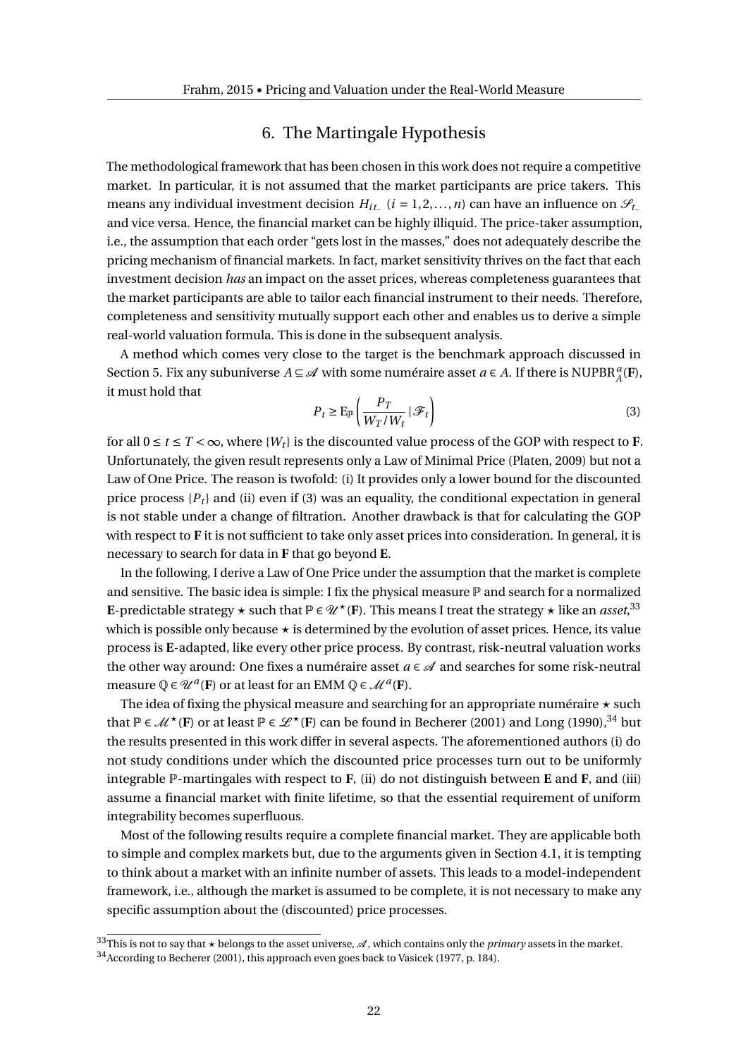# 6. The Martingale Hypothesis

The methodological framework that has been chosen in this work does not require a competitive market. In particular, it is not assumed that the market participants are price takers. This means any individual investment decision $H_{it_-}$ ($i = 1, 2, \ldots, n$) can have an influence on $\mathscr{S}_{t_-}$ and vice versa. Hence, the financial market can be highly illiquid. The price-taker assumption, i.e., the assumption that each order "gets lost in the masses," does not adequately describe the pricing mechanism of financial markets. In fact, market sensitivity thrives on the fact that each investment decision *has* an impact on the asset prices, whereas completeness guarantees that the market participants are able to tailor each financial instrument to their needs. Therefore, completeness and sensitivity mutually support each other and enables us to derive a simple real-world valuation formula. This is done in the subsequent analysis.

A method which comes very close to the target is the benchmark approach discussed in Section 5. Fix any subuniverse $A \subseteq \mathscr{A}$ with some numéraire asset $a \in A$. If there is $\text{NUPBR}_A^a(\mathbf{F})$, it must hold that

$$P_t \geq \mathrm{E}_{\mathbb{P}}\left(\frac{P_T}{W_T / W_t} \,|\, \mathscr{F}_t\right) \tag{3}$$

for all $0 \leq t \leq T < \infty$, where $\{W_t\}$ is the discounted value process of the GOP with respect to $\mathbf{F}$. Unfortunately, the given result represents only a Law of Minimal Price (Platen, 2009) but not a Law of One Price. The reason is twofold: (i) It provides only a lower bound for the discounted price process $\{P_t\}$ and (ii) even if (3) was an equality, the conditional expectation in general is not stable under a change of filtration. Another drawback is that for calculating the GOP with respect to $\mathbf{F}$ it is not sufficient to take only asset prices into consideration. In general, it is necessary to search for data in $\mathbf{F}$ that go beyond $\mathbf{E}$.

In the following, I derive a Law of One Price under the assumption that the market is complete and sensitive. The basic idea is simple: I fix the physical measure $\mathbb{P}$ and search for a normalized $\mathbf{E}$-predictable strategy $\star$ such that $\mathbb{P} \in \mathscr{U}^\star(\mathbf{F})$. This means I treat the strategy $\star$ like an *asset*,[33] which is possible only because $\star$ is determined by the evolution of asset prices. Hence, its value process is $\mathbf{E}$-adapted, like every other price process. By contrast, risk-neutral valuation works the other way around: One fixes a numéraire asset $a \in \mathscr{A}$ and searches for some risk-neutral measure $\mathbb{Q} \in \mathscr{U}^a(\mathbf{F})$ or at least for an EMM $\mathbb{Q} \in \mathscr{M}^a(\mathbf{F})$.

The idea of fixing the physical measure and searching for an appropriate numéraire $\star$ such that $\mathbb{P} \in \mathscr{M}^\star(\mathbf{F})$ or at least $\mathbb{P} \in \mathscr{L}^\star(\mathbf{F})$ can be found in Becherer (2001) and Long (1990),[34] but the results presented in this work differ in several aspects. The aforementioned authors (i) do not study conditions under which the discounted price processes turn out to be uniformly integrable $\mathbb{P}$-martingales with respect to $\mathbf{F}$, (ii) do not distinguish between $\mathbf{E}$ and $\mathbf{F}$, and (iii) assume a financial market with finite lifetime, so that the essential requirement of uniform integrability becomes superfluous.

Most of the following results require a complete financial market. They are applicable both to simple and complex markets but, due to the arguments given in Section 4.1, it is tempting to think about a market with an infinite number of assets. This leads to a model-independent framework, i.e., although the market is assumed to be complete, it is not necessary to make any specific assumption about the (discounted) price processes.

---

[33] This is not to say that $\star$ belongs to the asset universe, $\mathscr{A}$, which contains only the *primary* assets in the market.

[34] According to Becherer (2001), this approach even goes back to Vasicek (1977, p. 184).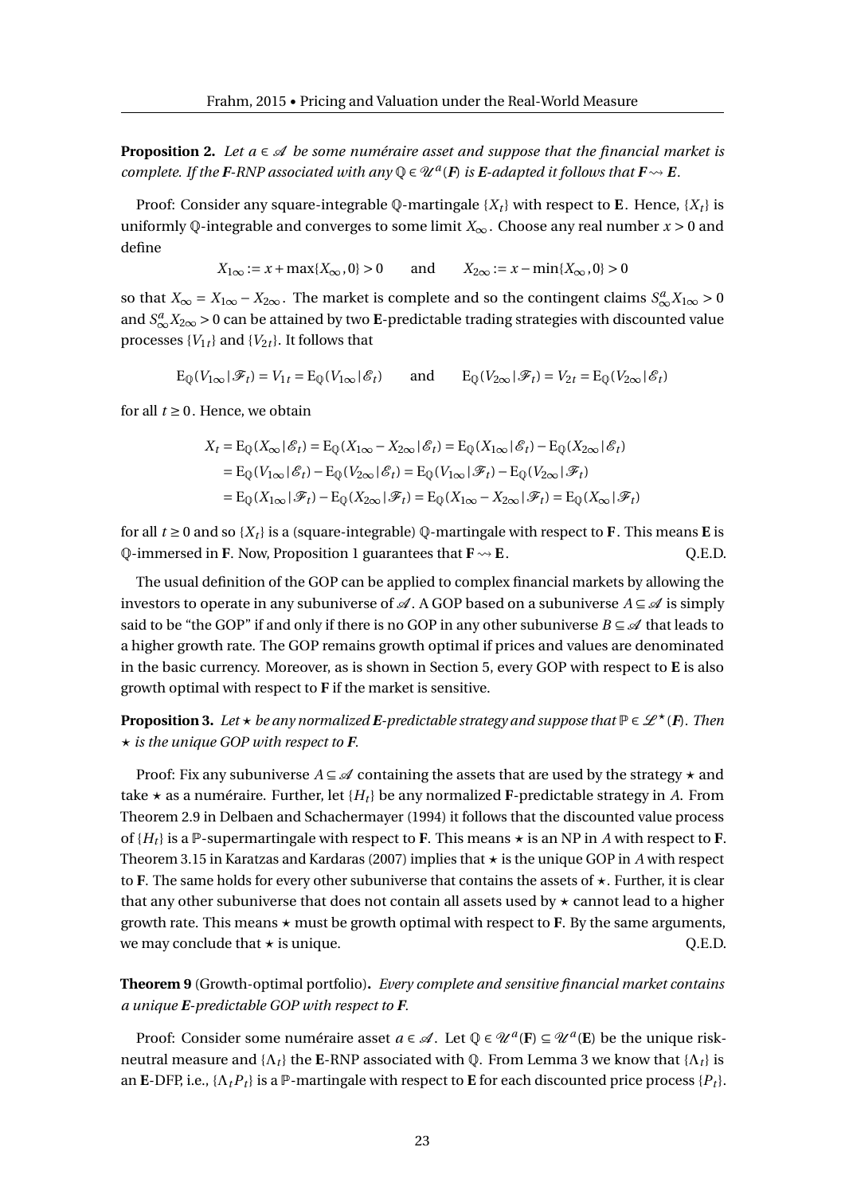**Proposition 2.** *Let $a \in \mathscr{A}$ be some numéraire asset and suppose that the financial market is complete. If the **F**-RNP associated with any $\mathbb{Q} \in \mathscr{U}^a(\mathbf{F})$ is **E**-adapted it follows that $\mathbf{F} \rightsquigarrow \mathbf{E}$.*

Proof: Consider any square-integrable $\mathbb{Q}$-martingale $\{X_t\}$ with respect to **E**. Hence, $\{X_t\}$ is uniformly $\mathbb{Q}$-integrable and converges to some limit $X_\infty$. Choose any real number $x > 0$ and define

$$X_{1\infty} := x + \max\{X_\infty, 0\} > 0 \qquad \text{and} \qquad X_{2\infty} := x - \min\{X_\infty, 0\} > 0$$

so that $X_\infty = X_{1\infty} - X_{2\infty}$. The market is complete and so the contingent claims $S^a_\infty X_{1\infty} > 0$ and $S^a_\infty X_{2\infty} > 0$ can be attained by two **E**-predictable trading strategies with discounted value processes $\{V_{1t}\}$ and $\{V_{2t}\}$. It follows that

$$\mathrm{E}_\mathbb{Q}(V_{1\infty} \mid \mathscr{F}_t) = V_{1t} = \mathrm{E}_\mathbb{Q}(V_{1\infty} \mid \mathscr{E}_t) \qquad \text{and} \qquad \mathrm{E}_\mathbb{Q}(V_{2\infty} \mid \mathscr{F}_t) = V_{2t} = \mathrm{E}_\mathbb{Q}(V_{2\infty} \mid \mathscr{E}_t)$$

for all $t \geq 0$. Hence, we obtain

$$\begin{aligned}
X_t &= \mathrm{E}_\mathbb{Q}(X_\infty \mid \mathscr{E}_t) = \mathrm{E}_\mathbb{Q}(X_{1\infty} - X_{2\infty} \mid \mathscr{E}_t) = \mathrm{E}_\mathbb{Q}(X_{1\infty} \mid \mathscr{E}_t) - \mathrm{E}_\mathbb{Q}(X_{2\infty} \mid \mathscr{E}_t) \\
&= \mathrm{E}_\mathbb{Q}(V_{1\infty} \mid \mathscr{E}_t) - \mathrm{E}_\mathbb{Q}(V_{2\infty} \mid \mathscr{E}_t) = \mathrm{E}_\mathbb{Q}(V_{1\infty} \mid \mathscr{F}_t) - \mathrm{E}_\mathbb{Q}(V_{2\infty} \mid \mathscr{F}_t) \\
&= \mathrm{E}_\mathbb{Q}(X_{1\infty} \mid \mathscr{F}_t) - \mathrm{E}_\mathbb{Q}(X_{2\infty} \mid \mathscr{F}_t) = \mathrm{E}_\mathbb{Q}(X_{1\infty} - X_{2\infty} \mid \mathscr{F}_t) = \mathrm{E}_\mathbb{Q}(X_\infty \mid \mathscr{F}_t)
\end{aligned}$$

for all $t \geq 0$ and so $\{X_t\}$ is a (square-integrable) $\mathbb{Q}$-martingale with respect to **F**. This means **E** is $\mathbb{Q}$-immersed in **F**. Now, Proposition 1 guarantees that $\mathbf{F} \rightsquigarrow \mathbf{E}$. Q.E.D.

The usual definition of the GOP can be applied to complex financial markets by allowing the investors to operate in any subuniverse of $\mathscr{A}$. A GOP based on a subuniverse $A \subseteq \mathscr{A}$ is simply said to be "the GOP" if and only if there is no GOP in any other subuniverse $B \subseteq \mathscr{A}$ that leads to a higher growth rate. The GOP remains growth optimal if prices and values are denominated in the basic currency. Moreover, as is shown in Section 5, every GOP with respect to **E** is also growth optimal with respect to **F** if the market is sensitive.

**Proposition 3.** *Let $\star$ be any normalized **E**-predictable strategy and suppose that $\mathbb{P} \in \mathscr{L}^\star(\mathbf{F})$. Then $\star$ is the unique GOP with respect to **F**.*

Proof: Fix any subuniverse $A \subseteq \mathscr{A}$ containing the assets that are used by the strategy $\star$ and take $\star$ as a numéraire. Further, let $\{H_t\}$ be any normalized **F**-predictable strategy in $A$. From Theorem 2.9 in Delbaen and Schachermayer (1994) it follows that the discounted value process of $\{H_t\}$ is a $\mathbb{P}$-supermartingale with respect to **F**. This means $\star$ is an NP in $A$ with respect to **F**. Theorem 3.15 in Karatzas and Kardaras (2007) implies that $\star$ is the unique GOP in $A$ with respect to **F**. The same holds for every other subuniverse that contains the assets of $\star$. Further, it is clear that any other subuniverse that does not contain all assets used by $\star$ cannot lead to a higher growth rate. This means $\star$ must be growth optimal with respect to **F**. By the same arguments, we may conclude that $\star$ is unique. Q.E.D.

**Theorem 9** (Growth-optimal portfolio)**.** *Every complete and sensitive financial market contains a unique **E**-predictable GOP with respect to **F**.*

Proof: Consider some numéraire asset $a \in \mathscr{A}$. Let $\mathbb{Q} \in \mathscr{U}^a(\mathbf{F}) \subseteq \mathscr{U}^a(\mathbf{E})$ be the unique risk-neutral measure and $\{\Lambda_t\}$ the **E**-RNP associated with $\mathbb{Q}$. From Lemma 3 we know that $\{\Lambda_t\}$ is an **E**-DFP, i.e., $\{\Lambda_t P_t\}$ is a $\mathbb{P}$-martingale with respect to **E** for each discounted price process $\{P_t\}$.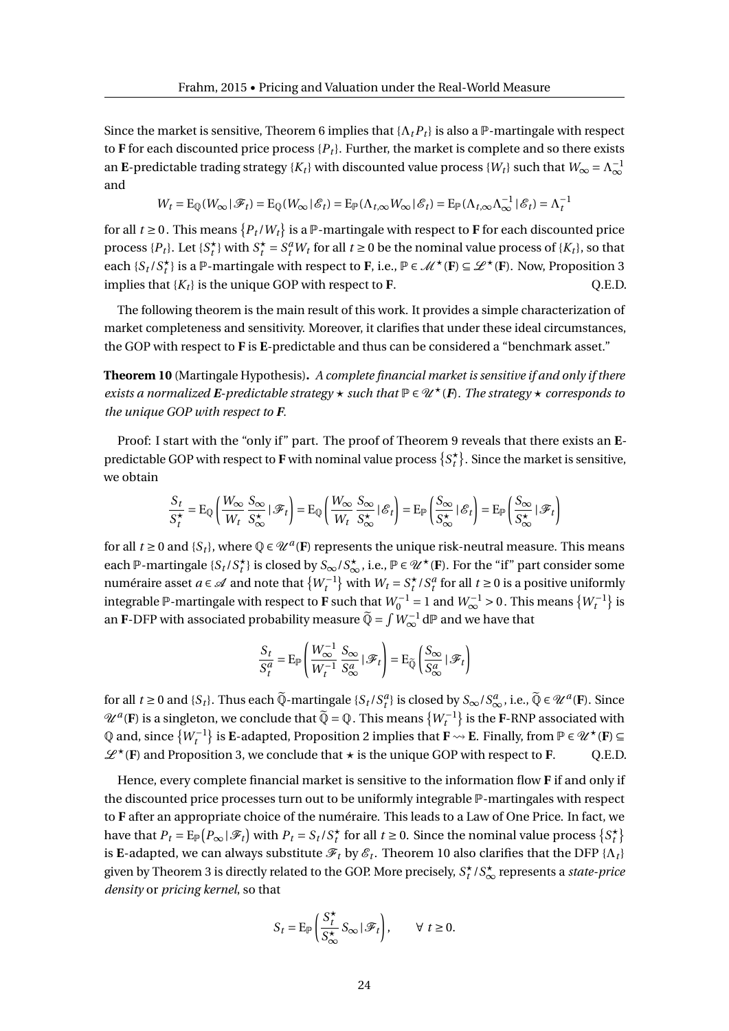Since the market is sensitive, Theorem 6 implies that $\{\Lambda_t P_t\}$ is also a $\mathbb{P}$-martingale with respect to $\mathbf{F}$ for each discounted price process $\{P_t\}$. Further, the market is complete and so there exists an $\mathbf{E}$-predictable trading strategy $\{K_t\}$ with discounted value process $\{W_t\}$ such that $W_\infty = \Lambda_\infty^{-1}$ and

$$W_t = \mathrm{E}_{\mathbb{Q}}(W_\infty \,|\, \mathscr{F}_t) = \mathrm{E}_{\mathbb{Q}}(W_\infty \,|\, \mathscr{E}_t) = \mathrm{E}_{\mathbb{P}}(\Lambda_{t,\infty} W_\infty \,|\, \mathscr{E}_t) = \mathrm{E}_{\mathbb{P}}(\Lambda_{t,\infty}\Lambda_\infty^{-1} \,|\, \mathscr{E}_t) = \Lambda_t^{-1}$$

for all $t \geq 0$. This means $\{P_t/W_t\}$ is a $\mathbb{P}$-martingale with respect to $\mathbf{F}$ for each discounted price process $\{P_t\}$. Let $\{S_t^\star\}$ with $S_t^\star = S_t^a W_t$ for all $t \geq 0$ be the nominal value process of $\{K_t\}$, so that each $\{S_t/S_t^\star\}$ is a $\mathbb{P}$-martingale with respect to $\mathbf{F}$, i.e., $\mathbb{P} \in \mathscr{M}^\star(\mathbf{F}) \subseteq \mathscr{L}^\star(\mathbf{F})$. Now, Proposition 3 implies that $\{K_t\}$ is the unique GOP with respect to $\mathbf{F}$. Q.E.D.

The following theorem is the main result of this work. It provides a simple characterization of market completeness and sensitivity. Moreover, it clarifies that under these ideal circumstances, the GOP with respect to $\mathbf{F}$ is $\mathbf{E}$-predictable and thus can be considered a "benchmark asset."

**Theorem 10** (Martingale Hypothesis)**.** *A complete financial market is sensitive if and only if there exists a normalized $\boldsymbol{E}$-predictable strategy $\star$ such that $\mathbb{P} \in \mathscr{U}^\star(\boldsymbol{F})$. The strategy $\star$ corresponds to the unique GOP with respect to $\boldsymbol{F}$.*

Proof: I start with the "only if" part. The proof of Theorem 9 reveals that there exists an $\mathbf{E}$-predictable GOP with respect to $\mathbf{F}$ with nominal value process $\{S_t^\star\}$. Since the market is sensitive, we obtain

$$\frac{S_t}{S_t^\star} = \mathrm{E}_{\mathbb{Q}}\left(\frac{W_\infty}{W_t}\,\frac{S_\infty}{S_\infty^\star} \,|\, \mathscr{F}_t\right) = \mathrm{E}_{\mathbb{Q}}\left(\frac{W_\infty}{W_t}\,\frac{S_\infty}{S_\infty^\star} \,|\, \mathscr{E}_t\right) = \mathrm{E}_{\mathbb{P}}\left(\frac{S_\infty}{S_\infty^\star} \,|\, \mathscr{E}_t\right) = \mathrm{E}_{\mathbb{P}}\left(\frac{S_\infty}{S_\infty^\star} \,|\, \mathscr{F}_t\right)$$

for all $t \geq 0$ and $\{S_t\}$, where $\mathbb{Q} \in \mathscr{U}^a(\mathbf{F})$ represents the unique risk-neutral measure. This means each $\mathbb{P}$-martingale $\{S_t/S_t^\star\}$ is closed by $S_\infty/S_\infty^\star$, i.e., $\mathbb{P} \in \mathscr{U}^\star(\mathbf{F})$. For the "if" part consider some numéraire asset $a \in \mathscr{A}$ and note that $\{W_t^{-1}\}$ with $W_t = S_t^\star/S_t^a$ for all $t \geq 0$ is a positive uniformly integrable $\mathbb{P}$-martingale with respect to $\mathbf{F}$ such that $W_0^{-1} = 1$ and $W_\infty^{-1} > 0$. This means $\{W_t^{-1}\}$ is an $\mathbf{F}$-DFP with associated probability measure $\widetilde{\mathbb{Q}} = \int W_\infty^{-1}\,\mathrm{d}\mathbb{P}$ and we have that

$$\frac{S_t}{S_t^a} = \mathrm{E}_{\mathbb{P}}\left(\frac{W_\infty^{-1}}{W_t^{-1}}\,\frac{S_\infty}{S_\infty^a} \,|\, \mathscr{F}_t\right) = \mathrm{E}_{\widetilde{\mathbb{Q}}}\left(\frac{S_\infty}{S_\infty^a} \,|\, \mathscr{F}_t\right)$$

for all $t \geq 0$ and $\{S_t\}$. Thus each $\widetilde{\mathbb{Q}}$-martingale $\{S_t/S_t^a\}$ is closed by $S_\infty/S_\infty^a$, i.e., $\widetilde{\mathbb{Q}} \in \mathscr{U}^a(\mathbf{F})$. Since $\mathscr{U}^a(\mathbf{F})$ is a singleton, we conclude that $\widetilde{\mathbb{Q}} = \mathbb{Q}$. This means $\{W_t^{-1}\}$ is the $\mathbf{F}$-RNP associated with $\mathbb{Q}$ and, since $\{W_t^{-1}\}$ is $\mathbf{E}$-adapted, Proposition 2 implies that $\mathbf{F} \rightsquigarrow \mathbf{E}$. Finally, from $\mathbb{P} \in \mathscr{U}^\star(\mathbf{F}) \subseteq \mathscr{L}^\star(\mathbf{F})$ and Proposition 3, we conclude that $\star$ is the unique GOP with respect to $\mathbf{F}$. Q.E.D.

Hence, every complete financial market is sensitive to the information flow $\mathbf{F}$ if and only if the discounted price processes turn out to be uniformly integrable $\mathbb{P}$-martingales with respect to $\mathbf{F}$ after an appropriate choice of the numéraire. This leads to a Law of One Price. In fact, we have that $P_t = \mathrm{E}_{\mathbb{P}}(P_\infty \,|\, \mathscr{F}_t)$ with $P_t = S_t/S_t^\star$ for all $t \geq 0$. Since the nominal value process $\{S_t^\star\}$ is $\mathbf{E}$-adapted, we can always substitute $\mathscr{F}_t$ by $\mathscr{E}_t$. Theorem 10 also clarifies that the DFP $\{\Lambda_t\}$ given by Theorem 3 is directly related to the GOP. More precisely, $S_t^\star/S_\infty^\star$ represents a *state-price density* or *pricing kernel*, so that

$$S_t = \mathrm{E}_{\mathbb{P}}\left(\frac{S_t^\star}{S_\infty^\star}\,S_\infty \,|\, \mathscr{F}_t\right), \qquad \forall\ t \geq 0.$$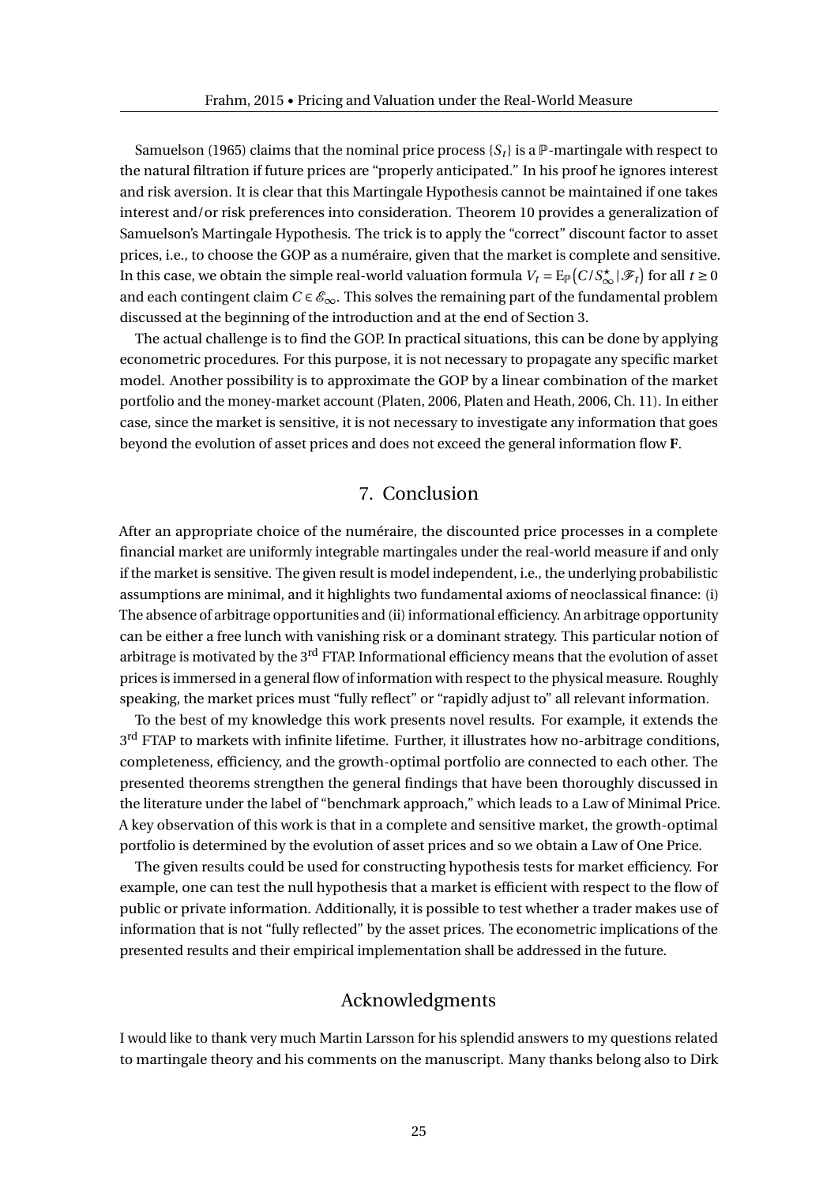Samuelson (1965) claims that the nominal price process $\{S_t\}$ is a $\mathbb{P}$-martingale with respect to the natural filtration if future prices are "properly anticipated." In his proof he ignores interest and risk aversion. It is clear that this Martingale Hypothesis cannot be maintained if one takes interest and/or risk preferences into consideration. Theorem 10 provides a generalization of Samuelson's Martingale Hypothesis. The trick is to apply the "correct" discount factor to asset prices, i.e., to choose the GOP as a numéraire, given that the market is complete and sensitive. In this case, we obtain the simple real-world valuation formula $V_t = \mathrm{E}_{\mathbb{P}}\left(C/S_\infty^\star \,|\, \mathscr{F}_t\right)$ for all $t \geq 0$ and each contingent claim $C \in \mathscr{E}_\infty$. This solves the remaining part of the fundamental problem discussed at the beginning of the introduction and at the end of Section 3.

The actual challenge is to find the GOP. In practical situations, this can be done by applying econometric procedures. For this purpose, it is not necessary to propagate any specific market model. Another possibility is to approximate the GOP by a linear combination of the market portfolio and the money-market account (Platen, 2006, Platen and Heath, 2006, Ch. 11). In either case, since the market is sensitive, it is not necessary to investigate any information that goes beyond the evolution of asset prices and does not exceed the general information flow **F**.

## 7. Conclusion

After an appropriate choice of the numéraire, the discounted price processes in a complete financial market are uniformly integrable martingales under the real-world measure if and only if the market is sensitive. The given result is model independent, i.e., the underlying probabilistic assumptions are minimal, and it highlights two fundamental axioms of neoclassical finance: (i) The absence of arbitrage opportunities and (ii) informational efficiency. An arbitrage opportunity can be either a free lunch with vanishing risk or a dominant strategy. This particular notion of arbitrage is motivated by the 3rd FTAP. Informational efficiency means that the evolution of asset prices is immersed in a general flow of information with respect to the physical measure. Roughly speaking, the market prices must "fully reflect" or "rapidly adjust to" all relevant information.

To the best of my knowledge this work presents novel results. For example, it extends the 3rd FTAP to markets with infinite lifetime. Further, it illustrates how no-arbitrage conditions, completeness, efficiency, and the growth-optimal portfolio are connected to each other. The presented theorems strengthen the general findings that have been thoroughly discussed in the literature under the label of "benchmark approach," which leads to a Law of Minimal Price. A key observation of this work is that in a complete and sensitive market, the growth-optimal portfolio is determined by the evolution of asset prices and so we obtain a Law of One Price.

The given results could be used for constructing hypothesis tests for market efficiency. For example, one can test the null hypothesis that a market is efficient with respect to the flow of public or private information. Additionally, it is possible to test whether a trader makes use of information that is not "fully reflected" by the asset prices. The econometric implications of the presented results and their empirical implementation shall be addressed in the future.

## Acknowledgments

I would like to thank very much Martin Larsson for his splendid answers to my questions related to martingale theory and his comments on the manuscript. Many thanks belong also to Dirk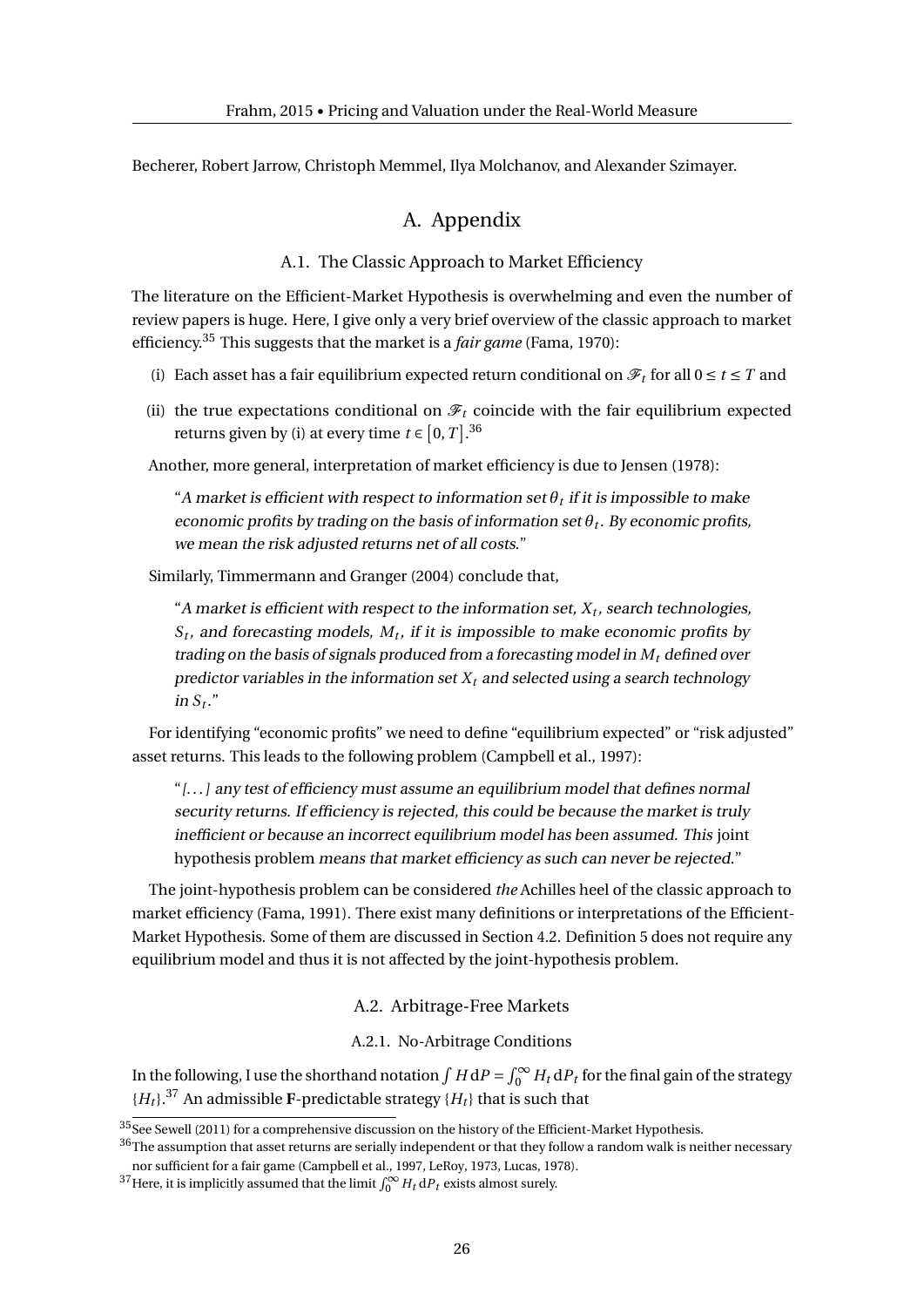Becherer, Robert Jarrow, Christoph Memmel, Ilya Molchanov, and Alexander Szimayer.

# A. Appendix

## A.1. The Classic Approach to Market Efficiency

The literature on the Efficient-Market Hypothesis is overwhelming and even the number of review papers is huge. Here, I give only a very brief overview of the classic approach to market efficiency.[35] This suggests that the market is a *fair game* (Fama, 1970):

(i) Each asset has a fair equilibrium expected return conditional on $\mathscr{F}_t$ for all $0 \leq t \leq T$ and

(ii) the true expectations conditional on $\mathscr{F}_t$ coincide with the fair equilibrium expected returns given by (i) at every time $t \in [0, T]$.[36]

Another, more general, interpretation of market efficiency is due to Jensen (1978):

> "*A market is efficient with respect to information set $\theta_t$ if it is impossible to make economic profits by trading on the basis of information set $\theta_t$. By economic profits, we mean the risk adjusted returns net of all costs.*"

Similarly, Timmermann and Granger (2004) conclude that,

> "*A market is efficient with respect to the information set, $X_t$, search technologies, $S_t$, and forecasting models, $M_t$, if it is impossible to make economic profits by trading on the basis of signals produced from a forecasting model in $M_t$ defined over predictor variables in the information set $X_t$ and selected using a search technology in $S_t$.*"

For identifying "economic profits" we need to define "equilibrium expected" or "risk adjusted" asset returns. This leads to the following problem (Campbell et al., 1997):

> "*[...] any test of efficiency must assume an equilibrium model that defines normal security returns. If efficiency is rejected, this could be because the market is truly inefficient or because an incorrect equilibrium model has been assumed. This* joint hypothesis problem *means that market efficiency as such can never be rejected.*"

The joint-hypothesis problem can be considered *the* Achilles heel of the classic approach to market efficiency (Fama, 1991). There exist many definitions or interpretations of the Efficient-Market Hypothesis. Some of them are discussed in Section 4.2. Definition 5 does not require any equilibrium model and thus it is not affected by the joint-hypothesis problem.

## A.2. Arbitrage-Free Markets

### A.2.1. No-Arbitrage Conditions

In the following, I use the shorthand notation $\int H \, dP = \int_0^\infty H_t \, dP_t$ for the final gain of the strategy $\{H_t\}$.[37] An admissible $\mathbf{F}$-predictable strategy $\{H_t\}$ that is such that

---

[35] See Sewell (2011) for a comprehensive discussion on the history of the Efficient-Market Hypothesis.

[36] The assumption that asset returns are serially independent or that they follow a random walk is neither necessary nor sufficient for a fair game (Campbell et al., 1997, LeRoy, 1973, Lucas, 1978).

[37] Here, it is implicitly assumed that the limit $\int_0^\infty H_t \, dP_t$ exists almost surely.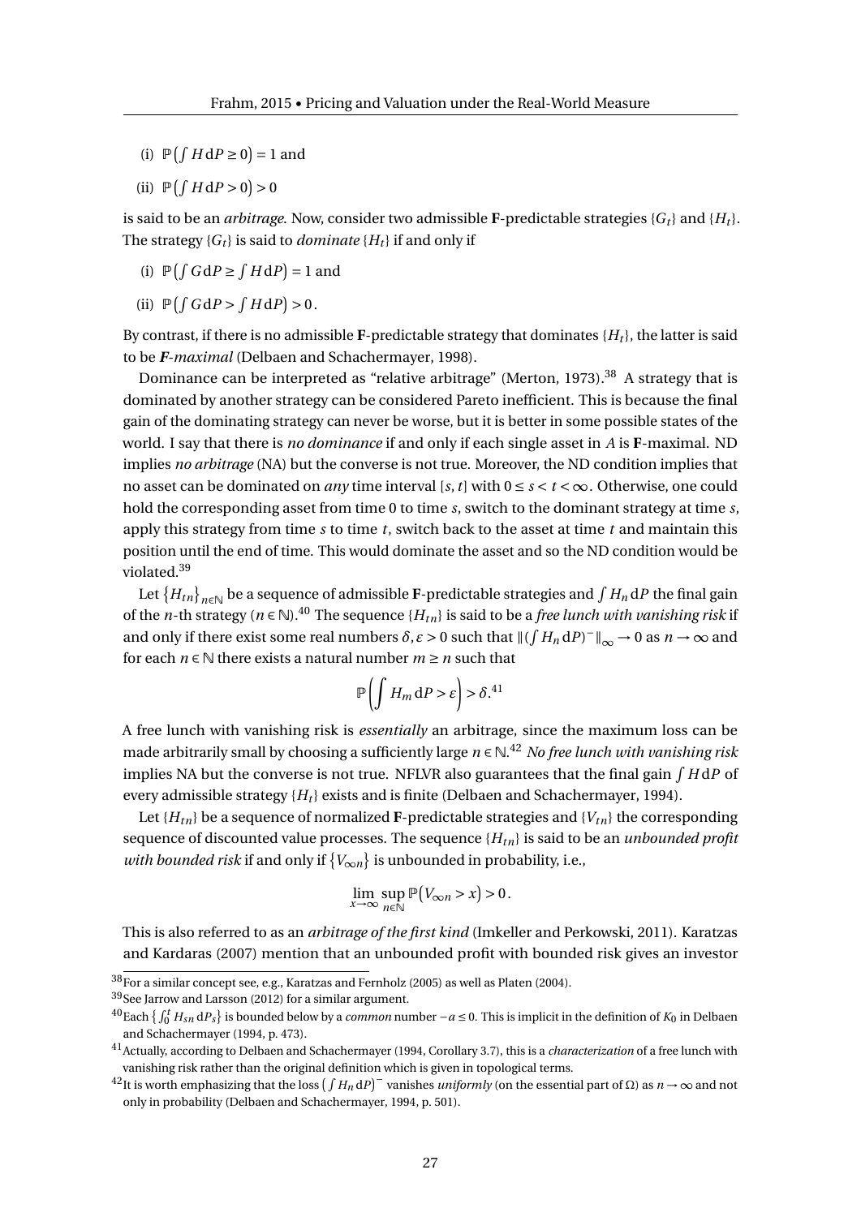(i) $\mathbb{P}\big(\int H\,\mathrm{d}P \geq 0\big) = 1$ and

(ii) $\mathbb{P}\big(\int H\,\mathrm{d}P > 0\big) > 0$

is said to be an *arbitrage*. Now, consider two admissible **F**-predictable strategies $\{G_t\}$ and $\{H_t\}$. The strategy $\{G_t\}$ is said to *dominate* $\{H_t\}$ if and only if

(i) $\mathbb{P}\big(\int G\,\mathrm{d}P \geq \int H\,\mathrm{d}P\big) = 1$ and

(ii) $\mathbb{P}\big(\int G\,\mathrm{d}P > \int H\,\mathrm{d}P\big) > 0$.

By contrast, if there is no admissible **F**-predictable strategy that dominates $\{H_t\}$, the latter is said to be ***F****-maximal* (Delbaen and Schachermayer, 1998).

Dominance can be interpreted as "relative arbitrage" (Merton, 1973).[38] A strategy that is dominated by another strategy can be considered Pareto inefficient. This is because the final gain of the dominating strategy can never be worse, but it is better in some possible states of the world. I say that there is *no dominance* if and only if each single asset in $A$ is **F**-maximal. ND implies *no arbitrage* (NA) but the converse is not true. Moreover, the ND condition implies that no asset can be dominated on *any* time interval $[s,t]$ with $0 \leq s < t < \infty$. Otherwise, one could hold the corresponding asset from time 0 to time $s$, switch to the dominant strategy at time $s$, apply this strategy from time $s$ to time $t$, switch back to the asset at time $t$ and maintain this position until the end of time. This would dominate the asset and so the ND condition would be violated.[39]

Let $\{H_{tn}\}_{n\in\mathbb{N}}$ be a sequence of admissible **F**-predictable strategies and $\int H_n\,\mathrm{d}P$ the final gain of the $n$-th strategy ($n \in \mathbb{N}$).[40] The sequence $\{H_{tn}\}$ is said to be a *free lunch with vanishing risk* if and only if there exist some real numbers $\delta, \varepsilon > 0$ such that $\|(\int H_n\,\mathrm{d}P)^-\|_\infty \to 0$ as $n \to \infty$ and for each $n \in \mathbb{N}$ there exists a natural number $m \geq n$ such that

$$\mathbb{P}\left(\int H_m\,\mathrm{d}P > \varepsilon\right) > \delta.$$ [41]

A free lunch with vanishing risk is *essentially* an arbitrage, since the maximum loss can be made arbitrarily small by choosing a sufficiently large $n \in \mathbb{N}$.[42] *No free lunch with vanishing risk* implies NA but the converse is not true. NFLVR also guarantees that the final gain $\int H\,\mathrm{d}P$ of every admissible strategy $\{H_t\}$ exists and is finite (Delbaen and Schachermayer, 1994).

Let $\{H_{tn}\}$ be a sequence of normalized **F**-predictable strategies and $\{V_{tn}\}$ the corresponding sequence of discounted value processes. The sequence $\{H_{tn}\}$ is said to be an *unbounded profit with bounded risk* if and only if $\{V_{\infty n}\}$ is unbounded in probability, i.e.,

$$\lim_{x\to\infty} \sup_{n\in\mathbb{N}} \mathbb{P}\big(V_{\infty n} > x\big) > 0.$$

This is also referred to as an *arbitrage of the first kind* (Imkeller and Perkowski, 2011). Karatzas and Kardaras (2007) mention that an unbounded profit with bounded risk gives an investor

---

[38] For a similar concept see, e.g., Karatzas and Fernholz (2005) as well as Platen (2004).

[39] See Jarrow and Larsson (2012) for a similar argument.

[40] Each $\{\int_0^t H_{sn}\,\mathrm{d}P_s\}$ is bounded below by a *common* number $-a \leq 0$. This is implicit in the definition of $K_0$ in Delbaen and Schachermayer (1994, p. 473).

[41] Actually, according to Delbaen and Schachermayer (1994, Corollary 3.7), this is a *characterization* of a free lunch with vanishing risk rather than the original definition which is given in topological terms.

[42] It is worth emphasizing that the loss $\big(\int H_n\,\mathrm{d}P\big)^-$ vanishes *uniformly* (on the essential part of $\Omega$) as $n \to \infty$ and not only in probability (Delbaen and Schachermayer, 1994, p. 501).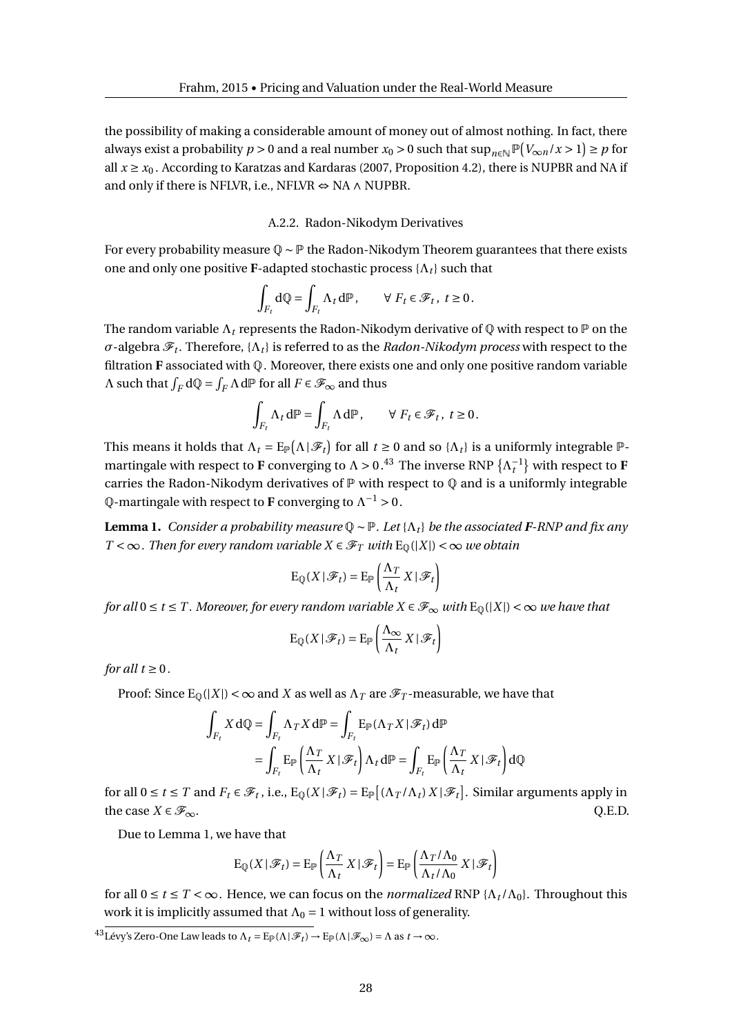the possibility of making a considerable amount of money out of almost nothing. In fact, there always exist a probability $p > 0$ and a real number $x_0 > 0$ such that $\sup_{n \in \mathbb{N}} \mathbb{P}\big(V_{\infty n}/x > 1\big) \geq p$ for all $x \geq x_0$. According to Karatzas and Kardaras (2007, Proposition 4.2), there is NUPBR and NA if and only if there is NFLVR, i.e., NFLVR $\Leftrightarrow$ NA $\wedge$ NUPBR.

### A.2.2. Radon-Nikodym Derivatives

For every probability measure $\mathbb{Q} \sim \mathbb{P}$ the Radon-Nikodym Theorem guarantees that there exists one and only one positive $\mathbf{F}$-adapted stochastic process $\{\Lambda_t\}$ such that

$$\int_{F_t} \mathrm{d}\mathbb{Q} = \int_{F_t} \Lambda_t \, \mathrm{d}\mathbb{P}\,, \qquad \forall\; F_t \in \mathscr{F}_t\,,\; t \geq 0\,.$$

The random variable $\Lambda_t$ represents the Radon-Nikodym derivative of $\mathbb{Q}$ with respect to $\mathbb{P}$ on the $\sigma$-algebra $\mathscr{F}_t$. Therefore, $\{\Lambda_t\}$ is referred to as the *Radon-Nikodym process* with respect to the filtration $\mathbf{F}$ associated with $\mathbb{Q}$. Moreover, there exists one and only one positive random variable $\Lambda$ such that $\int_F \mathrm{d}\mathbb{Q} = \int_F \Lambda \, \mathrm{d}\mathbb{P}$ for all $F \in \mathscr{F}_\infty$ and thus

$$\int_{F_t} \Lambda_t \, \mathrm{d}\mathbb{P} = \int_{F_t} \Lambda \, \mathrm{d}\mathbb{P}\,, \qquad \forall\; F_t \in \mathscr{F}_t\,,\; t \geq 0\,.$$

This means it holds that $\Lambda_t = \mathrm{E}_{\mathbb{P}}\big(\Lambda \,|\, \mathscr{F}_t\big)$ for all $t \geq 0$ and so $\{\Lambda_t\}$ is a uniformly integrable $\mathbb{P}$-martingale with respect to $\mathbf{F}$ converging to $\Lambda > 0$.[43] The inverse RNP $\big\{\Lambda_t^{-1}\big\}$ with respect to $\mathbf{F}$ carries the Radon-Nikodym derivatives of $\mathbb{P}$ with respect to $\mathbb{Q}$ and is a uniformly integrable $\mathbb{Q}$-martingale with respect to $\mathbf{F}$ converging to $\Lambda^{-1} > 0$.

**Lemma 1.** *Consider a probability measure $\mathbb{Q} \sim \mathbb{P}$. Let $\{\Lambda_t\}$ be the associated $\mathbf{F}$-RNP and fix any $T < \infty$. Then for every random variable $X \in \mathscr{F}_T$ with $\mathrm{E}_{\mathbb{Q}}(|X|) < \infty$ we obtain*

$$\mathrm{E}_{\mathbb{Q}}(X \,|\, \mathscr{F}_t) = \mathrm{E}_{\mathbb{P}}\left(\frac{\Lambda_T}{\Lambda_t}\, X \,|\, \mathscr{F}_t\right)$$

*for all $0 \leq t \leq T$. Moreover, for every random variable $X \in \mathscr{F}_\infty$ with $\mathrm{E}_{\mathbb{Q}}(|X|) < \infty$ we have that*

$$\mathrm{E}_{\mathbb{Q}}(X \,|\, \mathscr{F}_t) = \mathrm{E}_{\mathbb{P}}\left(\frac{\Lambda_\infty}{\Lambda_t}\, X \,|\, \mathscr{F}_t\right)$$

*for all $t \geq 0$.*

Proof: Since $\mathrm{E}_{\mathbb{Q}}(|X|) < \infty$ and $X$ as well as $\Lambda_T$ are $\mathscr{F}_T$-measurable, we have that

$$\begin{aligned}
\int_{F_t} X \, \mathrm{d}\mathbb{Q} &= \int_{F_t} \Lambda_T X \, \mathrm{d}\mathbb{P} = \int_{F_t} \mathrm{E}_{\mathbb{P}}(\Lambda_T X \,|\, \mathscr{F}_t)\, \mathrm{d}\mathbb{P} \\
&= \int_{F_t} \mathrm{E}_{\mathbb{P}}\left(\frac{\Lambda_T}{\Lambda_t}\, X \,|\, \mathscr{F}_t\right) \Lambda_t \, \mathrm{d}\mathbb{P} = \int_{F_t} \mathrm{E}_{\mathbb{P}}\left(\frac{\Lambda_T}{\Lambda_t}\, X \,|\, \mathscr{F}_t\right) \mathrm{d}\mathbb{Q}
\end{aligned}$$

for all $0 \leq t \leq T$ and $F_t \in \mathscr{F}_t$, i.e., $\mathrm{E}_{\mathbb{Q}}(X \,|\, \mathscr{F}_t) = \mathrm{E}_{\mathbb{P}}\big[(\Lambda_T/\Lambda_t)\, X \,|\, \mathscr{F}_t\big]$. Similar arguments apply in the case $X \in \mathscr{F}_\infty$. Q.E.D.

Due to Lemma 1, we have that

$$\mathrm{E}_{\mathbb{Q}}(X \,|\, \mathscr{F}_t) = \mathrm{E}_{\mathbb{P}}\left(\frac{\Lambda_T}{\Lambda_t}\, X \,|\, \mathscr{F}_t\right) = \mathrm{E}_{\mathbb{P}}\left(\frac{\Lambda_T/\Lambda_0}{\Lambda_t/\Lambda_0}\, X \,|\, \mathscr{F}_t\right)$$

for all $0 \leq t \leq T < \infty$. Hence, we can focus on the *normalized* RNP $\{\Lambda_t/\Lambda_0\}$. Throughout this work it is implicitly assumed that $\Lambda_0 = 1$ without loss of generality.

[43] Lévy's Zero-One Law leads to $\Lambda_t = \mathrm{E}_{\mathbb{P}}(\Lambda \,|\, \mathscr{F}_t) \to \mathrm{E}_{\mathbb{P}}(\Lambda \,|\, \mathscr{F}_\infty) = \Lambda$ as $t \to \infty$.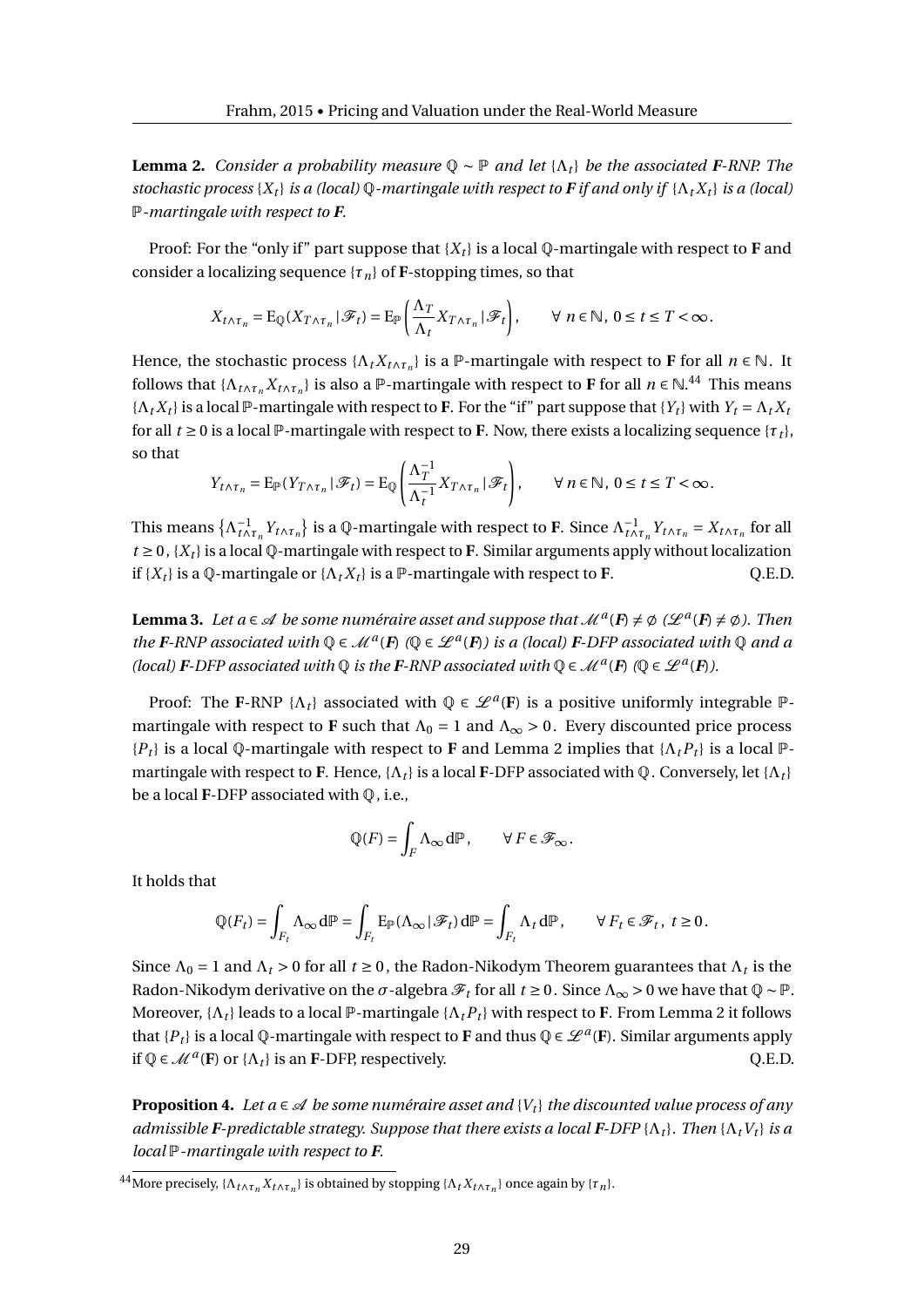**Lemma 2.** *Consider a probability measure $\mathbb{Q} \sim \mathbb{P}$ and let $\{\Lambda_t\}$ be the associated **F**-RNP. The stochastic process $\{X_t\}$ is a (local) $\mathbb{Q}$-martingale with respect to **F** if and only if $\{\Lambda_t X_t\}$ is a (local) $\mathbb{P}$-martingale with respect to **F**.*

Proof: For the "only if" part suppose that $\{X_t\}$ is a local $\mathbb{Q}$-martingale with respect to **F** and consider a localizing sequence $\{\tau_n\}$ of **F**-stopping times, so that

$$X_{t\wedge\tau_n} = \mathrm{E}_{\mathbb{Q}}(X_{T\wedge\tau_n} \,|\, \mathscr{F}_t) = \mathrm{E}_{\mathbb{P}}\left(\frac{\Lambda_T}{\Lambda_t} X_{T\wedge\tau_n} \,|\, \mathscr{F}_t\right), \qquad \forall\, n \in \mathbb{N},\ 0 \le t \le T < \infty.$$

Hence, the stochastic process $\{\Lambda_t X_{t\wedge\tau_n}\}$ is a $\mathbb{P}$-martingale with respect to **F** for all $n \in \mathbb{N}$. It follows that $\{\Lambda_{t\wedge\tau_n} X_{t\wedge\tau_n}\}$ is also a $\mathbb{P}$-martingale with respect to **F** for all $n \in \mathbb{N}$.[44] This means $\{\Lambda_t X_t\}$ is a local $\mathbb{P}$-martingale with respect to **F**. For the "if" part suppose that $\{Y_t\}$ with $Y_t = \Lambda_t X_t$ for all $t \ge 0$ is a local $\mathbb{P}$-martingale with respect to **F**. Now, there exists a localizing sequence $\{\tau_t\}$, so that

$$Y_{t\wedge\tau_n} = \mathrm{E}_{\mathbb{P}}(Y_{T\wedge\tau_n} \,|\, \mathscr{F}_t) = \mathrm{E}_{\mathbb{Q}}\left(\frac{\Lambda_T^{-1}}{\Lambda_t^{-1}} X_{T\wedge\tau_n} \,|\, \mathscr{F}_t\right), \qquad \forall\, n \in \mathbb{N},\ 0 \le t \le T < \infty.$$

This means $\{\Lambda_{t\wedge\tau_n}^{-1} Y_{t\wedge\tau_n}\}$ is a $\mathbb{Q}$-martingale with respect to **F**. Since $\Lambda_{t\wedge\tau_n}^{-1} Y_{t\wedge\tau_n} = X_{t\wedge\tau_n}$ for all $t \ge 0$, $\{X_t\}$ is a local $\mathbb{Q}$-martingale with respect to **F**. Similar arguments apply without localization if $\{X_t\}$ is a $\mathbb{Q}$-martingale or $\{\Lambda_t X_t\}$ is a $\mathbb{P}$-martingale with respect to **F**. Q.E.D.

**Lemma 3.** *Let $a \in \mathscr{A}$ be some numéraire asset and suppose that $\mathscr{M}^a(\mathbf{F}) \neq \emptyset$ ($\mathscr{L}^a(\mathbf{F}) \neq \emptyset$). Then the **F**-RNP associated with $\mathbb{Q} \in \mathscr{M}^a(\mathbf{F})$ ($\mathbb{Q} \in \mathscr{L}^a(\mathbf{F})$) is a (local) **F**-DFP associated with $\mathbb{Q}$ and a (local) **F**-DFP associated with $\mathbb{Q}$ is the **F**-RNP associated with $\mathbb{Q} \in \mathscr{M}^a(\mathbf{F})$ ($\mathbb{Q} \in \mathscr{L}^a(\mathbf{F})$).*

Proof: The **F**-RNP $\{\Lambda_t\}$ associated with $\mathbb{Q} \in \mathscr{L}^a(\mathbf{F})$ is a positive uniformly integrable $\mathbb{P}$-martingale with respect to **F** such that $\Lambda_0 = 1$ and $\Lambda_\infty > 0$. Every discounted price process $\{P_t\}$ is a local $\mathbb{Q}$-martingale with respect to **F** and Lemma 2 implies that $\{\Lambda_t P_t\}$ is a local $\mathbb{P}$-martingale with respect to **F**. Hence, $\{\Lambda_t\}$ is a local **F**-DFP associated with $\mathbb{Q}$. Conversely, let $\{\Lambda_t\}$ be a local **F**-DFP associated with $\mathbb{Q}$, i.e.,

$$\mathbb{Q}(F) = \int_F \Lambda_\infty \,\mathrm{d}\mathbb{P}, \qquad \forall\, F \in \mathscr{F}_\infty.$$

It holds that

$$\mathbb{Q}(F_t) = \int_{F_t} \Lambda_\infty \,\mathrm{d}\mathbb{P} = \int_{F_t} \mathrm{E}_{\mathbb{P}}(\Lambda_\infty \,|\, \mathscr{F}_t) \,\mathrm{d}\mathbb{P} = \int_{F_t} \Lambda_t \,\mathrm{d}\mathbb{P}, \qquad \forall\, F_t \in \mathscr{F}_t,\ t \ge 0.$$

Since $\Lambda_0 = 1$ and $\Lambda_t > 0$ for all $t \ge 0$, the Radon-Nikodym Theorem guarantees that $\Lambda_t$ is the Radon-Nikodym derivative on the $\sigma$-algebra $\mathscr{F}_t$ for all $t \ge 0$. Since $\Lambda_\infty > 0$ we have that $\mathbb{Q} \sim \mathbb{P}$. Moreover, $\{\Lambda_t\}$ leads to a local $\mathbb{P}$-martingale $\{\Lambda_t P_t\}$ with respect to **F**. From Lemma 2 it follows that $\{P_t\}$ is a local $\mathbb{Q}$-martingale with respect to **F** and thus $\mathbb{Q} \in \mathscr{L}^a(\mathbf{F})$. Similar arguments apply if $\mathbb{Q} \in \mathscr{M}^a(\mathbf{F})$ or $\{\Lambda_t\}$ is an **F**-DFP, respectively. Q.E.D.

**Proposition 4.** *Let $a \in \mathscr{A}$ be some numéraire asset and $\{V_t\}$ the discounted value process of any admissible **F**-predictable strategy. Suppose that there exists a local **F**-DFP $\{\Lambda_t\}$. Then $\{\Lambda_t V_t\}$ is a local $\mathbb{P}$-martingale with respect to **F**.*

[44] More precisely, $\{\Lambda_{t\wedge\tau_n} X_{t\wedge\tau_n}\}$ is obtained by stopping $\{\Lambda_t X_{t\wedge\tau_n}\}$ once again by $\{\tau_n\}$.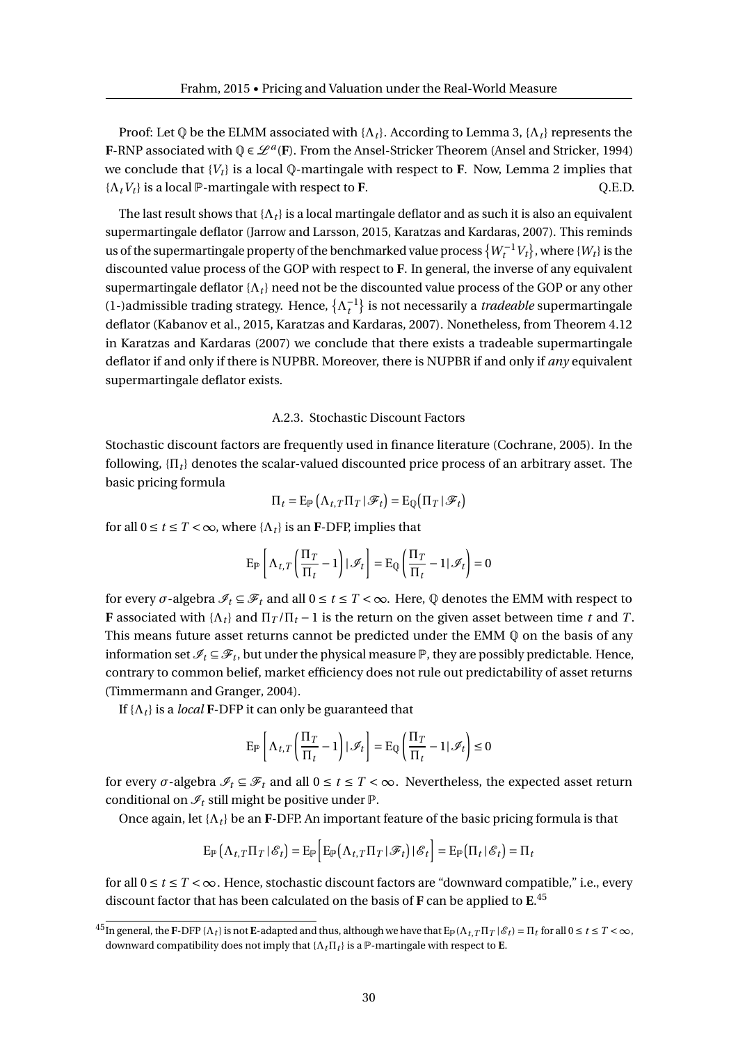Proof: Let $\mathbb{Q}$ be the ELMM associated with $\{\Lambda_t\}$. According to Lemma 3, $\{\Lambda_t\}$ represents the **F**-RNP associated with $\mathbb{Q} \in \mathscr{L}^a(\mathbf{F})$. From the Ansel-Stricker Theorem (Ansel and Stricker, 1994) we conclude that $\{V_t\}$ is a local $\mathbb{Q}$-martingale with respect to **F**. Now, Lemma 2 implies that $\{\Lambda_t V_t\}$ is a local $\mathbb{P}$-martingale with respect to **F**. Q.E.D.

The last result shows that $\{\Lambda_t\}$ is a local martingale deflator and as such it is also an equivalent supermartingale deflator (Jarrow and Larsson, 2015, Karatzas and Kardaras, 2007). This reminds us of the supermartingale property of the benchmarked value process $\{W_t^{-1} V_t\}$, where $\{W_t\}$ is the discounted value process of the GOP with respect to **F**. In general, the inverse of any equivalent supermartingale deflator $\{\Lambda_t\}$ need not be the discounted value process of the GOP or any other (1-)admissible trading strategy. Hence, $\{\Lambda_t^{-1}\}$ is not necessarily a *tradeable* supermartingale deflator (Kabanov et al., 2015, Karatzas and Kardaras, 2007). Nonetheless, from Theorem 4.12 in Karatzas and Kardaras (2007) we conclude that there exists a tradeable supermartingale deflator if and only if there is NUPBR. Moreover, there is NUPBR if and only if *any* equivalent supermartingale deflator exists.

### A.2.3. Stochastic Discount Factors

Stochastic discount factors are frequently used in finance literature (Cochrane, 2005). In the following, $\{\Pi_t\}$ denotes the scalar-valued discounted price process of an arbitrary asset. The basic pricing formula

$$\Pi_t = \mathrm{E}_{\mathbb{P}}\left(\Lambda_{t,T}\Pi_T \,|\, \mathscr{F}_t\right) = \mathrm{E}_{\mathbb{Q}}\left(\Pi_T \,|\, \mathscr{F}_t\right)$$

for all $0 \leq t \leq T < \infty$, where $\{\Lambda_t\}$ is an **F**-DFP, implies that

$$\mathrm{E}_{\mathbb{P}}\left[\Lambda_{t,T}\left(\frac{\Pi_T}{\Pi_t} - 1\right) | \mathscr{I}_t\right] = \mathrm{E}_{\mathbb{Q}}\left(\frac{\Pi_T}{\Pi_t} - 1 | \mathscr{I}_t\right) = 0$$

for every $\sigma$-algebra $\mathscr{I}_t \subseteq \mathscr{F}_t$ and all $0 \leq t \leq T < \infty$. Here, $\mathbb{Q}$ denotes the EMM with respect to **F** associated with $\{\Lambda_t\}$ and $\Pi_T/\Pi_t - 1$ is the return on the given asset between time $t$ and $T$. This means future asset returns cannot be predicted under the EMM $\mathbb{Q}$ on the basis of any information set $\mathscr{I}_t \subseteq \mathscr{F}_t$, but under the physical measure $\mathbb{P}$, they are possibly predictable. Hence, contrary to common belief, market efficiency does not rule out predictability of asset returns (Timmermann and Granger, 2004).

If $\{\Lambda_t\}$ is a *local* **F**-DFP it can only be guaranteed that

$$\mathrm{E}_{\mathbb{P}}\left[\Lambda_{t,T}\left(\frac{\Pi_T}{\Pi_t} - 1\right) | \mathscr{I}_t\right] = \mathrm{E}_{\mathbb{Q}}\left(\frac{\Pi_T}{\Pi_t} - 1 | \mathscr{I}_t\right) \leq 0$$

for every $\sigma$-algebra $\mathscr{I}_t \subseteq \mathscr{F}_t$ and all $0 \leq t \leq T < \infty$. Nevertheless, the expected asset return conditional on $\mathscr{I}_t$ still might be positive under $\mathbb{P}$.

Once again, let $\{\Lambda_t\}$ be an **F**-DFP. An important feature of the basic pricing formula is that

$$\mathrm{E}_{\mathbb{P}}\left(\Lambda_{t,T}\Pi_T \,|\, \mathscr{E}_t\right) = \mathrm{E}_{\mathbb{P}}\left[\mathrm{E}_{\mathbb{P}}\left(\Lambda_{t,T}\Pi_T \,|\, \mathscr{F}_t\right) | \mathscr{E}_t\right] = \mathrm{E}_{\mathbb{P}}\left(\Pi_t \,|\, \mathscr{E}_t\right) = \Pi_t$$

for all $0 \leq t \leq T < \infty$. Hence, stochastic discount factors are "downward compatible," i.e., every discount factor that has been calculated on the basis of **F** can be applied to **E**.[45]

[45] In general, the **F**-DFP $\{\Lambda_t\}$ is not **E**-adapted and thus, although we have that $\mathrm{E}_{\mathbb{P}}(\Lambda_{t,T}\Pi_T \,|\, \mathscr{E}_t) = \Pi_t$ for all $0 \leq t \leq T < \infty$, downward compatibility does not imply that $\{\Lambda_t \Pi_t\}$ is a $\mathbb{P}$-martingale with respect to **E**.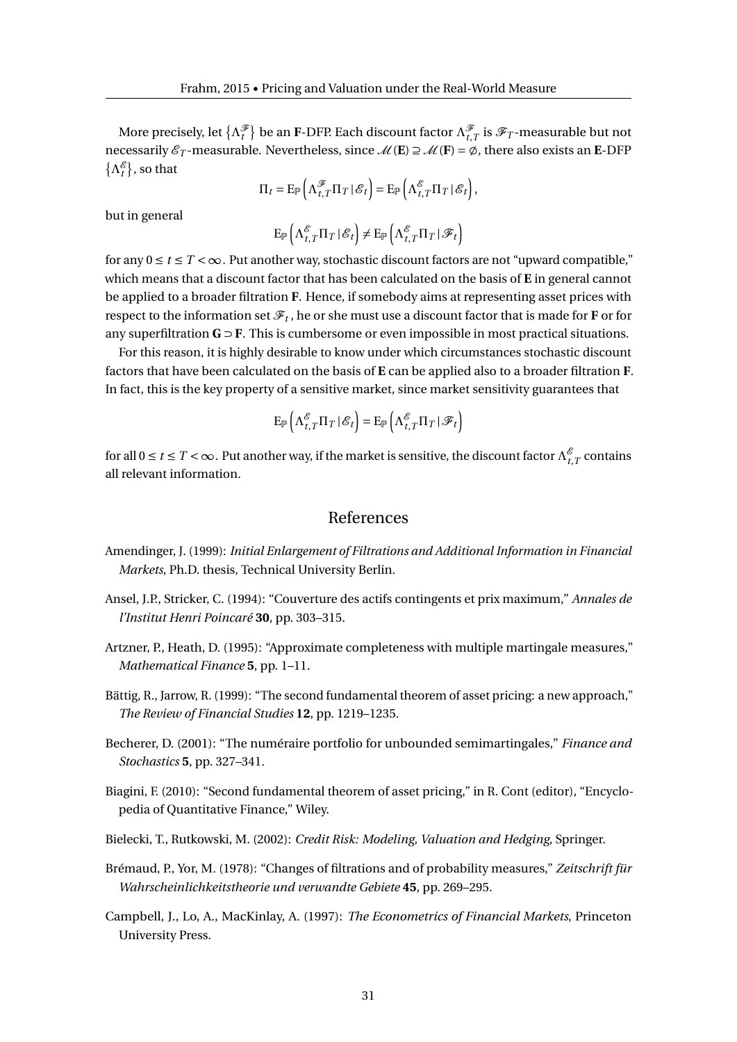More precisely, let $\{\Lambda_t^{\mathscr{F}}\}$ be an **F**-DFP. Each discount factor $\Lambda_{t,T}^{\mathscr{F}}$ is $\mathscr{F}_T$-measurable but not necessarily $\mathscr{E}_T$-measurable. Nevertheless, since $\mathscr{M}(\mathbf{E}) \supseteq \mathscr{M}(\mathbf{F}) = \emptyset$, there also exists an **E**-DFP $\{\Lambda_t^{\mathscr{E}}\}$, so that

$$\Pi_t = \mathrm{E}_{\mathbb{P}}\left(\Lambda_{t,T}^{\mathscr{F}}\Pi_T \,|\, \mathscr{E}_t\right) = \mathrm{E}_{\mathbb{P}}\left(\Lambda_{t,T}^{\mathscr{E}}\Pi_T \,|\, \mathscr{E}_t\right),$$

but in general

$$\mathrm{E}_{\mathbb{P}}\left(\Lambda_{t,T}^{\mathscr{E}}\Pi_T \,|\, \mathscr{E}_t\right) \neq \mathrm{E}_{\mathbb{P}}\left(\Lambda_{t,T}^{\mathscr{E}}\Pi_T \,|\, \mathscr{F}_t\right)$$

for any $0 \leq t \leq T < \infty$. Put another way, stochastic discount factors are not "upward compatible," which means that a discount factor that has been calculated on the basis of **E** in general cannot be applied to a broader filtration **F**. Hence, if somebody aims at representing asset prices with respect to the information set $\mathscr{F}_t$, he or she must use a discount factor that is made for **F** or for any superfiltration $\mathbf{G} \supset \mathbf{F}$. This is cumbersome or even impossible in most practical situations.

For this reason, it is highly desirable to know under which circumstances stochastic discount factors that have been calculated on the basis of **E** can be applied also to a broader filtration **F**. In fact, this is the key property of a sensitive market, since market sensitivity guarantees that

$$\mathrm{E}_{\mathbb{P}}\left(\Lambda_{t,T}^{\mathscr{E}}\Pi_T \,|\, \mathscr{E}_t\right) = \mathrm{E}_{\mathbb{P}}\left(\Lambda_{t,T}^{\mathscr{E}}\Pi_T \,|\, \mathscr{F}_t\right)$$

for all $0 \leq t \leq T < \infty$. Put another way, if the market is sensitive, the discount factor $\Lambda_{t,T}^{\mathscr{E}}$ contains all relevant information.

# References

Amendinger, J. (1999): *Initial Enlargement of Filtrations and Additional Information in Financial Markets*, Ph.D. thesis, Technical University Berlin.

Ansel, J.P., Stricker, C. (1994): "Couverture des actifs contingents et prix maximum," *Annales de l'Institut Henri Poincaré* **30**, pp. 303–315.

Artzner, P., Heath, D. (1995): "Approximate completeness with multiple martingale measures," *Mathematical Finance* **5**, pp. 1–11.

Bättig, R., Jarrow, R. (1999): "The second fundamental theorem of asset pricing: a new approach," *The Review of Financial Studies* **12**, pp. 1219–1235.

Becherer, D. (2001): "The numéraire portfolio for unbounded semimartingales," *Finance and Stochastics* **5**, pp. 327–341.

Biagini, F. (2010): "Second fundamental theorem of asset pricing," in R. Cont (editor), "Encyclopedia of Quantitative Finance," Wiley.

Bielecki, T., Rutkowski, M. (2002): *Credit Risk: Modeling, Valuation and Hedging*, Springer.

Brémaud, P., Yor, M. (1978): "Changes of filtrations and of probability measures," *Zeitschrift für Wahrscheinlichkeitstheorie und verwandte Gebiete* **45**, pp. 269–295.

Campbell, J., Lo, A., MacKinlay, A. (1997): *The Econometrics of Financial Markets*, Princeton University Press.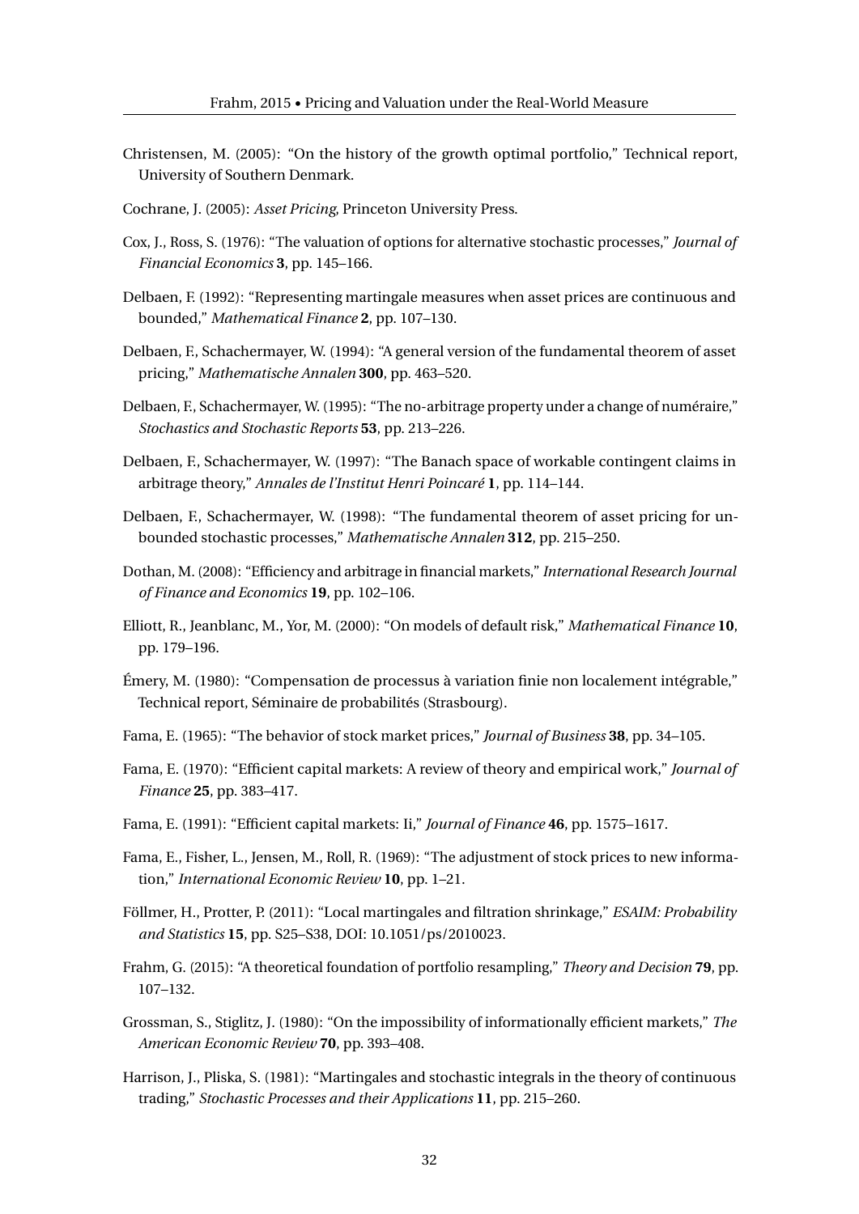Christensen, M. (2005): "On the history of the growth optimal portfolio," Technical report, University of Southern Denmark.

Cochrane, J. (2005): *Asset Pricing*, Princeton University Press.

Cox, J., Ross, S. (1976): "The valuation of options for alternative stochastic processes," *Journal of Financial Economics* **3**, pp. 145–166.

Delbaen, F. (1992): "Representing martingale measures when asset prices are continuous and bounded," *Mathematical Finance* **2**, pp. 107–130.

Delbaen, F., Schachermayer, W. (1994): "A general version of the fundamental theorem of asset pricing," *Mathematische Annalen* **300**, pp. 463–520.

Delbaen, F., Schachermayer, W. (1995): "The no-arbitrage property under a change of numéraire," *Stochastics and Stochastic Reports* **53**, pp. 213–226.

Delbaen, F., Schachermayer, W. (1997): "The Banach space of workable contingent claims in arbitrage theory," *Annales de l'Institut Henri Poincaré* **1**, pp. 114–144.

Delbaen, F., Schachermayer, W. (1998): "The fundamental theorem of asset pricing for unbounded stochastic processes," *Mathematische Annalen* **312**, pp. 215–250.

Dothan, M. (2008): "Efficiency and arbitrage in financial markets," *International Research Journal of Finance and Economics* **19**, pp. 102–106.

Elliott, R., Jeanblanc, M., Yor, M. (2000): "On models of default risk," *Mathematical Finance* **10**, pp. 179–196.

Émery, M. (1980): "Compensation de processus à variation finie non localement intégrable," Technical report, Séminaire de probabilités (Strasbourg).

Fama, E. (1965): "The behavior of stock market prices," *Journal of Business* **38**, pp. 34–105.

Fama, E. (1970): "Efficient capital markets: A review of theory and empirical work," *Journal of Finance* **25**, pp. 383–417.

Fama, E. (1991): "Efficient capital markets: Ii," *Journal of Finance* **46**, pp. 1575–1617.

Fama, E., Fisher, L., Jensen, M., Roll, R. (1969): "The adjustment of stock prices to new information," *International Economic Review* **10**, pp. 1–21.

Föllmer, H., Protter, P. (2011): "Local martingales and filtration shrinkage," *ESAIM: Probability and Statistics* **15**, pp. S25–S38, DOI: 10.1051/ps/2010023.

Frahm, G. (2015): "A theoretical foundation of portfolio resampling," *Theory and Decision* **79**, pp. 107–132.

Grossman, S., Stiglitz, J. (1980): "On the impossibility of informationally efficient markets," *The American Economic Review* **70**, pp. 393–408.

Harrison, J., Pliska, S. (1981): "Martingales and stochastic integrals in the theory of continuous trading," *Stochastic Processes and their Applications* **11**, pp. 215–260.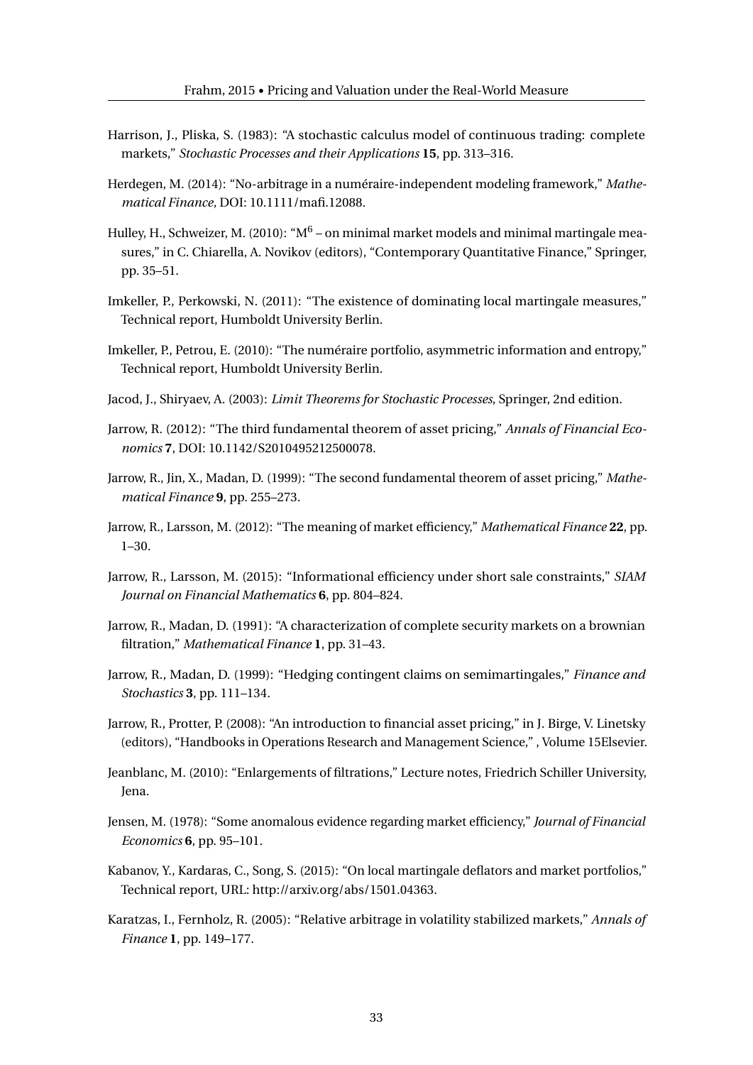Harrison, J., Pliska, S. (1983): "A stochastic calculus model of continuous trading: complete markets," *Stochastic Processes and their Applications* **15**, pp. 313–316.

Herdegen, M. (2014): "No-arbitrage in a numéraire-independent modeling framework," *Mathematical Finance*, DOI: 10.1111/mafi.12088.

Hulley, H., Schweizer, M. (2010): "$M^6$ – on minimal market models and minimal martingale measures," in C. Chiarella, A. Novikov (editors), "Contemporary Quantitative Finance," Springer, pp. 35–51.

Imkeller, P., Perkowski, N. (2011): "The existence of dominating local martingale measures," Technical report, Humboldt University Berlin.

Imkeller, P., Petrou, E. (2010): "The numéraire portfolio, asymmetric information and entropy," Technical report, Humboldt University Berlin.

Jacod, J., Shiryaev, A. (2003): *Limit Theorems for Stochastic Processes*, Springer, 2nd edition.

Jarrow, R. (2012): "The third fundamental theorem of asset pricing," *Annals of Financial Economics* **7**, DOI: 10.1142/S2010495212500078.

Jarrow, R., Jin, X., Madan, D. (1999): "The second fundamental theorem of asset pricing," *Mathematical Finance* **9**, pp. 255–273.

Jarrow, R., Larsson, M. (2012): "The meaning of market efficiency," *Mathematical Finance* **22**, pp. 1–30.

Jarrow, R., Larsson, M. (2015): "Informational efficiency under short sale constraints," *SIAM Journal on Financial Mathematics* **6**, pp. 804–824.

Jarrow, R., Madan, D. (1991): "A characterization of complete security markets on a brownian filtration," *Mathematical Finance* **1**, pp. 31–43.

Jarrow, R., Madan, D. (1999): "Hedging contingent claims on semimartingales," *Finance and Stochastics* **3**, pp. 111–134.

Jarrow, R., Protter, P. (2008): "An introduction to financial asset pricing," in J. Birge, V. Linetsky (editors), "Handbooks in Operations Research and Management Science," , Volume 15Elsevier.

Jeanblanc, M. (2010): "Enlargements of filtrations," Lecture notes, Friedrich Schiller University, Jena.

Jensen, M. (1978): "Some anomalous evidence regarding market efficiency," *Journal of Financial Economics* **6**, pp. 95–101.

Kabanov, Y., Kardaras, C., Song, S. (2015): "On local martingale deflators and market portfolios," Technical report, URL: http://arxiv.org/abs/1501.04363.

Karatzas, I., Fernholz, R. (2005): "Relative arbitrage in volatility stabilized markets," *Annals of Finance* **1**, pp. 149–177.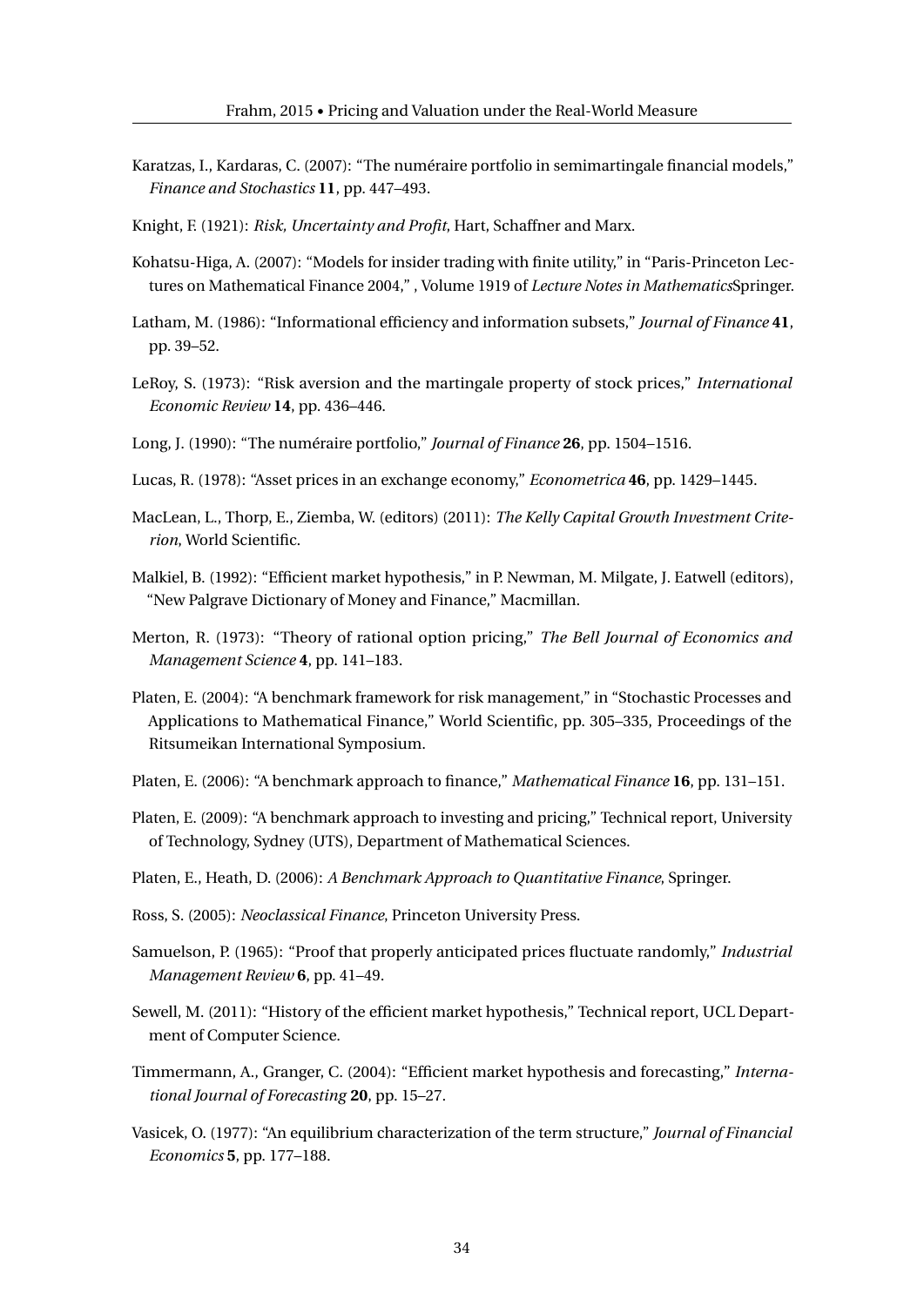Karatzas, I., Kardaras, C. (2007): "The numéraire portfolio in semimartingale financial models," *Finance and Stochastics* **11**, pp. 447–493.

Knight, F. (1921): *Risk, Uncertainty and Profit*, Hart, Schaffner and Marx.

Kohatsu-Higa, A. (2007): "Models for insider trading with finite utility," in "Paris-Princeton Lectures on Mathematical Finance 2004," , Volume 1919 of *Lecture Notes in Mathematics*Springer.

Latham, M. (1986): "Informational efficiency and information subsets," *Journal of Finance* **41**, pp. 39–52.

LeRoy, S. (1973): "Risk aversion and the martingale property of stock prices," *International Economic Review* **14**, pp. 436–446.

Long, J. (1990): "The numéraire portfolio," *Journal of Finance* **26**, pp. 1504–1516.

Lucas, R. (1978): "Asset prices in an exchange economy," *Econometrica* **46**, pp. 1429–1445.

MacLean, L., Thorp, E., Ziemba, W. (editors) (2011): *The Kelly Capital Growth Investment Criterion*, World Scientific.

Malkiel, B. (1992): "Efficient market hypothesis," in P. Newman, M. Milgate, J. Eatwell (editors), "New Palgrave Dictionary of Money and Finance," Macmillan.

Merton, R. (1973): "Theory of rational option pricing," *The Bell Journal of Economics and Management Science* **4**, pp. 141–183.

Platen, E. (2004): "A benchmark framework for risk management," in "Stochastic Processes and Applications to Mathematical Finance," World Scientific, pp. 305–335, Proceedings of the Ritsumeikan International Symposium.

Platen, E. (2006): "A benchmark approach to finance," *Mathematical Finance* **16**, pp. 131–151.

Platen, E. (2009): "A benchmark approach to investing and pricing," Technical report, University of Technology, Sydney (UTS), Department of Mathematical Sciences.

Platen, E., Heath, D. (2006): *A Benchmark Approach to Quantitative Finance*, Springer.

Ross, S. (2005): *Neoclassical Finance*, Princeton University Press.

Samuelson, P. (1965): "Proof that properly anticipated prices fluctuate randomly," *Industrial Management Review* **6**, pp. 41–49.

Sewell, M. (2011): "History of the efficient market hypothesis," Technical report, UCL Department of Computer Science.

Timmermann, A., Granger, C. (2004): "Efficient market hypothesis and forecasting," *International Journal of Forecasting* **20**, pp. 15–27.

Vasicek, O. (1977): "An equilibrium characterization of the term structure," *Journal of Financial Economics* **5**, pp. 177–188.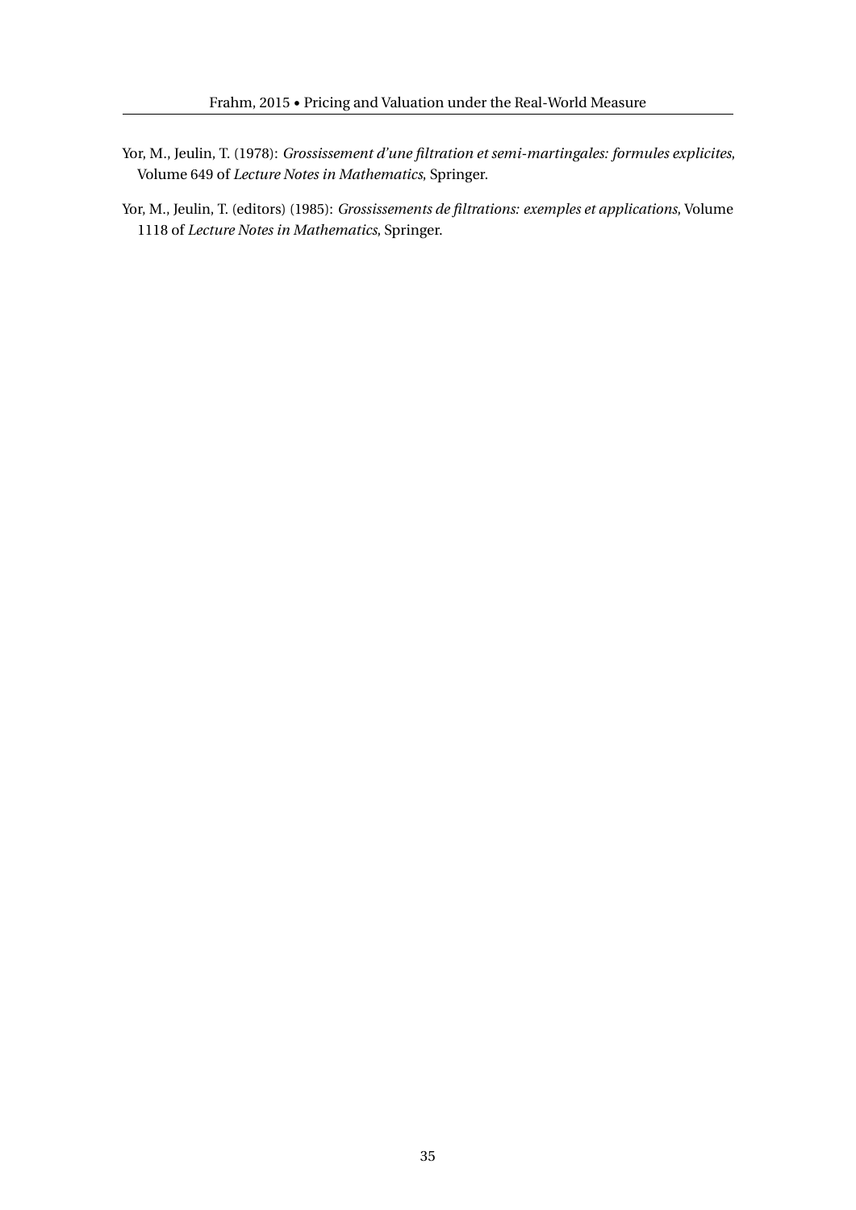Yor, M., Jeulin, T. (1978): *Grossissement d'une filtration et semi-martingales: formules explicites*, Volume 649 of *Lecture Notes in Mathematics*, Springer.

Yor, M., Jeulin, T. (editors) (1985): *Grossissements de filtrations: exemples et applications*, Volume 1118 of *Lecture Notes in Mathematics*, Springer.